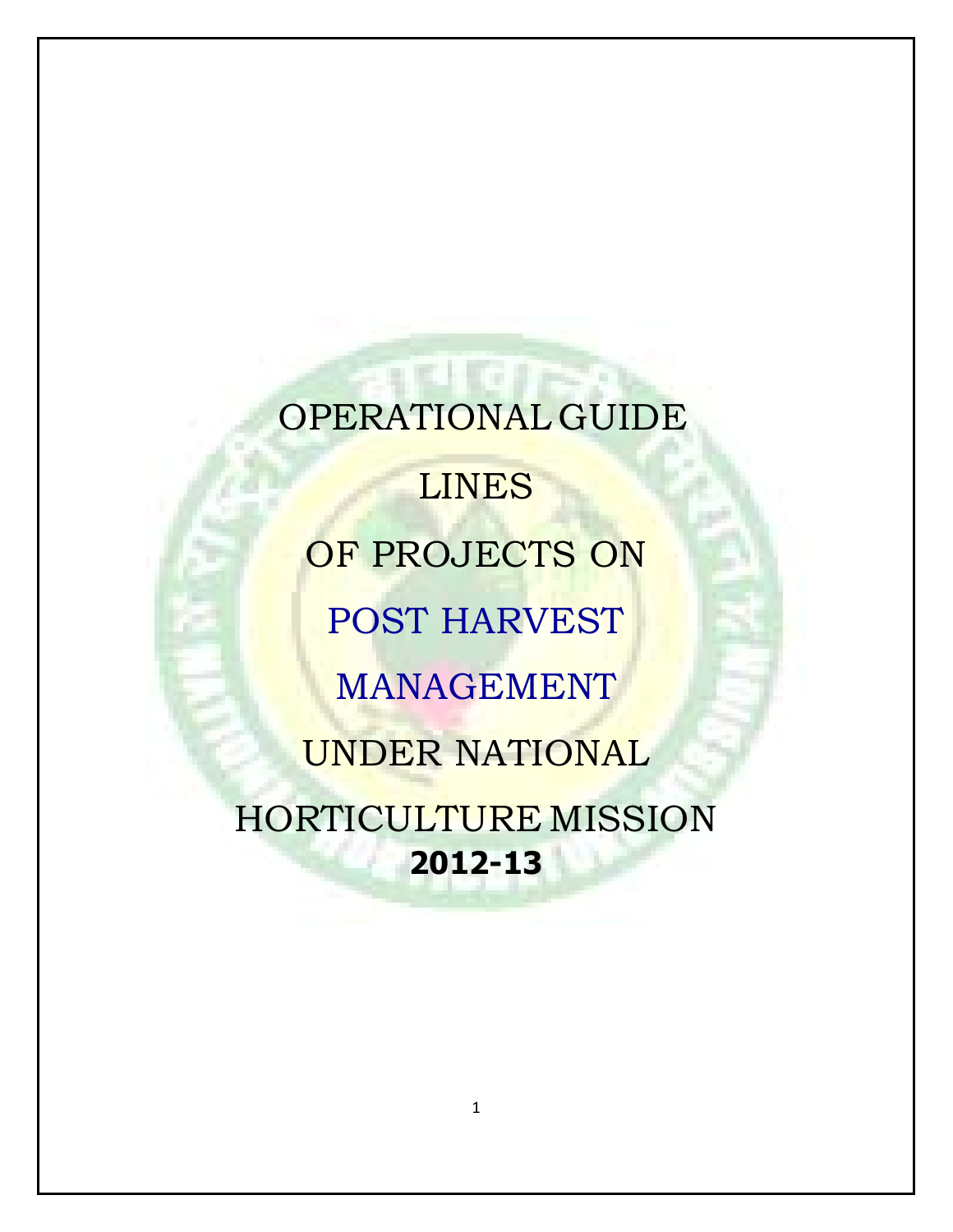# OPERATIONAL GUIDE LINES

# OF PROJECTS ON

# POST HARVEST MANAGEMENT

# UNDER NATIONAL HORTICULTURE MISSION

**2012-13**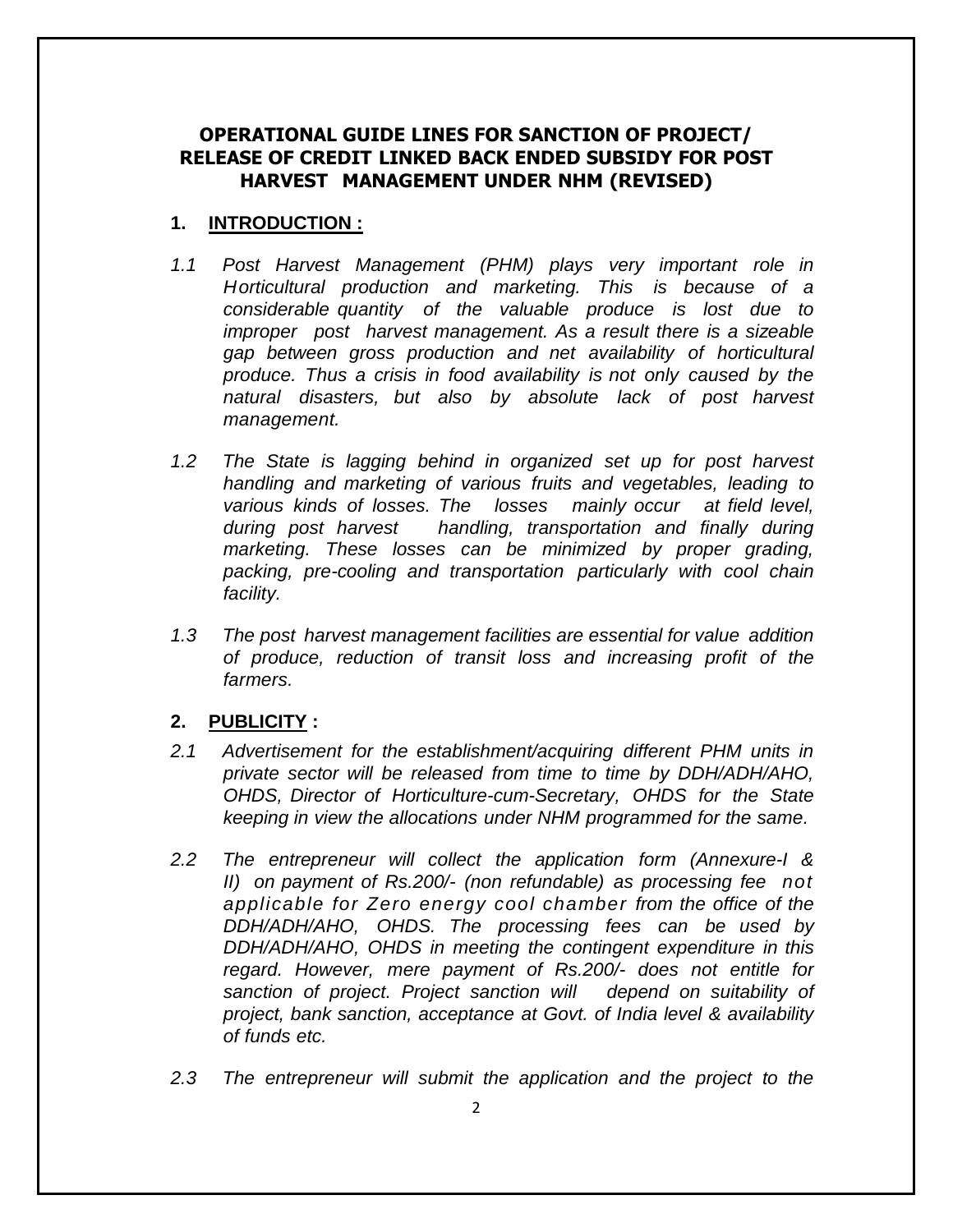# OPERATIONAL GUIDE LINES FOR SANCTION OF PROJECT/ RELEASE OF CREDIT LINKED BACK ENDED SUBSIDY FOR POST HARVEST MANAGEMENT UNDER NHM (REVISED)

## 1. INTRODUCTION :

*1.1 Post Harvest Management (PHM) plays very important role in Horticultural production and marketing. This is because of a considerable quantity of the valuable produce is lost due to improper post harvest management. As a result there is a sizeable gap between gross production and net availability of horticultural produce. Thus a crisis in food availability is not only caused by the natural disasters, but also by absolute lack of post harvest management.*

*1.2 The State is lagging behind in organized set up for post harvest handling and marketing of various fruits and vegetables, leading to various kinds of losses. The losses mainly occur at field level, during post harvest handling, transportation and finally during marketing. These losses can be minimized by proper grading, packing, pre-cooling and transportation particularly with cool chain facility.*

*1.3 The post harvest management facilities are essential for value addition of produce, reduction of transit loss and increasing profit of the farmers.*

## 2. PUBLICITY :

*2.1 Advertisement for the establishment/acquiring different PHM units in private sector will be released from time to time by DDH/ADH/AHO, OHDS, Director of Horticulture-cum-Secretary, OHDS for the State keeping in view the allocations under NHM programmed for the same.*

*2.2 The entrepreneur will collect the application form (Annexure-I & II) on payment of Rs.200/- (non refundable) as processing fee not applicable for Zero energy cool chamber from the office of the DDH/ADH/AHO, OHDS. The processing fees can be used by DDH/ADH/AHO, OHDS in meeting the contingent expenditure in this regard. However, mere payment of Rs.200/- does not entitle for sanction of project. Project sanction will depend on suitability of project, bank sanction, acceptance at Govt. of India level & availability of funds etc.*

*2.3 The entrepreneur will submit the application and the project to the*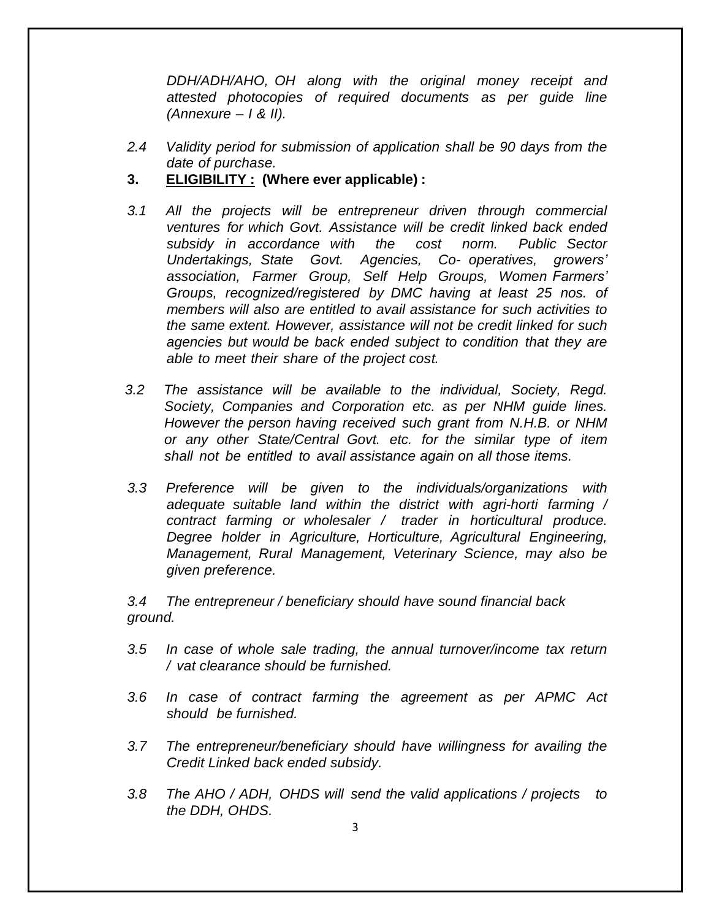*DDH/ADH/AHO, OH along with the original money receipt and attested photocopies of required documents as per guide line (Annexure – I & II).*

*2.4 Validity period for submission of application shall be 90 days from the date of purchase.*

**3. <u>ELIGIBILITY :</u> (Where ever applicable) :**

*3.1 All the projects will be entrepreneur driven through commercial ventures for which Govt. Assistance will be credit linked back ended subsidy in accordance with the cost norm. Public Sector Undertakings, State Govt. Agencies, Co- operatives, growers' association, Farmer Group, Self Help Groups, Women Farmers' Groups, recognized/registered by DMC having at least 25 nos. of members will also are entitled to avail assistance for such activities to the same extent. However, assistance will not be credit linked for such agencies but would be back ended subject to condition that they are able to meet their share of the project cost.*

*3.2 The assistance will be available to the individual, Society, Regd. Society, Companies and Corporation etc. as per NHM guide lines. However the person having received such grant from N.H.B. or NHM or any other State/Central Govt. etc. for the similar type of item shall not be entitled to avail assistance again on all those items.*

*3.3 Preference will be given to the individuals/organizations with adequate suitable land within the district with agri-horti farming / contract farming or wholesaler / trader in horticultural produce. Degree holder in Agriculture, Horticulture, Agricultural Engineering, Management, Rural Management, Veterinary Science, may also be given preference.*

*3.4 The entrepreneur / beneficiary should have sound financial back ground.*

*3.5 In case of whole sale trading, the annual turnover/income tax return / vat clearance should be furnished.*

*3.6 In case of contract farming the agreement as per APMC Act should be furnished.*

*3.7 The entrepreneur/beneficiary should have willingness for availing the Credit Linked back ended subsidy.*

*3.8 The AHO / ADH, OHDS will send the valid applications / projects to the DDH, OHDS.*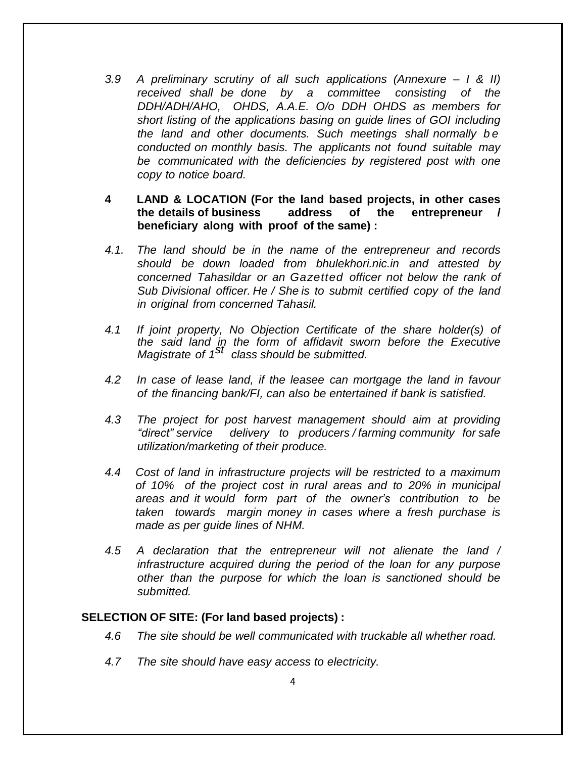*3.9 A preliminary scrutiny of all such applications (Annexure – I & II) received shall be done by a committee consisting of the DDH/ADH/AHO, OHDS, A.A.E. O/o DDH OHDS as members for short listing of the applications basing on guide lines of GOI including the land and other documents. Such meetings shall normally be conducted on monthly basis. The applicants not found suitable may be communicated with the deficiencies by registered post with one copy to notice board.*

**4 LAND & LOCATION (For the land based projects, in other cases the details of business address of the entrepreneur / beneficiary along with proof of the same) :**

*4.1. The land should be in the name of the entrepreneur and records should be down loaded from bhulekhori.nic.in and attested by concerned Tahasildar or an Gazetted officer not below the rank of Sub Divisional officer. He / She is to submit certified copy of the land in original from concerned Tahasil.*

*4.1 If joint property, No Objection Certificate of the share holder(s) of the said land in the form of affidavit sworn before the Executive Magistrate of 1st class should be submitted.*

*4.2 In case of lease land, if the leasee can mortgage the land in favour of the financing bank/FI, can also be entertained if bank is satisfied.*

*4.3 The project for post harvest management should aim at providing "direct" service delivery to producers / farming community for safe utilization/marketing of their produce.*

*4.4 Cost of land in infrastructure projects will be restricted to a maximum of 10% of the project cost in rural areas and to 20% in municipal areas and it would form part of the owner's contribution to be taken towards margin money in cases where a fresh purchase is made as per guide lines of NHM.*

*4.5 A declaration that the entrepreneur will not alienate the land / infrastructure acquired during the period of the loan for any purpose other than the purpose for which the loan is sanctioned should be submitted.*

**SELECTION OF SITE: (For land based projects) :**

*4.6 The site should be well communicated with truckable all whether road.*

*4.7 The site should have easy access to electricity.*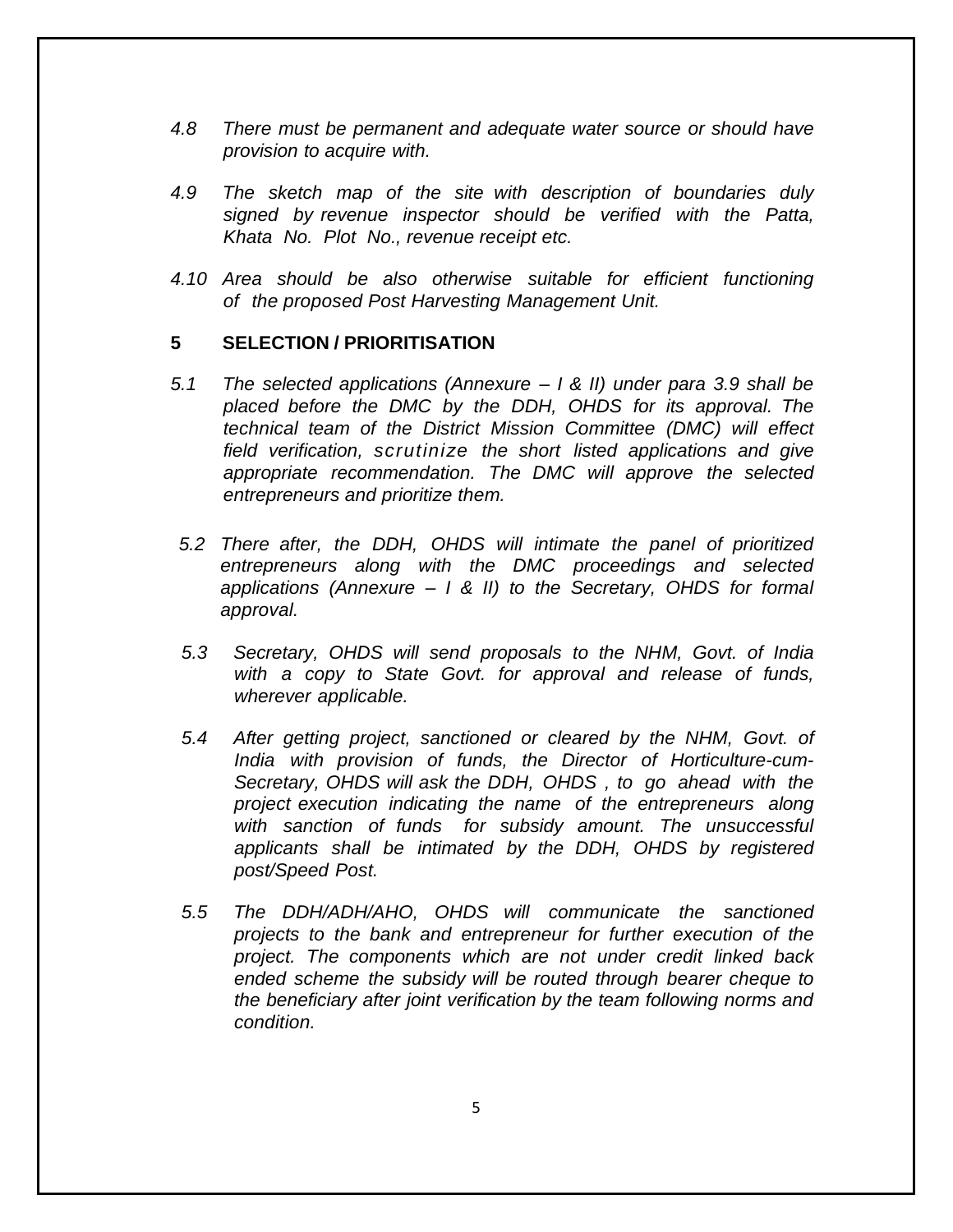*4.8 There must be permanent and adequate water source or should have provision to acquire with.*

*4.9 The sketch map of the site with description of boundaries duly signed by revenue inspector should be verified with the Patta, Khata No. Plot No., revenue receipt etc.*

*4.10 Area should be also otherwise suitable for efficient functioning of the proposed Post Harvesting Management Unit.*

## 5 SELECTION / PRIORITISATION

*5.1 The selected applications (Annexure – I & II) under para 3.9 shall be placed before the DMC by the DDH, OHDS for its approval. The technical team of the District Mission Committee (DMC) will effect field verification, scrutinize the short listed applications and give appropriate recommendation. The DMC will approve the selected entrepreneurs and prioritize them.*

*5.2 There after, the DDH, OHDS will intimate the panel of prioritized entrepreneurs along with the DMC proceedings and selected applications (Annexure – I & II) to the Secretary, OHDS for formal approval.*

*5.3 Secretary, OHDS will send proposals to the NHM, Govt. of India with a copy to State Govt. for approval and release of funds, wherever applicable.*

*5.4 After getting project, sanctioned or cleared by the NHM, Govt. of India with provision of funds, the Director of Horticulture-cum-Secretary, OHDS will ask the DDH, OHDS , to go ahead with the project execution indicating the name of the entrepreneurs along with sanction of funds for subsidy amount. The unsuccessful applicants shall be intimated by the DDH, OHDS by registered post/Speed Post.*

*5.5 The DDH/ADH/AHO, OHDS will communicate the sanctioned projects to the bank and entrepreneur for further execution of the project. The components which are not under credit linked back ended scheme the subsidy will be routed through bearer cheque to the beneficiary after joint verification by the team following norms and condition.*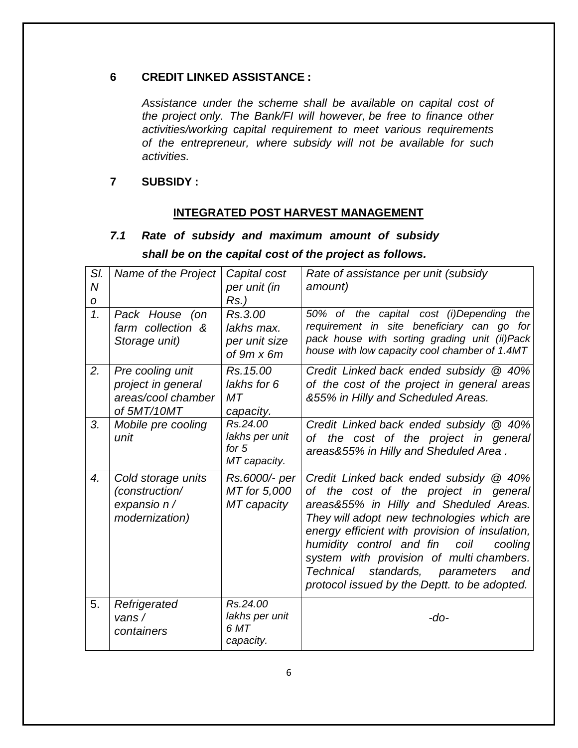## 6 CREDIT LINKED ASSISTANCE :

*Assistance under the scheme shall be available on capital cost of the project only. The Bank/FI will however, be free to finance other activities/working capital requirement to meet various requirements of the entrepreneur, where subsidy will not be available for such activities.*

## 7 SUBSIDY :

### INTEGRATED POST HARVEST MANAGEMENT

***7.1 Rate of subsidy and maximum amount of subsidy shall be on the capital cost of the project as follows.***

| *Sl. No* | *Name of the Project* | *Capital cost per unit (in Rs.)* | *Rate of assistance per unit (subsidy amount)* |
|---|---|---|---|
| *1.* | *Pack House (on farm collection & Storage unit)* | *Rs.3.00 lakhs max. per unit size of 9m x 6m* | *50% of the capital cost (i)Depending the requirement in site beneficiary can go for pack house with sorting grading unit (ii)Pack house with low capacity cool chamber of 1.4MT* |
| *2.* | *Pre cooling unit project in general areas/cool chamber of 5MT/10MT* | *Rs.15.00 lakhs for 6 MT capacity.* | *Credit Linked back ended subsidy @ 40% of the cost of the project in general areas &55% in Hilly and Scheduled Areas.* |
| *3.* | *Mobile pre cooling unit* | *Rs.24.00 lakhs per unit for 5 MT capacity.* | *Credit Linked back ended subsidy @ 40% of the cost of the project in general areas&55% in Hilly and Sheduled Area .* |
| *4.* | *Cold storage units (construction/ expansio n / modernization)* | *Rs.6000/- per MT for 5,000 MT capacity* | *Credit Linked back ended subsidy @ 40% of the cost of the project in general areas&55% in Hilly and Sheduled Areas. They will adopt new technologies which are energy efficient with provision of insulation, humidity control and fin coil cooling system with provision of multi chambers. Technical standards, parameters and protocol issued by the Deptt. to be adopted.* |
| 5. | *Refrigerated vans / containers* | *Rs.24.00 lakhs per unit 6 MT capacity.* | *-do-* |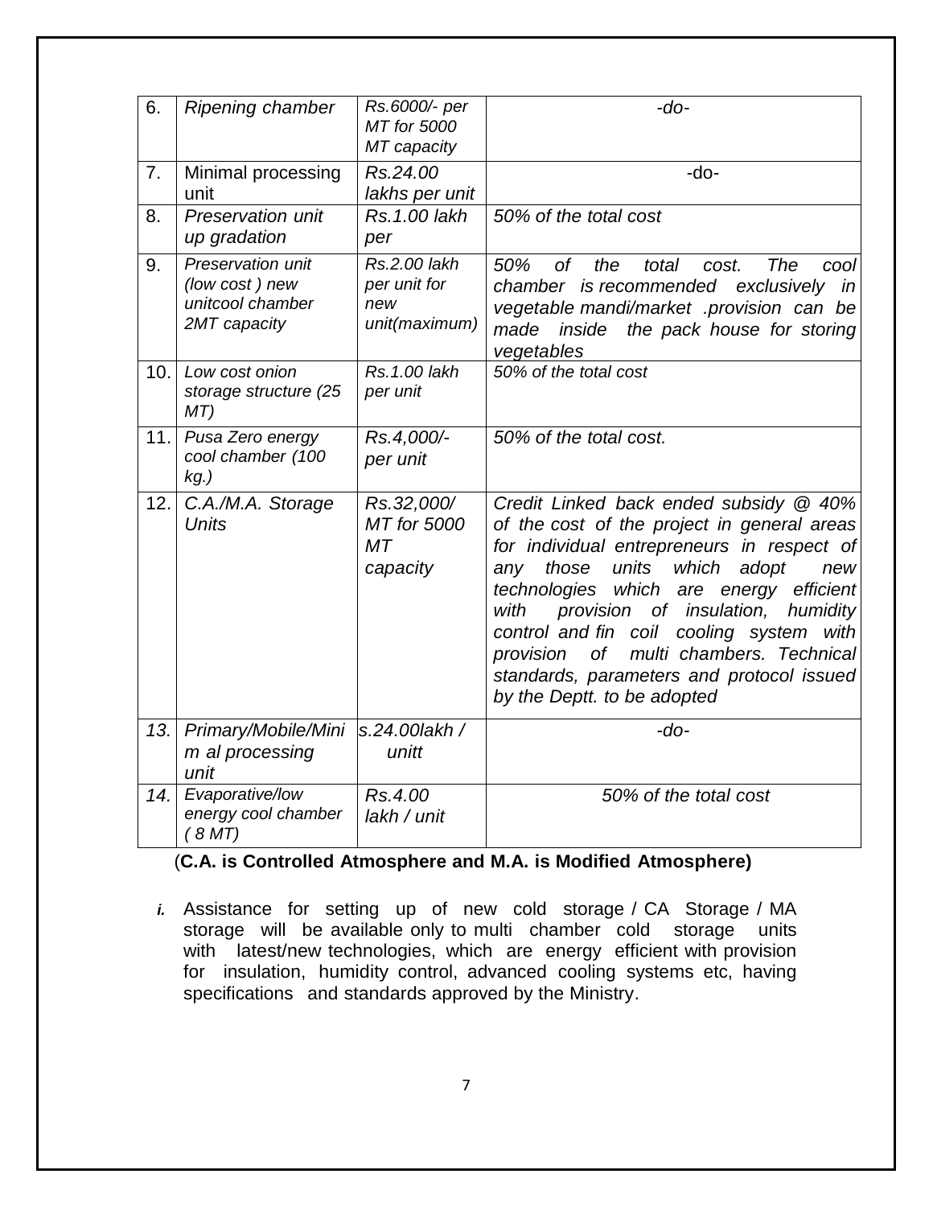| 6. | *Ripening chamber* | *Rs.6000/- per MT for 5000 MT capacity* | *-do-* |
|---|---|---|---|
| 7. | Minimal processing unit | *Rs.24.00 lakhs per unit* | -do- |
| 8. | *Preservation unit up gradation* | *Rs.1.00 lakh per* | *50% of the total cost* |
| 9. | *Preservation unit (low cost ) new unitcool chamber 2MT capacity* | *Rs.2.00 lakh per unit for new unit(maximum)* | *50% of the total cost. The cool chamber is recommended exclusively in vegetable mandi/market .provision can be made inside the pack house for storing vegetables* |
| 10. | *Low cost onion storage structure (25 MT)* | *Rs.1.00 lakh per unit* | *50% of the total cost* |
| 11. | *Pusa Zero energy cool chamber (100 kg.)* | *Rs.4,000/- per unit* | *50% of the total cost.* |
| 12. | *C.A./M.A. Storage Units* | *Rs.32,000/ MT for 5000 MT capacity* | *Credit Linked back ended subsidy @ 40% of the cost of the project in general areas for individual entrepreneurs in respect of any those units which adopt new technologies which are energy efficient with provision of insulation, humidity control and fin coil cooling system with provision of multi chambers. Technical standards, parameters and protocol issued by the Deptt. to be adopted* |
| *13.* | *Primary/Mobile/Mini m al processing unit* | *s.24.00lakh / unitt* | *-do-* |
| *14.* | *Evaporative/low energy cool chamber ( 8 MT)* | *Rs.4.00 lakh / unit* | *50% of the total cost* |

(**C.A. is Controlled Atmosphere and M.A. is Modified Atmosphere)**

*i.* Assistance for setting up of new cold storage / CA Storage / MA storage will be available only to multi chamber cold storage units with latest/new technologies, which are energy efficient with provision for insulation, humidity control, advanced cooling systems etc, having specifications and standards approved by the Ministry.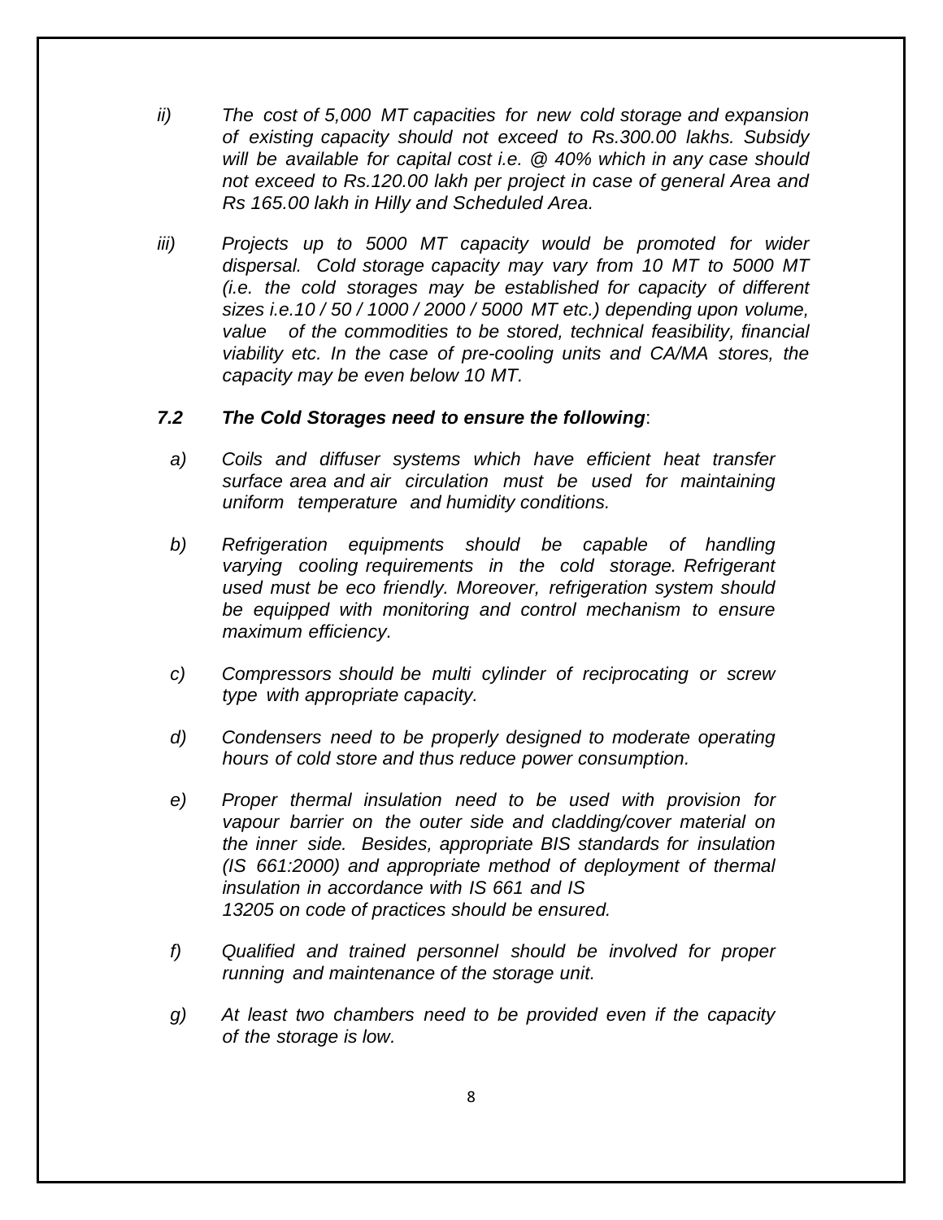*ii) The cost of 5,000 MT capacities for new cold storage and expansion of existing capacity should not exceed to Rs.300.00 lakhs. Subsidy will be available for capital cost i.e. @ 40% which in any case should not exceed to Rs.120.00 lakh per project in case of general Area and Rs 165.00 lakh in Hilly and Scheduled Area.*

*iii) Projects up to 5000 MT capacity would be promoted for wider dispersal. Cold storage capacity may vary from 10 MT to 5000 MT (i.e. the cold storages may be established for capacity of different sizes i.e.10 / 50 / 1000 / 2000 / 5000 MT etc.) depending upon volume, value of the commodities to be stored, technical feasibility, financial viability etc. In the case of pre-cooling units and CA/MA stores, the capacity may be even below 10 MT.*

***7.2 The Cold Storages need to ensure the following*:**

*a) Coils and diffuser systems which have efficient heat transfer surface area and air circulation must be used for maintaining uniform temperature and humidity conditions.*

*b) Refrigeration equipments should be capable of handling varying cooling requirements in the cold storage. Refrigerant used must be eco friendly. Moreover, refrigeration system should be equipped with monitoring and control mechanism to ensure maximum efficiency.*

*c) Compressors should be multi cylinder of reciprocating or screw type with appropriate capacity.*

*d) Condensers need to be properly designed to moderate operating hours of cold store and thus reduce power consumption.*

*e) Proper thermal insulation need to be used with provision for vapour barrier on the outer side and cladding/cover material on the inner side. Besides, appropriate BIS standards for insulation (IS 661:2000) and appropriate method of deployment of thermal insulation in accordance with IS 661 and IS 13205 on code of practices should be ensured.*

*f) Qualified and trained personnel should be involved for proper running and maintenance of the storage unit.*

*g) At least two chambers need to be provided even if the capacity of the storage is low.*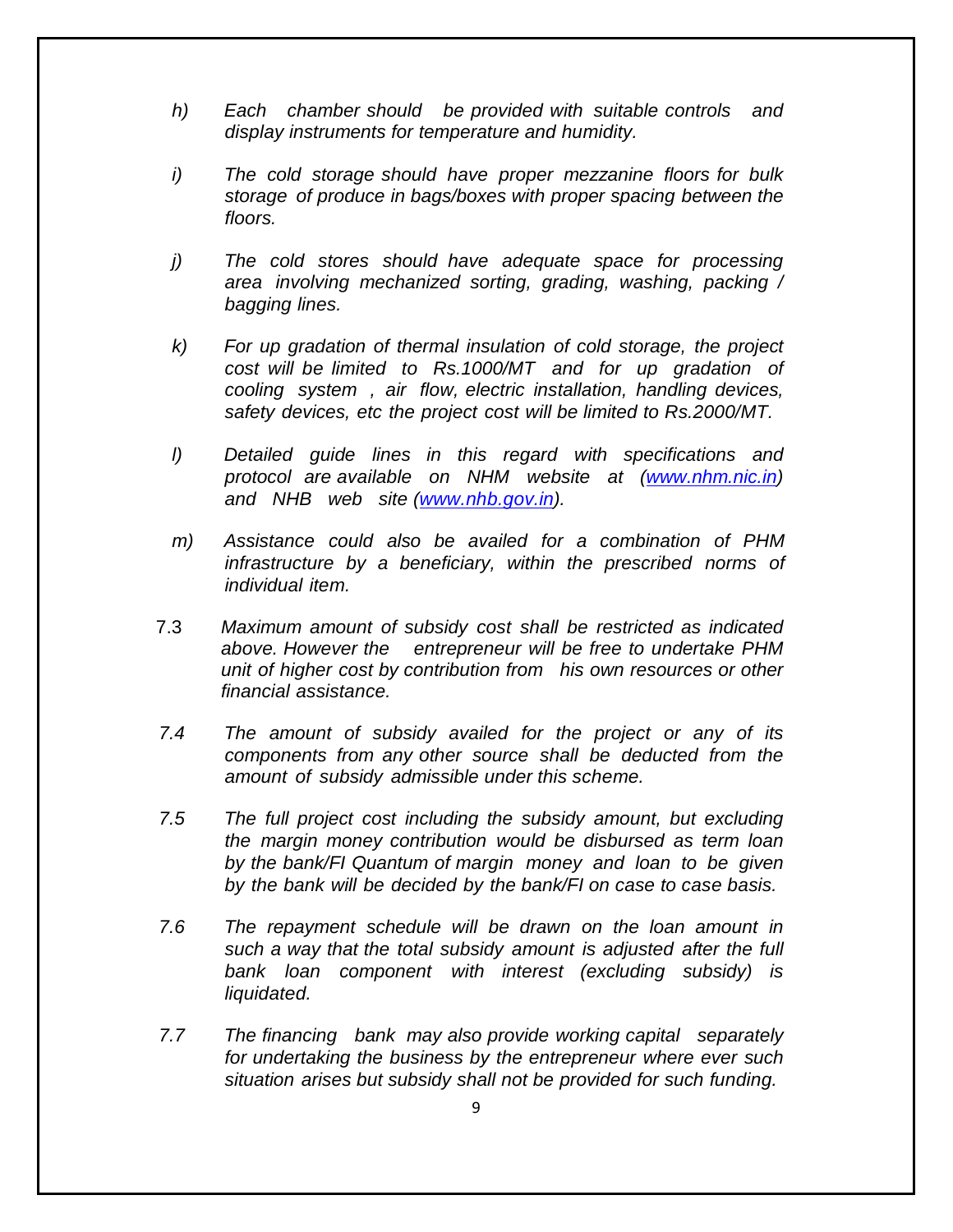*h) Each chamber should be provided with suitable controls and display instruments for temperature and humidity.*

*i) The cold storage should have proper mezzanine floors for bulk storage of produce in bags/boxes with proper spacing between the floors.*

*j) The cold stores should have adequate space for processing area involving mechanized sorting, grading, washing, packing / bagging lines.*

*k) For up gradation of thermal insulation of cold storage, the project cost will be limited to Rs.1000/MT and for up gradation of cooling system , air flow, electric installation, handling devices, safety devices, etc the project cost will be limited to Rs.2000/MT.*

*l) Detailed guide lines in this regard with specifications and protocol are available on NHM website at ([www.nhm.nic.in](http://www.nhm.nic.in)) and NHB web site ([www.nhb.gov.in](http://www.nhb.gov.in)).*

*m) Assistance could also be availed for a combination of PHM infrastructure by a beneficiary, within the prescribed norms of individual item.*

7.3 *Maximum amount of subsidy cost shall be restricted as indicated above. However the entrepreneur will be free to undertake PHM unit of higher cost by contribution from his own resources or other financial assistance.*

*7.4 The amount of subsidy availed for the project or any of its components from any other source shall be deducted from the amount of subsidy admissible under this scheme.*

*7.5 The full project cost including the subsidy amount, but excluding the margin money contribution would be disbursed as term loan by the bank/FI Quantum of margin money and loan to be given by the bank will be decided by the bank/FI on case to case basis.*

*7.6 The repayment schedule will be drawn on the loan amount in such a way that the total subsidy amount is adjusted after the full bank loan component with interest (excluding subsidy) is liquidated.*

*7.7 The financing bank may also provide working capital separately for undertaking the business by the entrepreneur where ever such situation arises but subsidy shall not be provided for such funding.*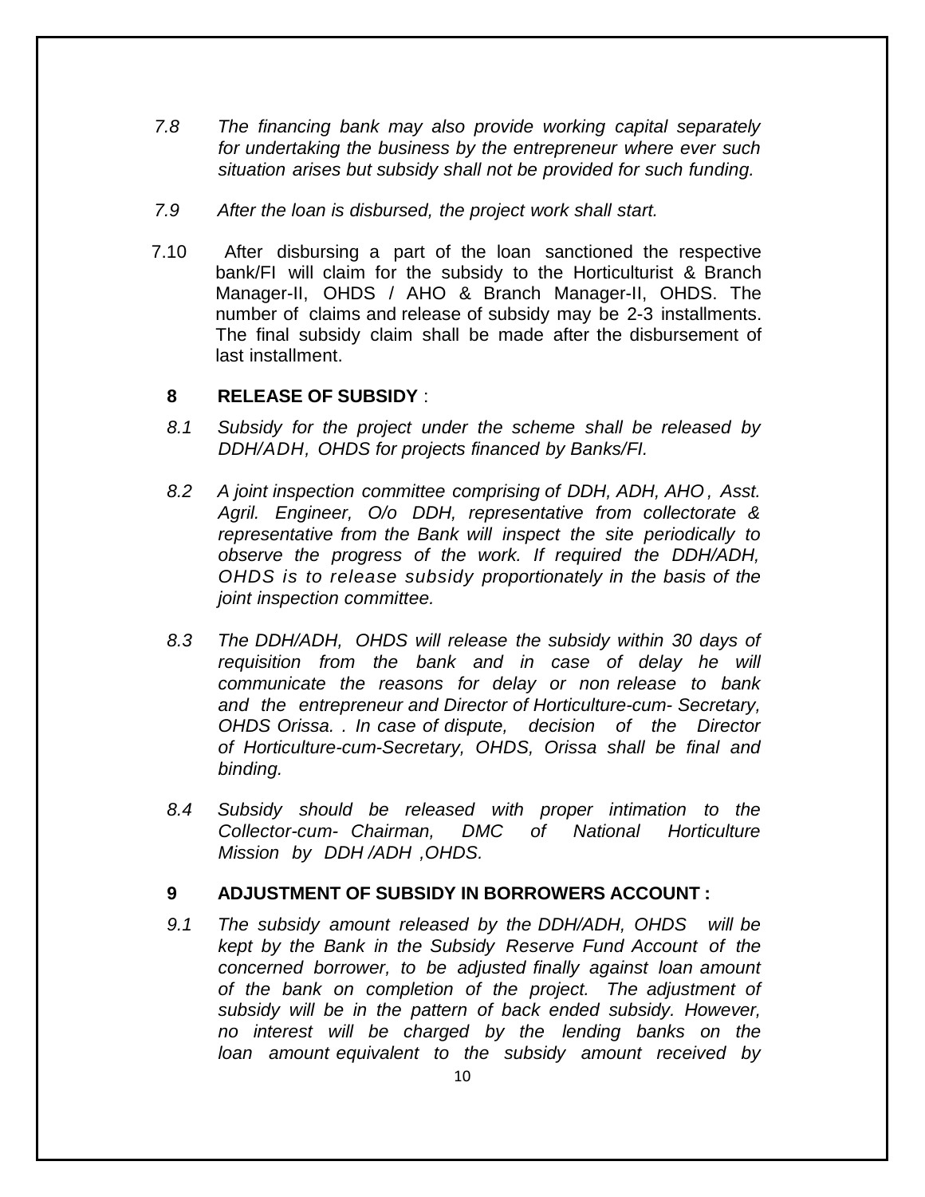7.8 *The financing bank may also provide working capital separately for undertaking the business by the entrepreneur where ever such situation arises but subsidy shall not be provided for such funding.*

7.9 *After the loan is disbursed, the project work shall start.*

7.10 After disbursing a part of the loan sanctioned the respective bank/FI will claim for the subsidy to the Horticulturist & Branch Manager-II, OHDS / AHO & Branch Manager-II, OHDS. The number of claims and release of subsidy may be 2-3 installments. The final subsidy claim shall be made after the disbursement of last installment.

## 8 RELEASE OF SUBSIDY :

8.1 *Subsidy for the project under the scheme shall be released by DDH/ADH, OHDS for projects financed by Banks/FI.*

8.2 *A joint inspection committee comprising of DDH, ADH, AHO , Asst. Agril. Engineer, O/o DDH, representative from collectorate & representative from the Bank will inspect the site periodically to observe the progress of the work. If required the DDH/ADH, OHDS is to release subsidy proportionately in the basis of the joint inspection committee.*

8.3 *The DDH/ADH, OHDS will release the subsidy within 30 days of requisition from the bank and in case of delay he will communicate the reasons for delay or non release to bank and the entrepreneur and Director of Horticulture-cum- Secretary, OHDS Orissa. . In case of dispute, decision of the Director of Horticulture-cum-Secretary, OHDS, Orissa shall be final and binding.*

8.4 *Subsidy should be released with proper intimation to the Collector-cum- Chairman, DMC of National Horticulture Mission by DDH /ADH ,OHDS.*

## 9 ADJUSTMENT OF SUBSIDY IN BORROWERS ACCOUNT :

9.1 *The subsidy amount released by the DDH/ADH, OHDS will be kept by the Bank in the Subsidy Reserve Fund Account of the concerned borrower, to be adjusted finally against loan amount of the bank on completion of the project. The adjustment of subsidy will be in the pattern of back ended subsidy. However, no interest will be charged by the lending banks on the loan amount equivalent to the subsidy amount received by*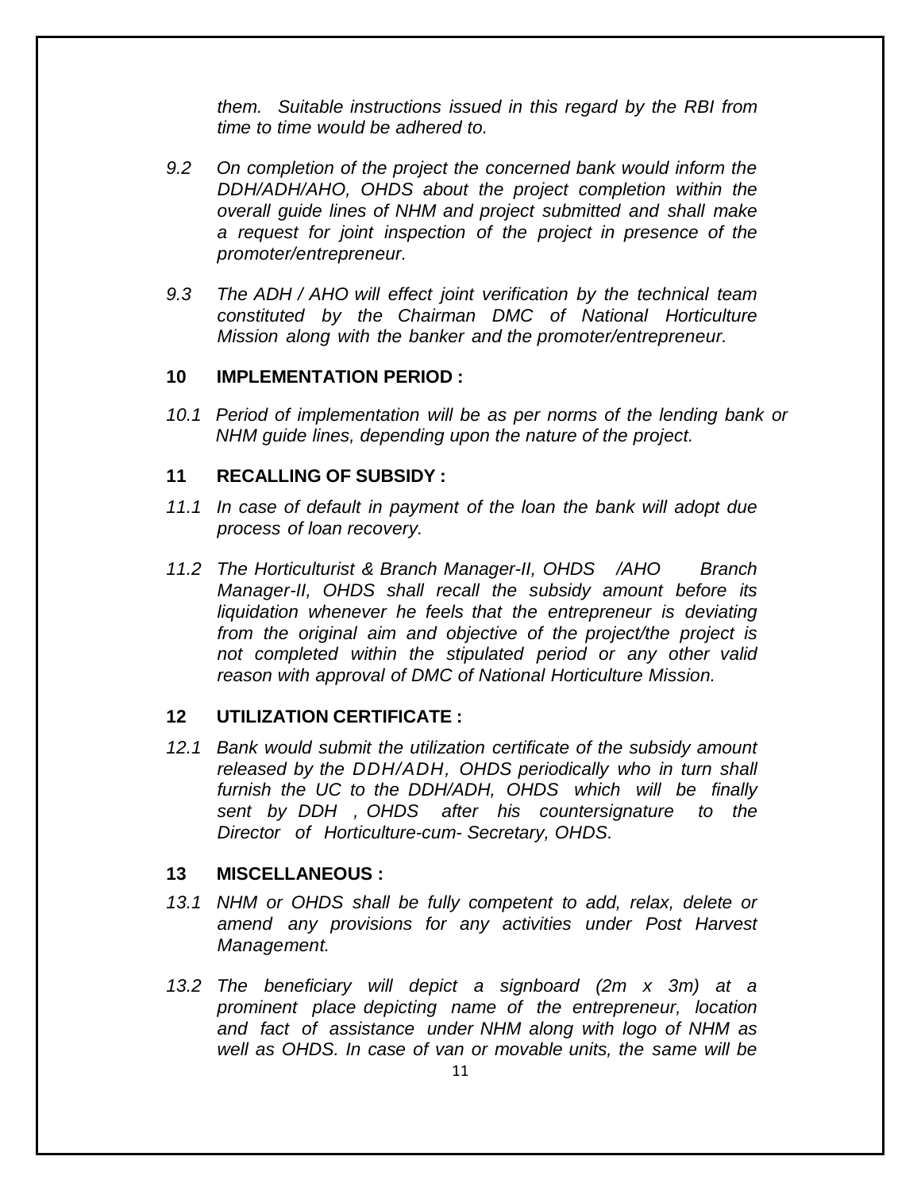*them. Suitable instructions issued in this regard by the RBI from time to time would be adhered to.*

*9.2 On completion of the project the concerned bank would inform the DDH/ADH/AHO, OHDS about the project completion within the overall guide lines of NHM and project submitted and shall make a request for joint inspection of the project in presence of the promoter/entrepreneur.*

*9.3 The ADH / AHO will effect joint verification by the technical team constituted by the Chairman DMC of National Horticulture Mission along with the banker and the promoter/entrepreneur.*

## 10 IMPLEMENTATION PERIOD :

*10.1 Period of implementation will be as per norms of the lending bank or NHM guide lines, depending upon the nature of the project.*

## 11 RECALLING OF SUBSIDY :

*11.1 In case of default in payment of the loan the bank will adopt due process of loan recovery.*

*11.2 The Horticulturist & Branch Manager-II, OHDS /AHO Branch Manager-II, OHDS shall recall the subsidy amount before its liquidation whenever he feels that the entrepreneur is deviating from the original aim and objective of the project/the project is not completed within the stipulated period or any other valid reason with approval of DMC of National Horticulture Mission.*

## 12 UTILIZATION CERTIFICATE :

*12.1 Bank would submit the utilization certificate of the subsidy amount released by the DDH/ADH, OHDS periodically who in turn shall furnish the UC to the DDH/ADH, OHDS which will be finally sent by DDH , OHDS after his countersignature to the Director of Horticulture-cum- Secretary, OHDS.*

## 13 MISCELLANEOUS :

*13.1 NHM or OHDS shall be fully competent to add, relax, delete or amend any provisions for any activities under Post Harvest Management.*

*13.2 The beneficiary will depict a signboard (2m x 3m) at a prominent place depicting name of the entrepreneur, location and fact of assistance under NHM along with logo of NHM as well as OHDS. In case of van or movable units, the same will be*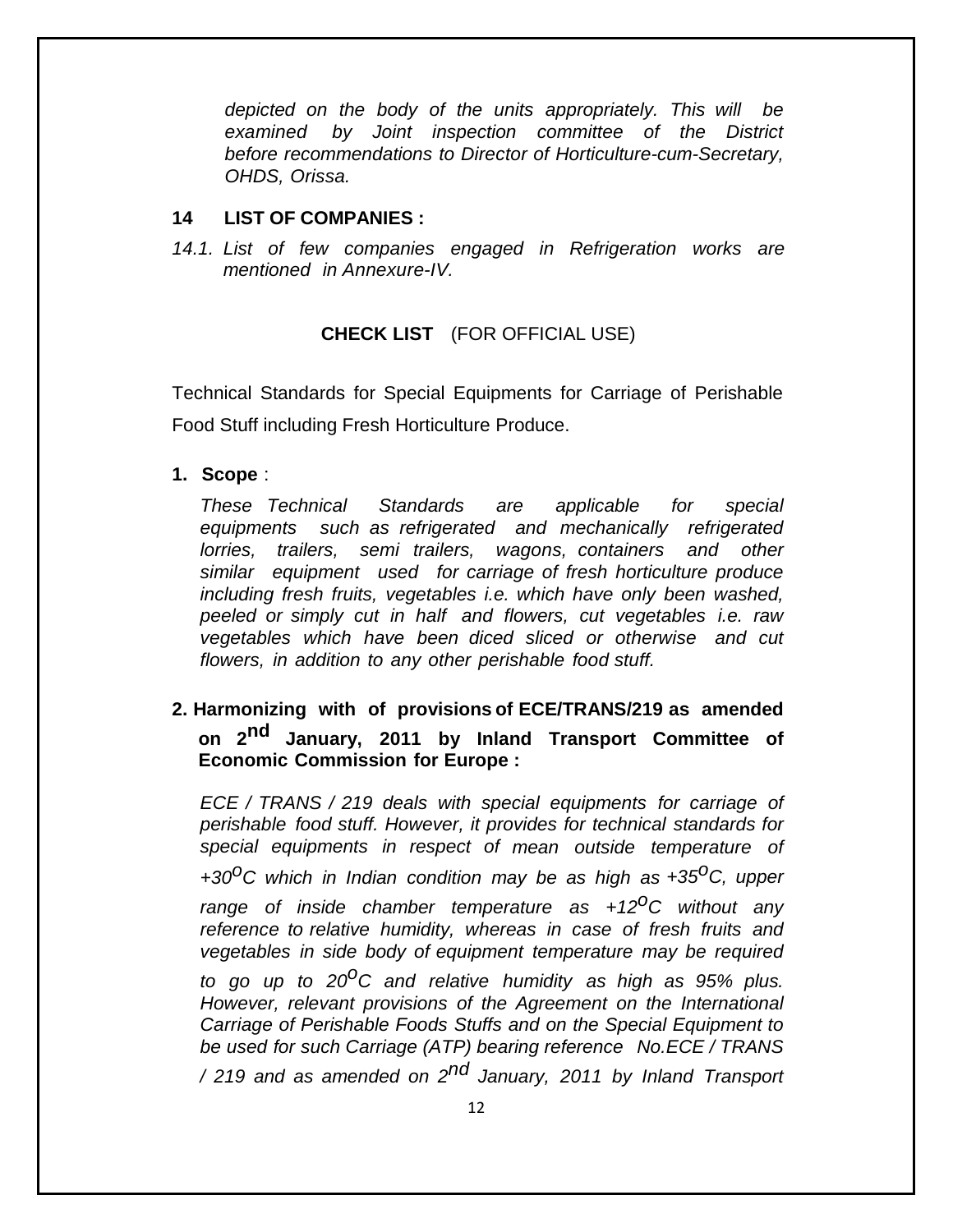*depicted on the body of the units appropriately. This will be examined by Joint inspection committee of the District before recommendations to Director of Horticulture-cum-Secretary, OHDS, Orissa.*

## 14 LIST OF COMPANIES :

*14.1. List of few companies engaged in Refrigeration works are mentioned in Annexure-IV.*

**CHECK LIST** (FOR OFFICIAL USE)

Technical Standards for Special Equipments for Carriage of Perishable Food Stuff including Fresh Horticulture Produce.

**1. Scope** :

*These Technical Standards are applicable for special equipments such as refrigerated and mechanically refrigerated lorries, trailers, semi trailers, wagons, containers and other similar equipment used for carriage of fresh horticulture produce including fresh fruits, vegetables i.e. which have only been washed, peeled or simply cut in half and flowers, cut vegetables i.e. raw vegetables which have been diced sliced or otherwise and cut flowers, in addition to any other perishable food stuff.*

**2. Harmonizing with of provisions of ECE/TRANS/219 as amended on 2nd January, 2011 by Inland Transport Committee of Economic Commission for Europe :**

*ECE / TRANS / 219 deals with special equipments for carriage of perishable food stuff. However, it provides for technical standards for special equipments in respect of mean outside temperature of +30$^{o}$C which in Indian condition may be as high as +35$^{o}$C, upper range of inside chamber temperature as +12$^{o}$C without any reference to relative humidity, whereas in case of fresh fruits and vegetables in side body of equipment temperature may be required to go up to 20$^{o}$C and relative humidity as high as 95% plus. However, relevant provisions of the Agreement on the International Carriage of Perishable Foods Stuffs and on the Special Equipment to be used for such Carriage (ATP) bearing reference No.ECE / TRANS / 219 and as amended on 2nd January, 2011 by Inland Transport*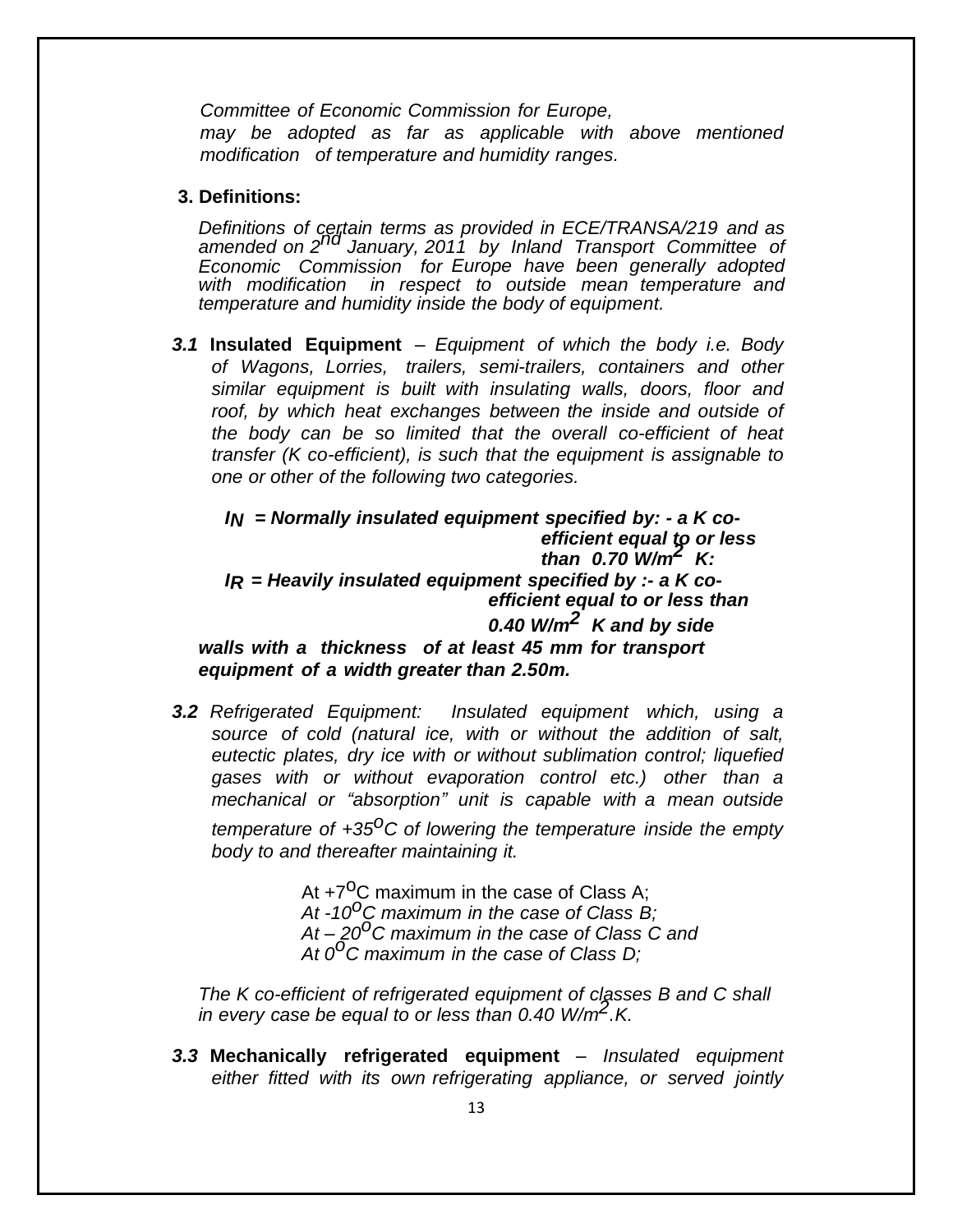*Committee of Economic Commission for Europe, may be adopted as far as applicable with above mentioned modification of temperature and humidity ranges.*

**3. Definitions:**

*Definitions of certain terms as provided in ECE/TRANSA/219 and as amended on 2nd January, 2011 by Inland Transport Committee of Economic Commission for Europe have been generally adopted with modification in respect to outside mean temperature and temperature and humidity inside the body of equipment.*

***3.1*** **Insulated Equipment** – *Equipment of which the body i.e. Body of Wagons, Lorries, trailers, semi-trailers, containers and other similar equipment is built with insulating walls, doors, floor and roof, by which heat exchanges between the inside and outside of the body can be so limited that the overall co-efficient of heat transfer (K co-efficient), is such that the equipment is assignable to one or other of the following two categories.*

***$I_N$ = Normally insulated equipment specified by: - a K co-efficient equal to or less than 0.70 $W/m^2$ K:***

***$I_R$ = Heavily insulated equipment specified by :- a K co-efficient equal to or less than 0.40 $W/m^2$ K and by side walls with a thickness of at least 45 mm for transport equipment of a width greater than 2.50m.***

***3.2*** *Refrigerated Equipment: Insulated equipment which, using a source of cold (natural ice, with or without the addition of salt, eutectic plates, dry ice with or without sublimation control; liquefied gases with or without evaporation control etc.) other than a mechanical or "absorption" unit is capable with a mean outside temperature of +35$^oC$ of lowering the temperature inside the empty body to and thereafter maintaining it.*

At +7$^o$C maximum in the case of Class A;
*At -10$^o$C maximum in the case of Class B;*
*At – 20$^o$C maximum in the case of Class C and*
*At 0$^o$C maximum in the case of Class D;*

*The K co-efficient of refrigerated equipment of classes B and C shall in every case be equal to or less than 0.40 $W/m^2$.K.*

***3.3*** **Mechanically refrigerated equipment** – *Insulated equipment either fitted with its own refrigerating appliance, or served jointly*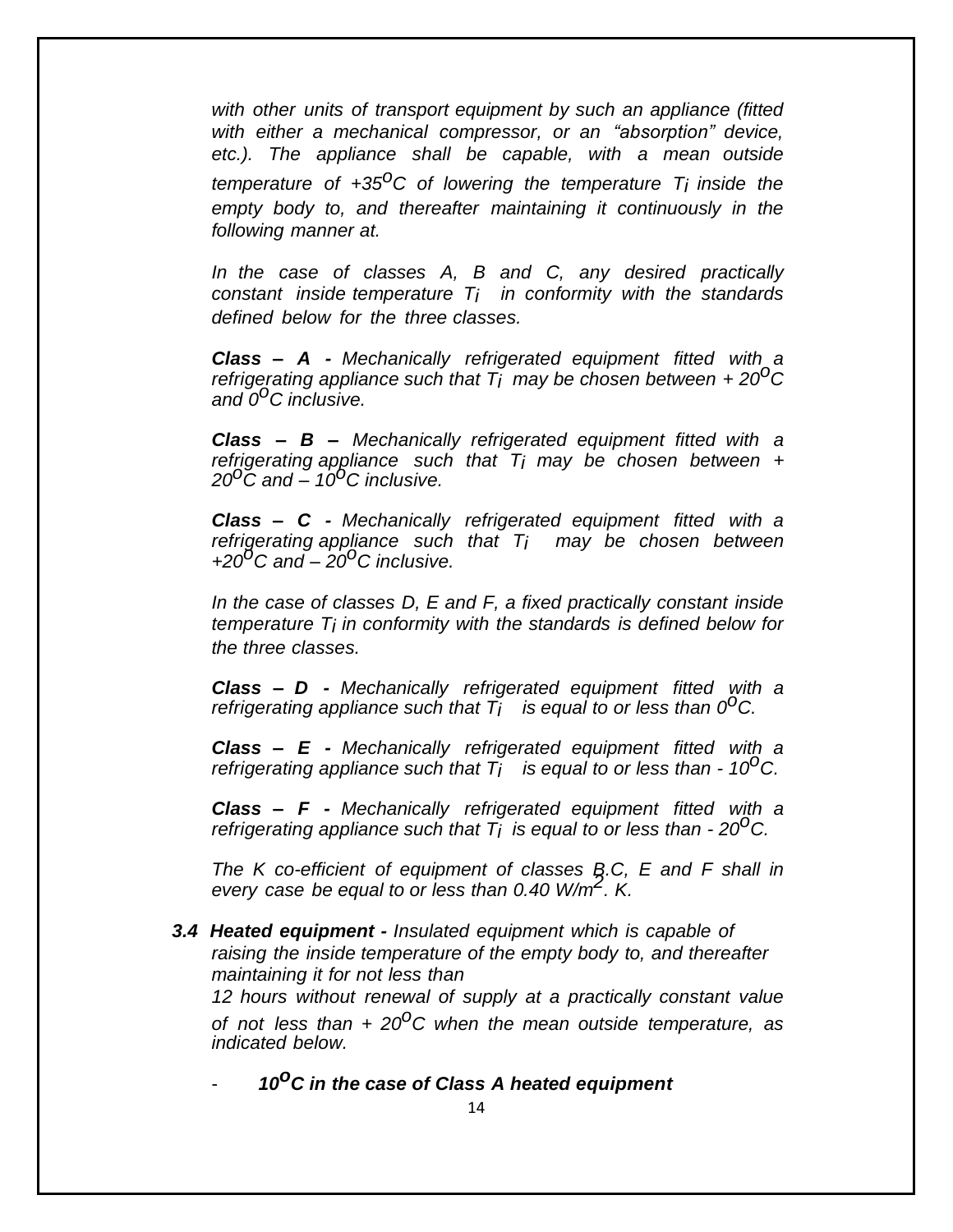*with other units of transport equipment by such an appliance (fitted with either a mechanical compressor, or an "absorption" device, etc.). The appliance shall be capable, with a mean outside temperature of +35$^{o}$C of lowering the temperature $T_i$ inside the empty body to, and thereafter maintaining it continuously in the following manner at.*

*In the case of classes A, B and C, any desired practically constant inside temperature $T_i$ in conformity with the standards defined below for the three classes.*

***Class – A -*** *Mechanically refrigerated equipment fitted with a refrigerating appliance such that $T_i$ may be chosen between + 20$^{o}$C and 0$^{o}$C inclusive.*

***Class – B –*** *Mechanically refrigerated equipment fitted with a refrigerating appliance such that $T_i$ may be chosen between + 20$^{o}$C and – 10$^{o}$C inclusive.*

***Class – C -*** *Mechanically refrigerated equipment fitted with a refrigerating appliance such that $T_i$ may be chosen between +20$^{o}$C and – 20$^{o}$C inclusive.*

*In the case of classes D, E and F, a fixed practically constant inside temperature $T_i$ in conformity with the standards is defined below for the three classes.*

***Class – D -*** *Mechanically refrigerated equipment fitted with a refrigerating appliance such that $T_i$ is equal to or less than 0$^{o}$C.*

***Class – E -*** *Mechanically refrigerated equipment fitted with a refrigerating appliance such that $T_i$ is equal to or less than - 10$^{o}$C.*

***Class – F -*** *Mechanically refrigerated equipment fitted with a refrigerating appliance such that $T_i$ is equal to or less than - 20$^{o}$C.*

*The K co-efficient of equipment of classes B.C, E and F shall in every case be equal to or less than 0.40 W/m$^{2}$. K.*

***3.4 Heated equipment -*** *Insulated equipment which is capable of raising the inside temperature of the empty body to, and thereafter maintaining it for not less than 12 hours without renewal of supply at a practically constant value of not less than + 20$^{o}$C when the mean outside temperature, as indicated below.*

- ***10$^{o}$C in the case of Class A heated equipment***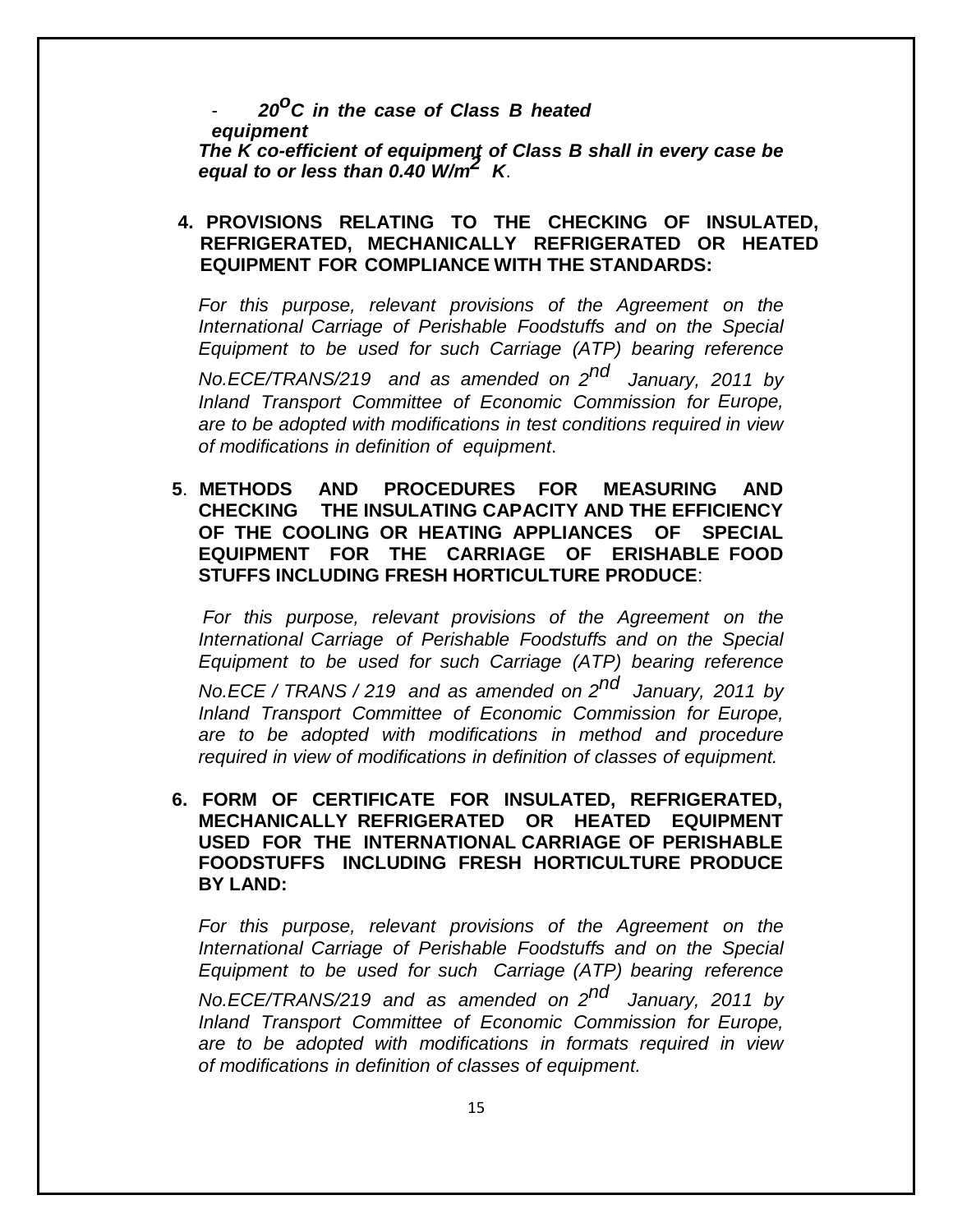- ***$20^{o}C$ in the case of Class B heated equipment***

***The K co-efficient of equipment of Class B shall in every case be equal to or less than 0.40 $W/m^2$ K***.

**4. PROVISIONS RELATING TO THE CHECKING OF INSULATED, REFRIGERATED, MECHANICALLY REFRIGERATED OR HEATED EQUIPMENT FOR COMPLIANCE WITH THE STANDARDS:**

*For this purpose, relevant provisions of the Agreement on the International Carriage of Perishable Foodstuffs and on the Special Equipment to be used for such Carriage (ATP) bearing reference No.ECE/TRANS/219 and as amended on 2nd January, 2011 by Inland Transport Committee of Economic Commission for Europe, are to be adopted with modifications in test conditions required in view of modifications in definition of equipment*.

**5. METHODS AND PROCEDURES FOR MEASURING AND CHECKING THE INSULATING CAPACITY AND THE EFFICIENCY OF THE COOLING OR HEATING APPLIANCES OF SPECIAL EQUIPMENT FOR THE CARRIAGE OF ERISHABLE FOOD STUFFS INCLUDING FRESH HORTICULTURE PRODUCE**:

*For this purpose, relevant provisions of the Agreement on the International Carriage of Perishable Foodstuffs and on the Special Equipment to be used for such Carriage (ATP) bearing reference No.ECE / TRANS / 219 and as amended on 2nd January, 2011 by Inland Transport Committee of Economic Commission for Europe, are to be adopted with modifications in method and procedure required in view of modifications in definition of classes of equipment.*

**6. FORM OF CERTIFICATE FOR INSULATED, REFRIGERATED, MECHANICALLY REFRIGERATED OR HEATED EQUIPMENT USED FOR THE INTERNATIONAL CARRIAGE OF PERISHABLE FOODSTUFFS INCLUDING FRESH HORTICULTURE PRODUCE BY LAND:**

*For this purpose, relevant provisions of the Agreement on the International Carriage of Perishable Foodstuffs and on the Special Equipment to be used for such Carriage (ATP) bearing reference No.ECE/TRANS/219 and as amended on 2nd January, 2011 by Inland Transport Committee of Economic Commission for Europe, are to be adopted with modifications in formats required in view of modifications in definition of classes of equipment.*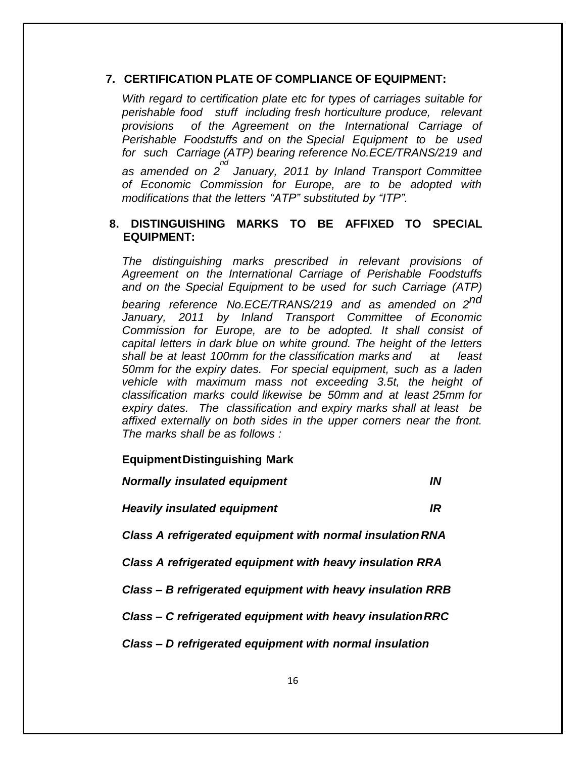## 7. CERTIFICATION PLATE OF COMPLIANCE OF EQUIPMENT:

*With regard to certification plate etc for types of carriages suitable for perishable food stuff including fresh horticulture produce, relevant provisions of the Agreement on the International Carriage of Perishable Foodstuffs and on the Special Equipment to be used for such Carriage (ATP) bearing reference No.ECE/TRANS/219 and as amended on 2nd January, 2011 by Inland Transport Committee of Economic Commission for Europe, are to be adopted with modifications that the letters "ATP" substituted by "ITP".*

## 8. DISTINGUISHING MARKS TO BE AFFIXED TO SPECIAL EQUIPMENT:

*The distinguishing marks prescribed in relevant provisions of Agreement on the International Carriage of Perishable Foodstuffs and on the Special Equipment to be used for such Carriage (ATP) bearing reference No.ECE/TRANS/219 and as amended on 2nd January, 2011 by Inland Transport Committee of Economic Commission for Europe, are to be adopted. It shall consist of capital letters in dark blue on white ground. The height of the letters shall be at least 100mm for the classification marks and at least 50mm for the expiry dates. For special equipment, such as a laden vehicle with maximum mass not exceeding 3.5t, the height of classification marks could likewise be 50mm and at least 25mm for expiry dates. The classification and expiry marks shall at least be affixed externally on both sides in the upper corners near the front. The marks shall be as follows :*

| Equipment | Distinguishing Mark |
|---|---|
| ***Normally insulated equipment*** | ***IN*** |
| ***Heavily insulated equipment*** | ***IR*** |
| ***Class A refrigerated equipment with normal insulation*** | ***RNA*** |
| ***Class A refrigerated equipment with heavy insulation*** | ***RRA*** |
| ***Class – B refrigerated equipment with heavy insulation*** | ***RRB*** |
| ***Class – C refrigerated equipment with heavy insulation*** | ***RRC*** |
| ***Class – D refrigerated equipment with normal insulation*** | |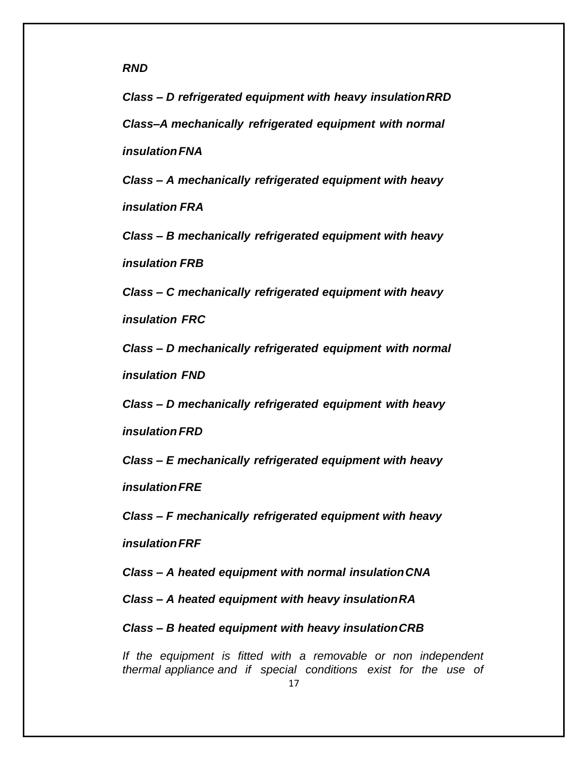*RND*

***Class – D refrigerated equipment with heavy insulationRRD***

***Class–A mechanically refrigerated equipment with normal insulationFNA***

***Class – A mechanically refrigerated equipment with heavy insulation FRA***

***Class – B mechanically refrigerated equipment with heavy insulation FRB***

***Class – C mechanically refrigerated equipment with heavy insulation FRC***

***Class – D mechanically refrigerated equipment with normal insulation FND***

***Class – D mechanically refrigerated equipment with heavy insulationFRD***

***Class – E mechanically refrigerated equipment with heavy insulationFRE***

***Class – F mechanically refrigerated equipment with heavy insulationFRF***

***Class – A heated equipment with normal insulationCNA***

***Class – A heated equipment with heavy insulationRA***

***Class – B heated equipment with heavy insulationCRB***

*If the equipment is fitted with a removable or non independent thermal appliance and if special conditions exist for the use of*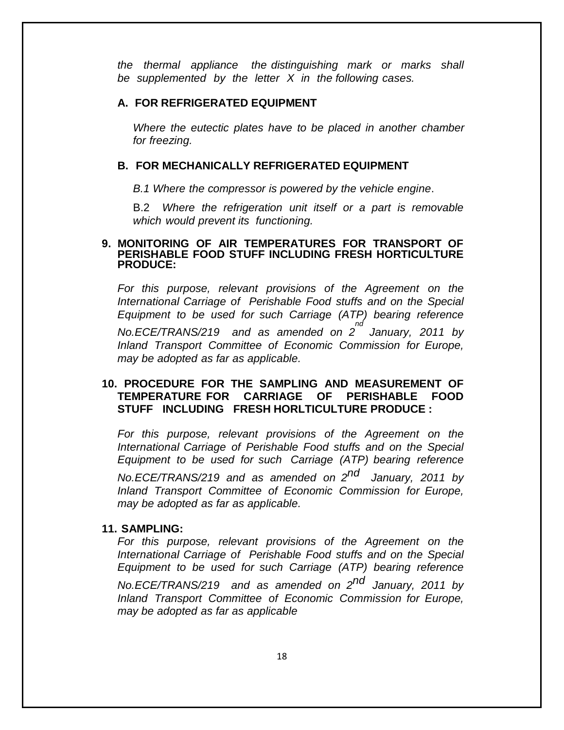*the thermal appliance the distinguishing mark or marks shall be supplemented by the letter X in the following cases.*

**A. FOR REFRIGERATED EQUIPMENT**

*Where the eutectic plates have to be placed in another chamber for freezing.*

**B. FOR MECHANICALLY REFRIGERATED EQUIPMENT**

*B.1 Where the compressor is powered by the vehicle engine*.

B.2 *Where the refrigeration unit itself or a part is removable which would prevent its functioning.*

**9. MONITORING OF AIR TEMPERATURES FOR TRANSPORT OF PERISHABLE FOOD STUFF INCLUDING FRESH HORTICULTURE PRODUCE:**

*For this purpose, relevant provisions of the Agreement on the International Carriage of Perishable Food stuffs and on the Special Equipment to be used for such Carriage (ATP) bearing reference No.ECE/TRANS/219 and as amended on 2nd January, 2011 by Inland Transport Committee of Economic Commission for Europe, may be adopted as far as applicable.*

**10. PROCEDURE FOR THE SAMPLING AND MEASUREMENT OF TEMPERATURE FOR CARRIAGE OF PERISHABLE FOOD STUFF INCLUDING FRESH HORLTICULTURE PRODUCE :**

*For this purpose, relevant provisions of the Agreement on the International Carriage of Perishable Food stuffs and on the Special Equipment to be used for such Carriage (ATP) bearing reference No.ECE/TRANS/219 and as amended on 2nd January, 2011 by Inland Transport Committee of Economic Commission for Europe, may be adopted as far as applicable.*

**11. SAMPLING:**

*For this purpose, relevant provisions of the Agreement on the International Carriage of Perishable Food stuffs and on the Special Equipment to be used for such Carriage (ATP) bearing reference No.ECE/TRANS/219 and as amended on 2nd January, 2011 by Inland Transport Committee of Economic Commission for Europe, may be adopted as far as applicable*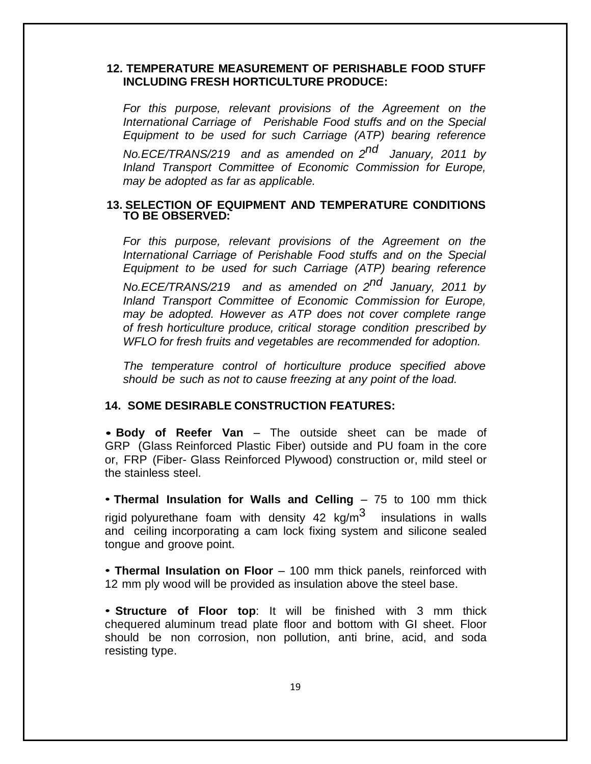## 12. TEMPERATURE MEASUREMENT OF PERISHABLE FOOD STUFF INCLUDING FRESH HORTICULTURE PRODUCE:

*For this purpose, relevant provisions of the Agreement on the International Carriage of Perishable Food stuffs and on the Special Equipment to be used for such Carriage (ATP) bearing reference No.ECE/TRANS/219 and as amended on 2nd January, 2011 by Inland Transport Committee of Economic Commission for Europe, may be adopted as far as applicable.*

## 13. SELECTION OF EQUIPMENT AND TEMPERATURE CONDITIONS TO BE OBSERVED:

*For this purpose, relevant provisions of the Agreement on the International Carriage of Perishable Food stuffs and on the Special Equipment to be used for such Carriage (ATP) bearing reference No.ECE/TRANS/219 and as amended on 2nd January, 2011 by Inland Transport Committee of Economic Commission for Europe, may be adopted. However as ATP does not cover complete range of fresh horticulture produce, critical storage condition prescribed by WFLO for fresh fruits and vegetables are recommended for adoption.*

*The temperature control of horticulture produce specified above should be such as not to cause freezing at any point of the load.*

## 14. SOME DESIRABLE CONSTRUCTION FEATURES:

- **Body of Reefer Van** – The outside sheet can be made of GRP (Glass Reinforced Plastic Fiber) outside and PU foam in the core or, FRP (Fiber- Glass Reinforced Plywood) construction or, mild steel or the stainless steel.

- **Thermal Insulation for Walls and Celling** – 75 to 100 mm thick rigid polyurethane foam with density 42 $kg/m^3$ insulations in walls and ceiling incorporating a cam lock fixing system and silicone sealed tongue and groove point.

- **Thermal Insulation on Floor** – 100 mm thick panels, reinforced with 12 mm ply wood will be provided as insulation above the steel base.

- **Structure of Floor top**: It will be finished with 3 mm thick chequered aluminum tread plate floor and bottom with GI sheet. Floor should be non corrosion, non pollution, anti brine, acid, and soda resisting type.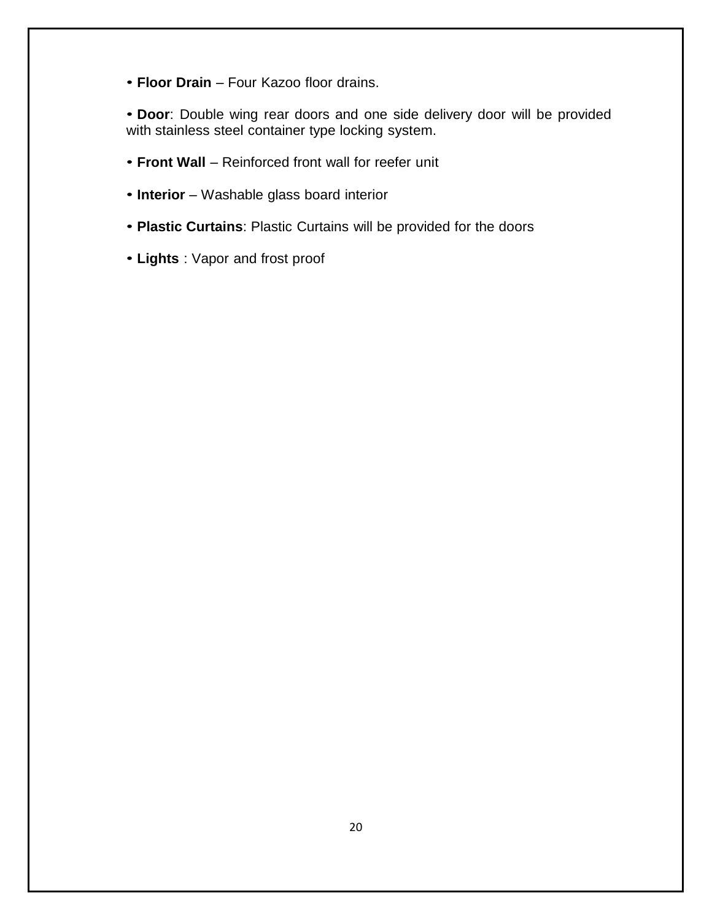- **Floor Drain** – Four Kazoo floor drains.
- **Door**: Double wing rear doors and one side delivery door will be provided with stainless steel container type locking system.
- **Front Wall** – Reinforced front wall for reefer unit
- **Interior** – Washable glass board interior
- **Plastic Curtains**: Plastic Curtains will be provided for the doors
- **Lights** : Vapor and frost proof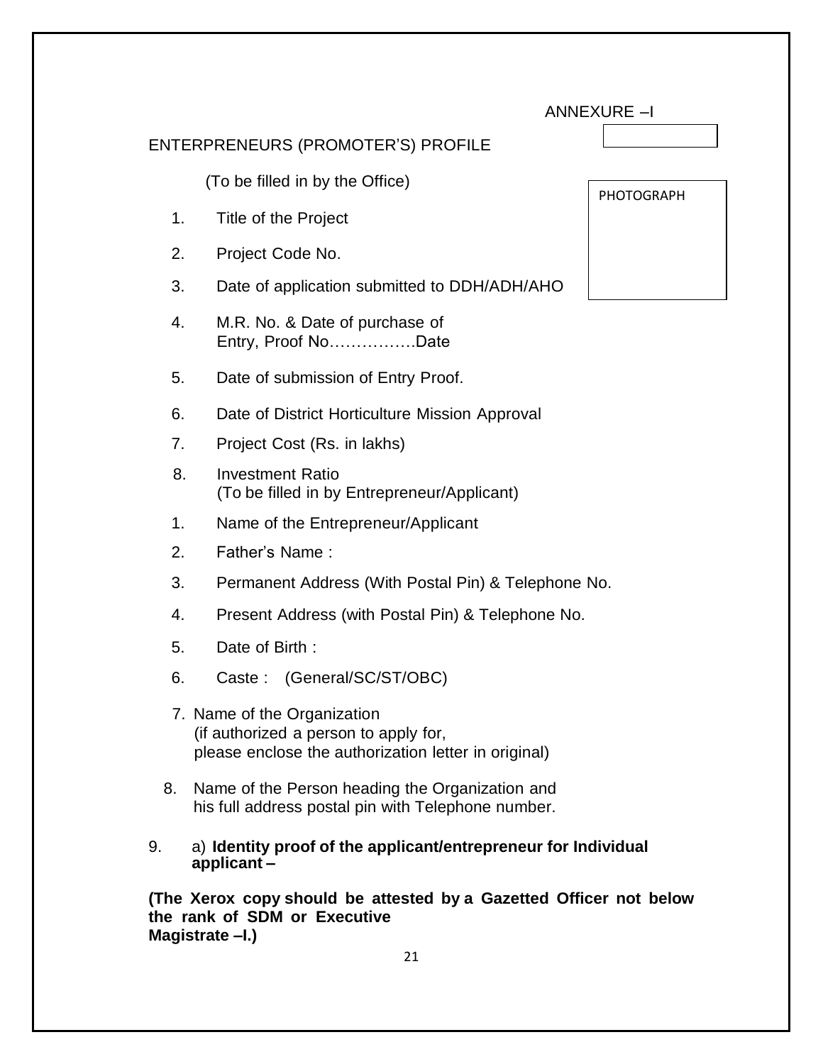ANNEXURE –I

## ENTERPRENEURS (PROMOTER'S) PROFILE

PHOTOGRAPH

(To be filled in by the Office)

1. Title of the Project
2. Project Code No.
3. Date of application submitted to DDH/ADH/AHO
4. M.R. No. & Date of purchase of Entry, Proof No…………….Date
5. Date of submission of Entry Proof.
6. Date of District Horticulture Mission Approval
7. Project Cost (Rs. in lakhs)
8. Investment Ratio

(To be filled in by Entrepreneur/Applicant)

1. Name of the Entrepreneur/Applicant
2. Father's Name :
3. Permanent Address (With Postal Pin) & Telephone No.
4. Present Address (with Postal Pin) & Telephone No.
5. Date of Birth :
6. Caste : (General/SC/ST/OBC)
7. Name of the Organization (if authorized a person to apply for, please enclose the authorization letter in original)
8. Name of the Person heading the Organization and his full address postal pin with Telephone number.
9. a) **Identity proof of the applicant/entrepreneur for Individual applicant –**

**(The Xerox copy should be attested by a Gazetted Officer not below the rank of SDM or Executive Magistrate –I.)**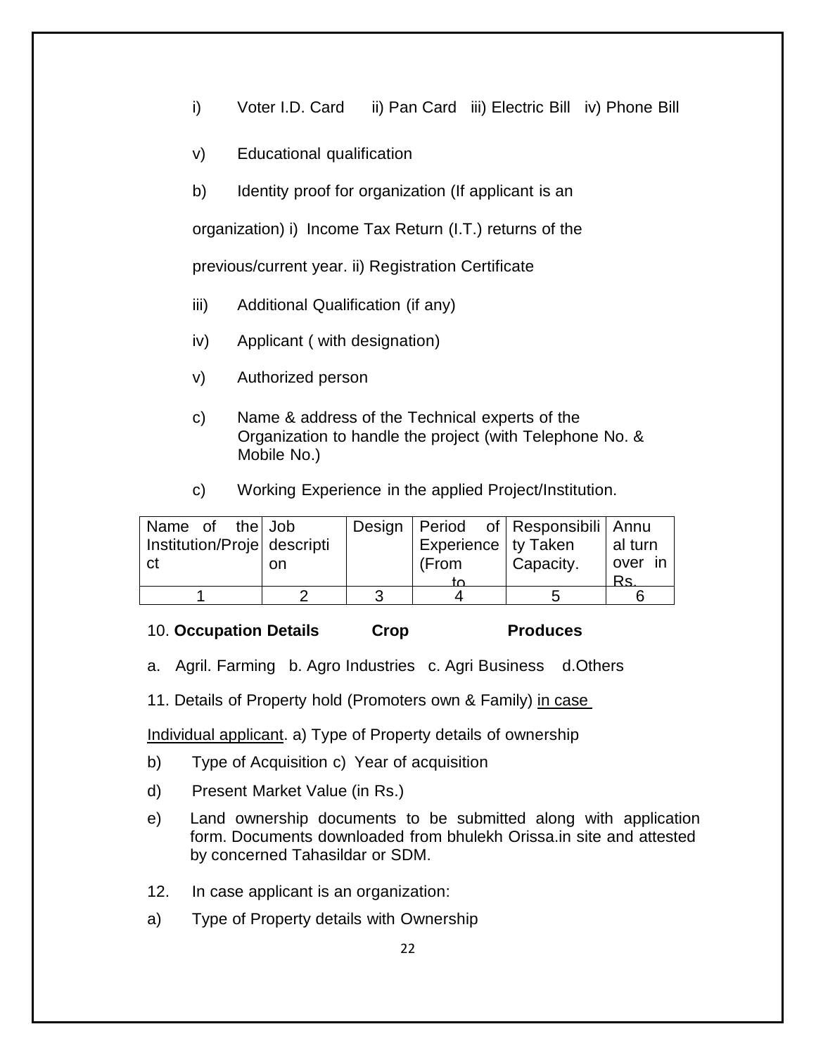i) Voter I.D. Card ii) Pan Card iii) Electric Bill iv) Phone Bill

v) Educational qualification

b) Identity proof for organization (If applicant is an organization) i) Income Tax Return (I.T.) returns of the previous/current year. ii) Registration Certificate

iii) Additional Qualification (if any)

iv) Applicant ( with designation)

v) Authorized person

c) Name & address of the Technical experts of the Organization to handle the project (with Telephone No. & Mobile No.)

c) Working Experience in the applied Project/Institution.

| Name of the Institution/Project | Job description | Design | Period of Experience (From to | Responsibility Taken Capacity. | Annual turn over in Rs. |
|---|---|---|---|---|---|
| 1 | 2 | 3 | 4 | 5 | 6 |

10. **Occupation Details** **Crop** **Produces**

a. Agril. Farming b. Agro Industries c. Agri Business d.Others

11. Details of Property hold (Promoters own & Family) <u>in case Individual applicant</u>. a) Type of Property details of ownership

b) Type of Acquisition c) Year of acquisition

d) Present Market Value (in Rs.)

e) Land ownership documents to be submitted along with application form. Documents downloaded from bhulekh Orissa.in site and attested by concerned Tahasildar or SDM.

12. In case applicant is an organization:

a) Type of Property details with Ownership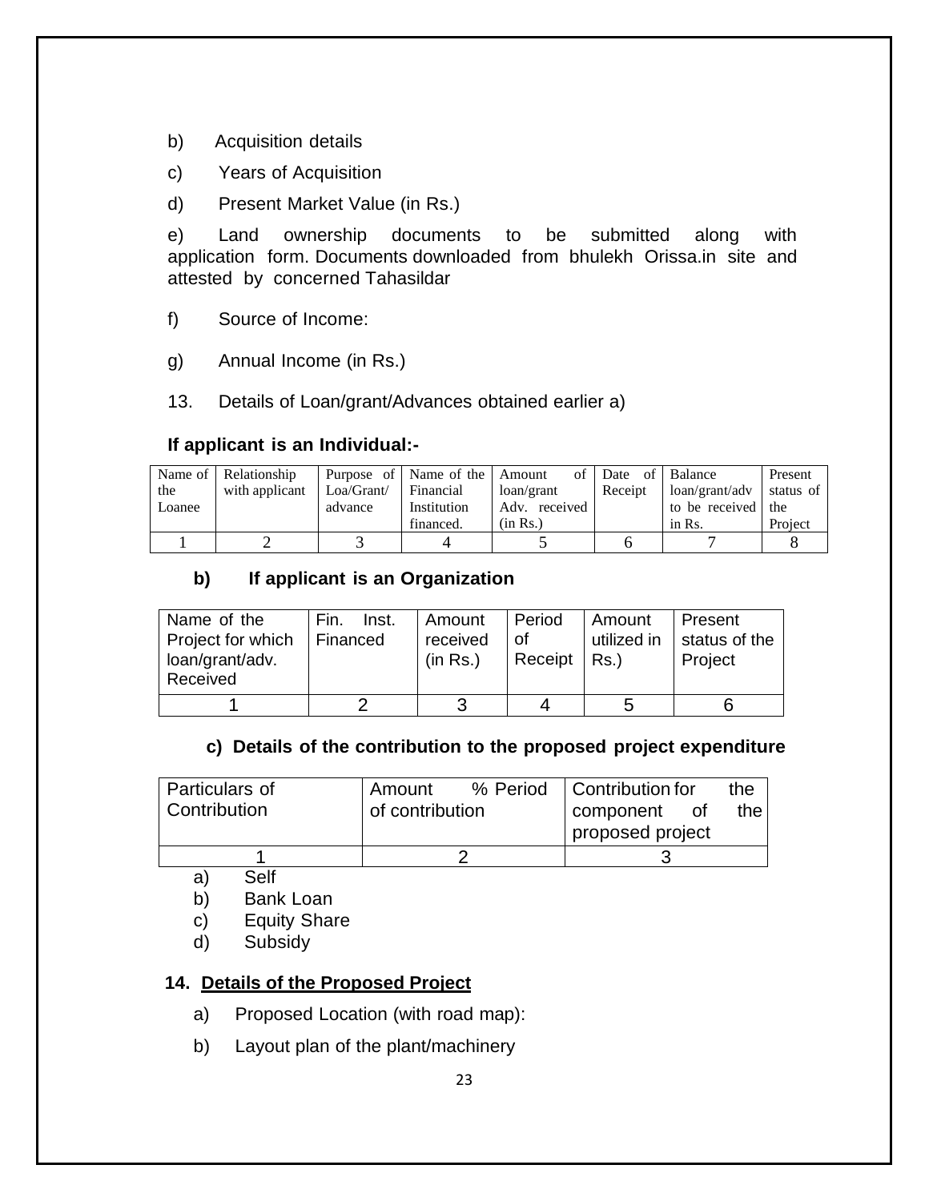b) Acquisition details

c) Years of Acquisition

d) Present Market Value (in Rs.)

e) Land ownership documents to be submitted along with application form. Documents downloaded from bhulekh Orissa.in site and attested by concerned Tahasildar

f) Source of Income:

g) Annual Income (in Rs.)

13. Details of Loan/grant/Advances obtained earlier a)

**If applicant is an Individual:-**

| Name of the Loanee | Relationship with applicant | Purpose of Loa/Grant/ advance | Name of the Financial Institution financed. | Amount of loan/grant Adv. received (in Rs.) | Date of Receipt | Balance loan/grant/adv to be received in Rs. | Present status of the Project |
|---|---|---|---|---|---|---|---|
| 1 | 2 | 3 | 4 | 5 | 6 | 7 | 8 |

**b) If applicant is an Organization**

| Name of the Project for which loan/grant/adv. Received | Fin. Inst. Financed | Amount received (in Rs.) | Period of Receipt | Amount utilized in Rs.) | Present status of the Project |
|---|---|---|---|---|---|
| 1 | 2 | 3 | 4 | 5 | 6 |

**c) Details of the contribution to the proposed project expenditure**

| Particulars of Contribution | Amount % Period of contribution | Contribution for the component of the proposed project |
|---|---|---|
| 1 | 2 | 3 |

a) Self
b) Bank Loan
c) Equity Share
d) Subsidy

**14. <u>Details of the Proposed Project</u>**

a) Proposed Location (with road map):

b) Layout plan of the plant/machinery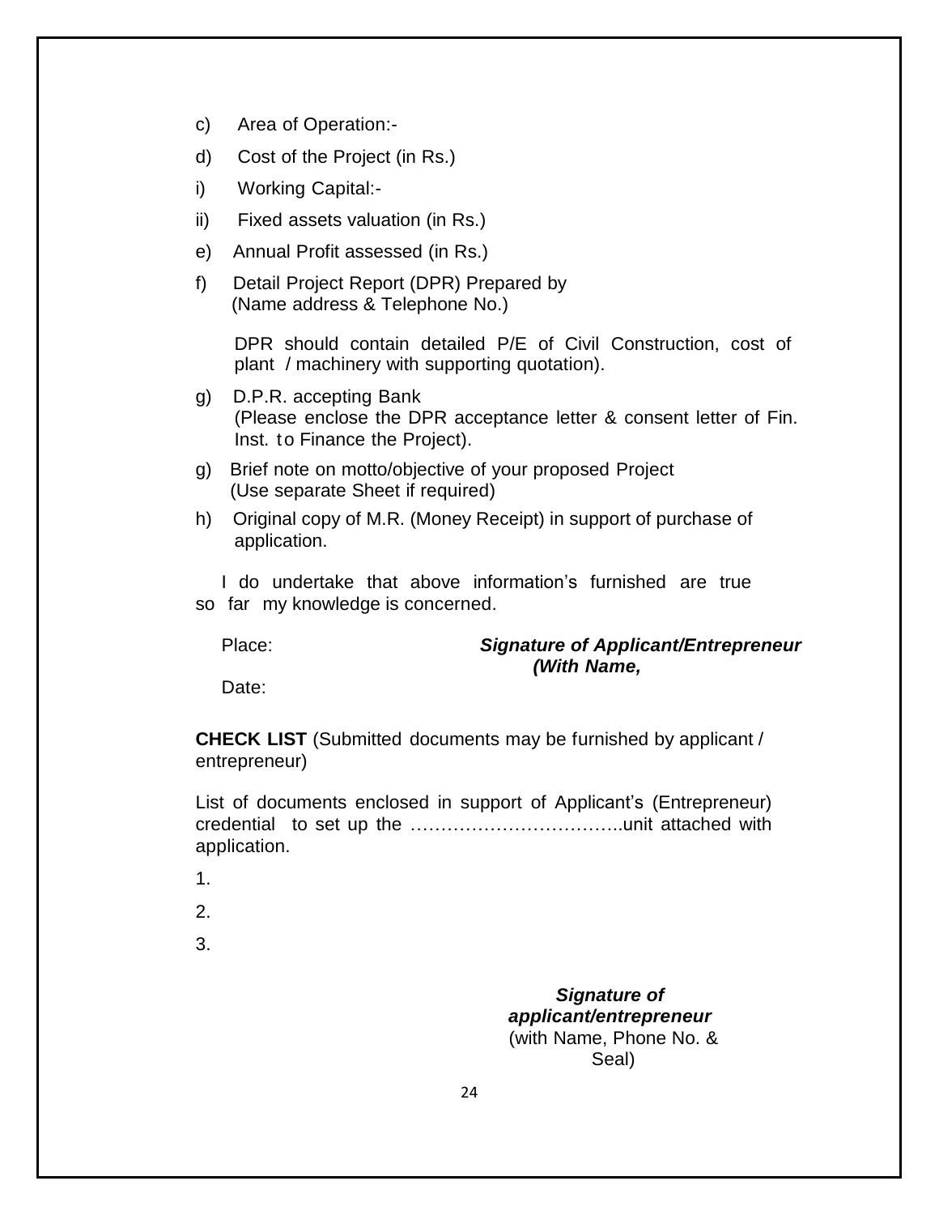c) Area of Operation:-

d) Cost of the Project (in Rs.)

i) Working Capital:-

ii) Fixed assets valuation (in Rs.)

e) Annual Profit assessed (in Rs.)

f) Detail Project Report (DPR) Prepared by
(Name address & Telephone No.)

DPR should contain detailed P/E of Civil Construction, cost of plant / machinery with supporting quotation).

g) D.P.R. accepting Bank
(Please enclose the DPR acceptance letter & consent letter of Fin. Inst. to Finance the Project).

g) Brief note on motto/objective of your proposed Project
(Use separate Sheet if required)

h) Original copy of M.R. (Money Receipt) in support of purchase of application.

I do undertake that above information's furnished are true so far my knowledge is concerned.

Place: ***Signature of Applicant/Entrepreneur (With Name,***

Date:

**CHECK LIST** (Submitted documents may be furnished by applicant / entrepreneur)

List of documents enclosed in support of Applicant's (Entrepreneur) credential to set up the ……………………………..unit attached with application.

1.

2.

3.

***Signature of applicant/entrepreneur***
(with Name, Phone No. & Seal)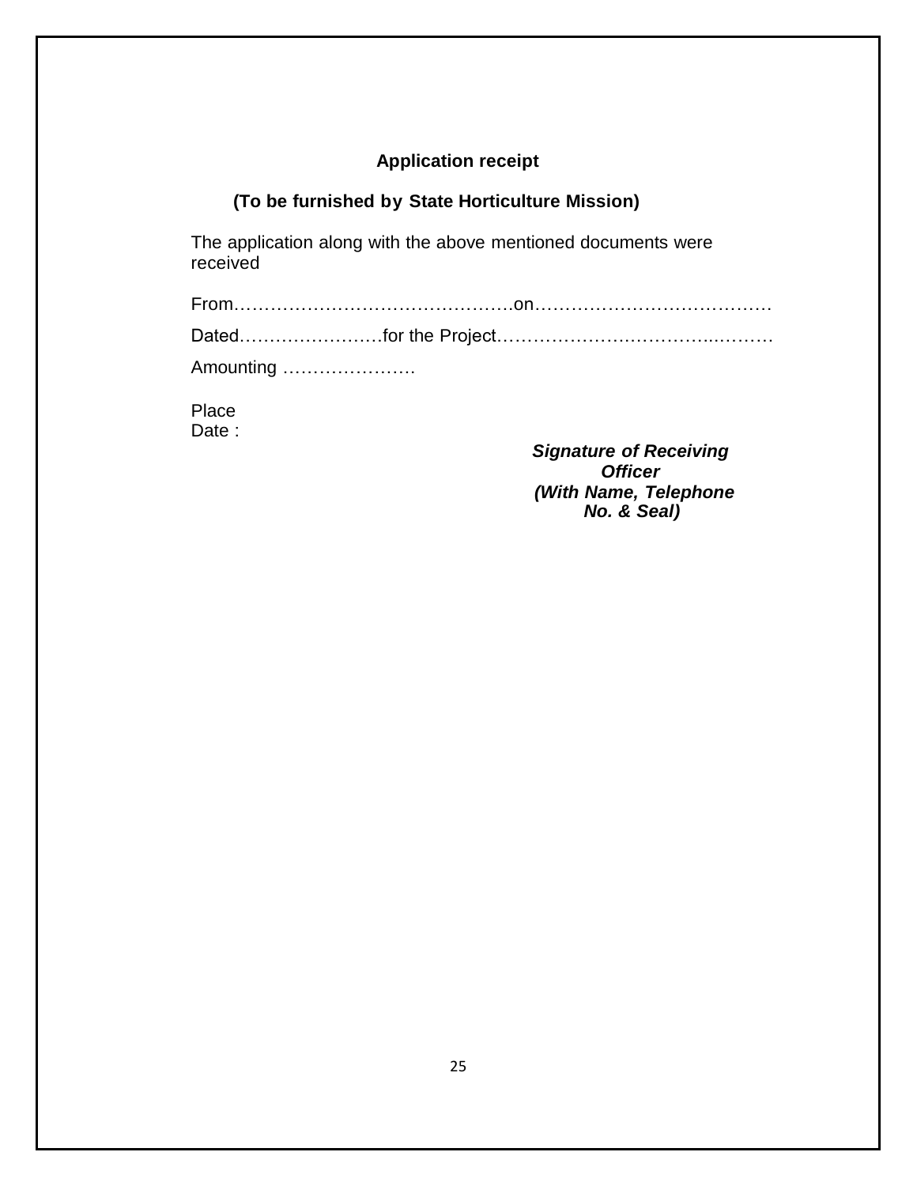**Application receipt**

**(To be furnished by State Horticulture Mission)**

The application along with the above mentioned documents were received

From………………………………………on…………………………………

Dated……………………for the Project……………………….……….……….

Amounting ………………….

Place
Date :

***Signature of Receiving Officer***
***(With Name, Telephone No. & Seal)***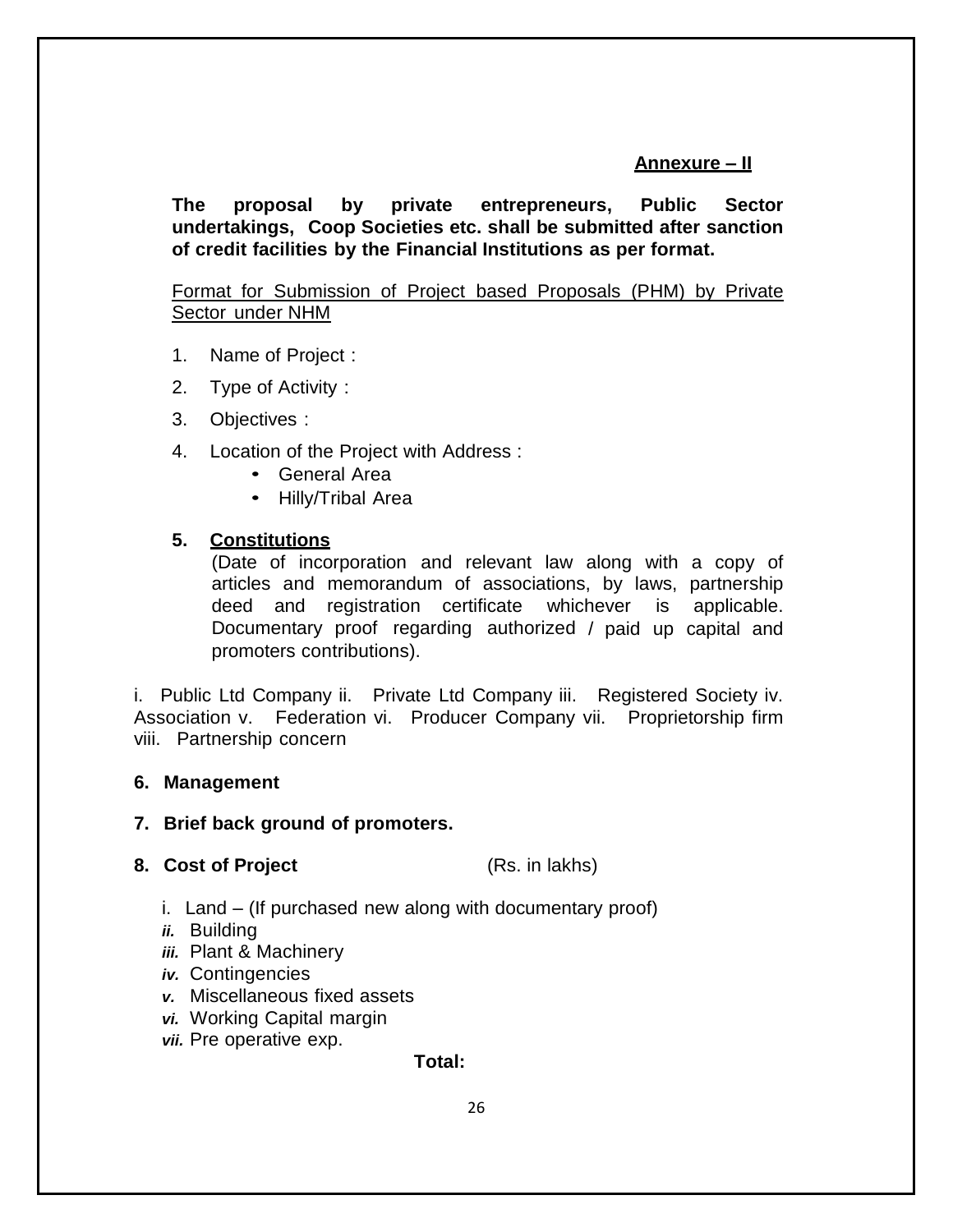**Annexure – II**

**The proposal by private entrepreneurs, Public Sector undertakings, Coop Societies etc. shall be submitted after sanction of credit facilities by the Financial Institutions as per format.**

Format for Submission of Project based Proposals (PHM) by Private Sector under NHM

1. Name of Project :
2. Type of Activity :
3. Objectives :
4. Location of the Project with Address :
   - General Area
   - Hilly/Tribal Area

5. **Constitutions**

   (Date of incorporation and relevant law along with a copy of articles and memorandum of associations, by laws, partnership deed and registration certificate whichever is applicable. Documentary proof regarding authorized / paid up capital and promoters contributions).

i. Public Ltd Company ii. Private Ltd Company iii. Registered Society iv. Association v. Federation vi. Producer Company vii. Proprietorship firm viii. Partnership concern

6. **Management**

7. **Brief back ground of promoters.**

8. **Cost of Project** (Rs. in lakhs)

   i. Land – (If purchased new along with documentary proof)
   ***ii.*** Building
   ***iii.*** Plant & Machinery
   ***iv.*** Contingencies
   ***v.*** Miscellaneous fixed assets
   ***vi.*** Working Capital margin
   ***vii.*** Pre operative exp.

   **Total:**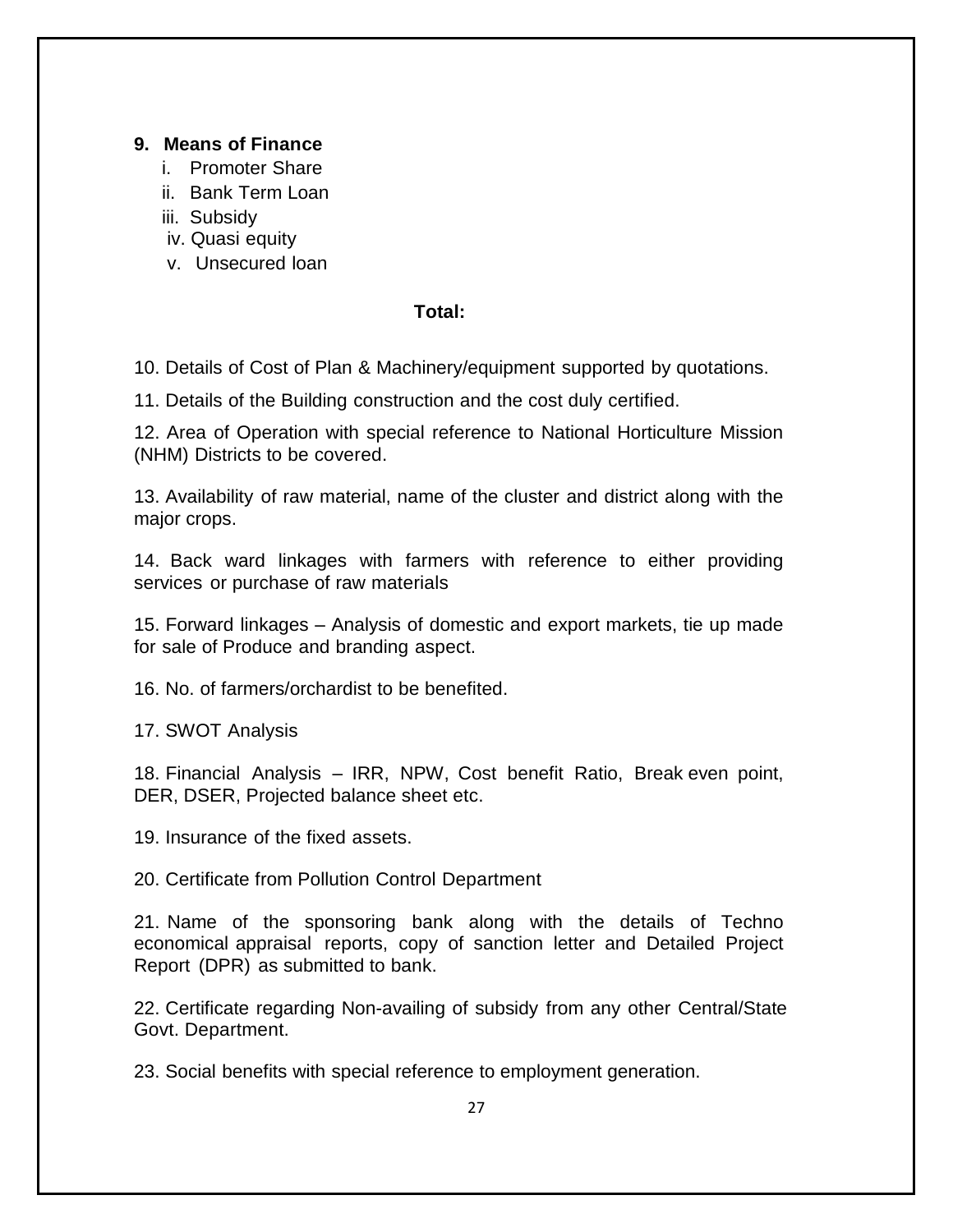**9. Means of Finance**

i. Promoter Share
ii. Bank Term Loan
iii. Subsidy
iv. Quasi equity
v. Unsecured loan

**Total:**

10. Details of Cost of Plan & Machinery/equipment supported by quotations.

11. Details of the Building construction and the cost duly certified.

12. Area of Operation with special reference to National Horticulture Mission (NHM) Districts to be covered.

13. Availability of raw material, name of the cluster and district along with the major crops.

14. Back ward linkages with farmers with reference to either providing services or purchase of raw materials

15. Forward linkages – Analysis of domestic and export markets, tie up made for sale of Produce and branding aspect.

16. No. of farmers/orchardist to be benefited.

17. SWOT Analysis

18. Financial Analysis – IRR, NPW, Cost benefit Ratio, Break even point, DER, DSER, Projected balance sheet etc.

19. Insurance of the fixed assets.

20. Certificate from Pollution Control Department

21. Name of the sponsoring bank along with the details of Techno economical appraisal reports, copy of sanction letter and Detailed Project Report (DPR) as submitted to bank.

22. Certificate regarding Non-availing of subsidy from any other Central/State Govt. Department.

23. Social benefits with special reference to employment generation.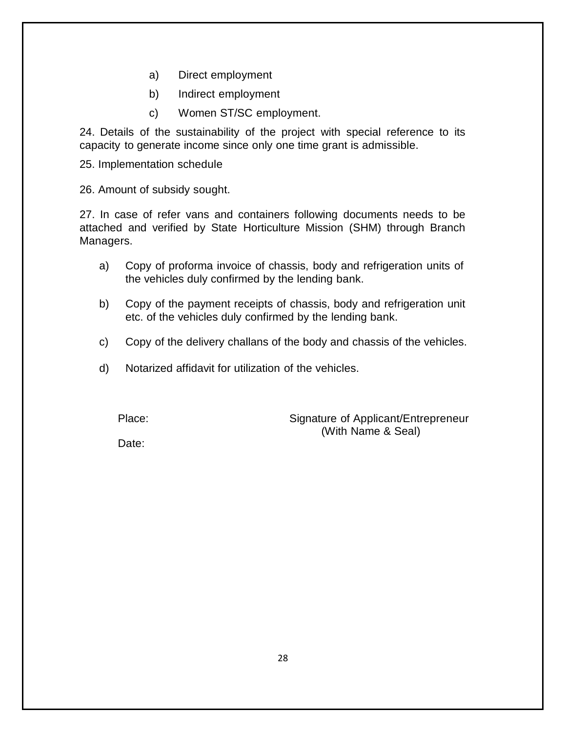a) Direct employment

b) Indirect employment

c) Women ST/SC employment.

24. Details of the sustainability of the project with special reference to its capacity to generate income since only one time grant is admissible.

25. Implementation schedule

26. Amount of subsidy sought.

27. In case of refer vans and containers following documents needs to be attached and verified by State Horticulture Mission (SHM) through Branch Managers.

a) Copy of proforma invoice of chassis, body and refrigeration units of the vehicles duly confirmed by the lending bank.

b) Copy of the payment receipts of chassis, body and refrigeration unit etc. of the vehicles duly confirmed by the lending bank.

c) Copy of the delivery challans of the body and chassis of the vehicles.

d) Notarized affidavit for utilization of the vehicles.

Place: Signature of Applicant/Entrepreneur
(With Name & Seal)

Date: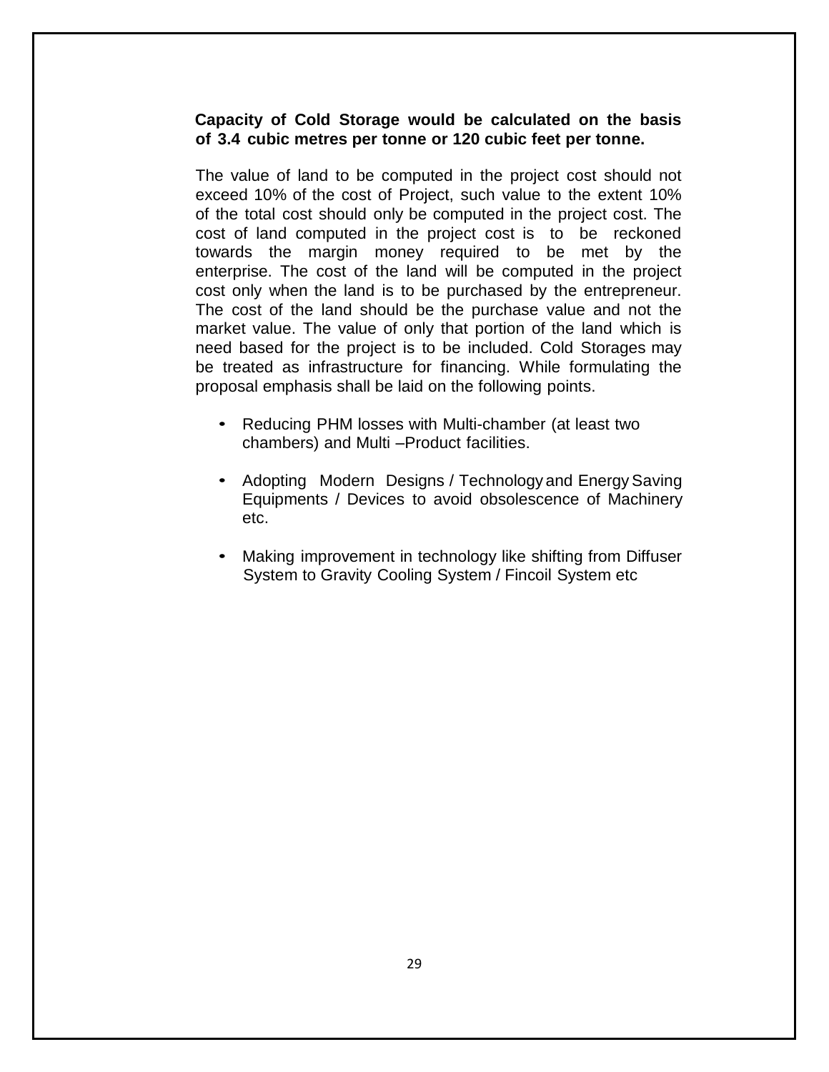**Capacity of Cold Storage would be calculated on the basis of 3.4 cubic metres per tonne or 120 cubic feet per tonne.**

The value of land to be computed in the project cost should not exceed 10% of the cost of Project, such value to the extent 10% of the total cost should only be computed in the project cost. The cost of land computed in the project cost is to be reckoned towards the margin money required to be met by the enterprise. The cost of the land will be computed in the project cost only when the land is to be purchased by the entrepreneur. The cost of the land should be the purchase value and not the market value. The value of only that portion of the land which is need based for the project is to be included. Cold Storages may be treated as infrastructure for financing. While formulating the proposal emphasis shall be laid on the following points.

- Reducing PHM losses with Multi-chamber (at least two chambers) and Multi –Product facilities.
- Adopting Modern Designs / Technology and Energy Saving Equipments / Devices to avoid obsolescence of Machinery etc.
- Making improvement in technology like shifting from Diffuser System to Gravity Cooling System / Fincoil System etc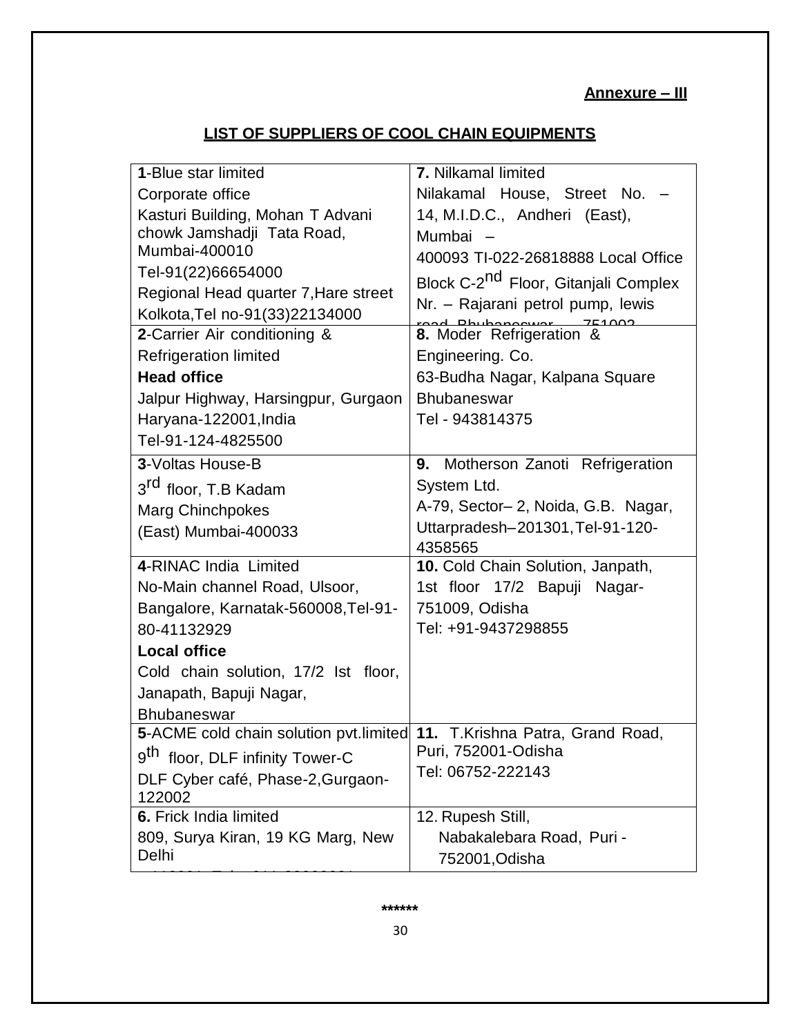**Annexure – III**

## LIST OF SUPPLIERS OF COOL CHAIN EQUIPMENTS

| | |
|---|---|
| **1**-Blue star limited<br>Corporate office<br>Kasturi Building, Mohan T Advani chowk Jamshadji Tata Road, Mumbai-400010<br>Tel-91(22)66654000<br>Regional Head quarter 7,Hare street Kolkota,Tel no-91(33)22134000 | **7.** Nilkamal limited<br>Nilakamal House, Street No. – 14, M.I.D.C., Andheri (East), Mumbai – 400093 TI-022-26818888 Local Office Block C-2nd Floor, Gitanjali Complex Nr. – Rajarani petrol pump, lewis road Bhubaneswar – 751002 |
| **2**-Carrier Air conditioning & Refrigeration limited<br>**Head office**<br>Jalpur Highway, Harsingpur, Gurgaon Haryana-122001,India<br>Tel-91-124-4825500 | **8.** Moder Refrigeration & Engineering. Co.<br>63-Budha Nagar, Kalpana Square Bhubaneswar<br>Tel - 943814375 |
| **3**-Voltas House-B<br>3rd floor, T.B Kadam<br>Marg Chinchpokes<br>(East) Mumbai-400033 | **9.** Motherson Zanoti Refrigeration System Ltd.<br>A-79, Sector– 2, Noida, G.B. Nagar, Uttarpradesh–201301,Tel-91-120-4358565 |
| **4**-RINAC India Limited<br>No-Main channel Road, Ulsoor, Bangalore, Karnatak-560008,Tel-91-80-41132929<br>**Local office**<br>Cold chain solution, 17/2 Ist floor, Janapath, Bapuji Nagar, Bhubaneswar | **10.** Cold Chain Solution, Janpath, 1st floor 17/2 Bapuji Nagar-751009, Odisha<br>Tel: +91-9437298855 |
| **5**-ACME cold chain solution pvt.limited<br>9th floor, DLF infinity Tower-C<br>DLF Cyber café, Phase-2,Gurgaon-122002 | **11.** T.Krishna Patra, Grand Road, Puri, 752001-Odisha<br>Tel: 06752-222143 |
| **6.** Frick India limited<br>809, Surya Kiran, 19 KG Marg, New Delhi<br>-110001, Tel - 011-23322291 | 12. Rupesh Still,<br>Nabakalebara Road, Puri - 752001,Odisha |

******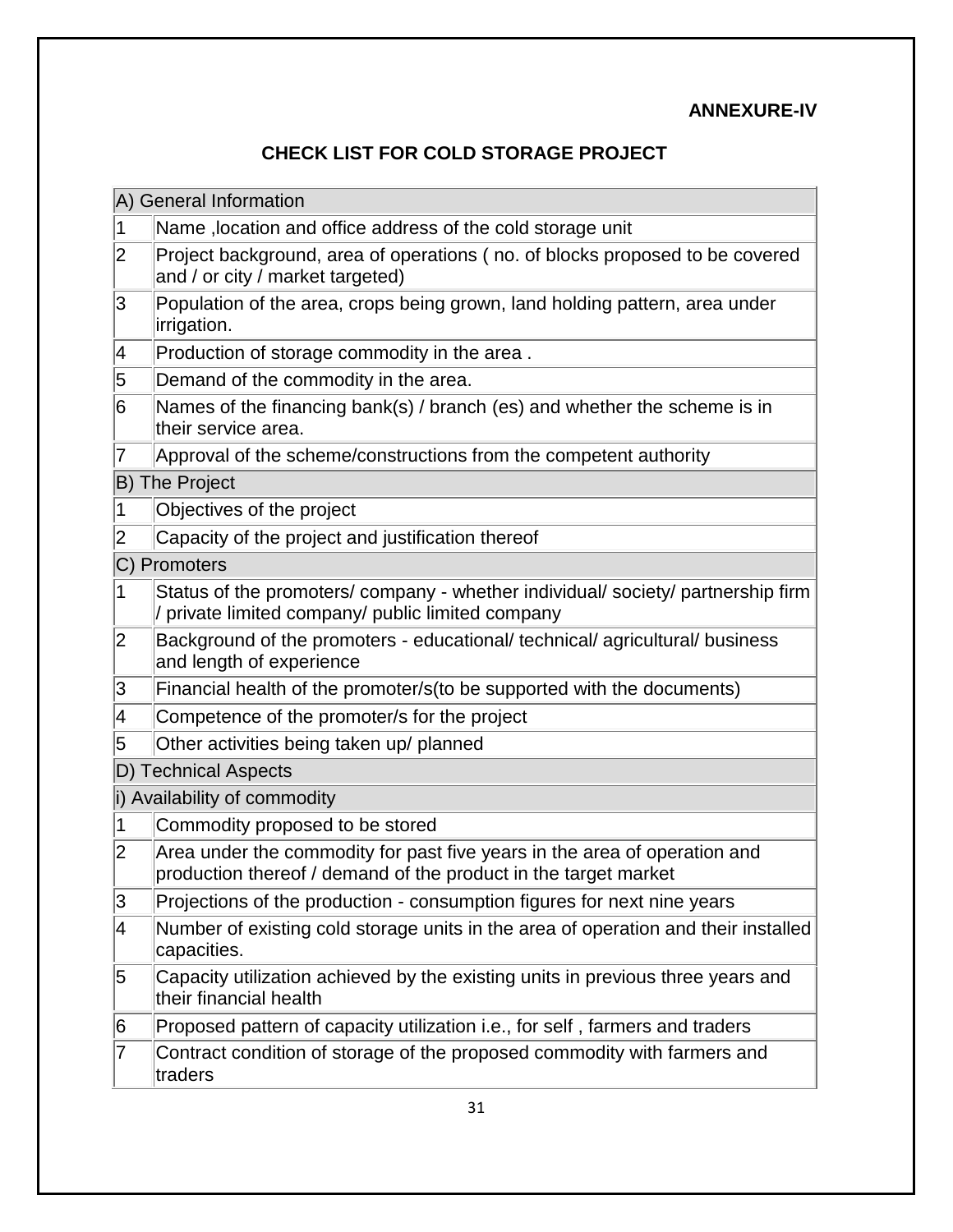**ANNEXURE-IV**

## CHECK LIST FOR COLD STORAGE PROJECT

| A) General Information | |
|---|---|
| 1 | Name ,location and office address of the cold storage unit |
| 2 | Project background, area of operations ( no. of blocks proposed to be covered and / or city / market targeted) |
| 3 | Population of the area, crops being grown, land holding pattern, area under irrigation. |
| 4 | Production of storage commodity in the area . |
| 5 | Demand of the commodity in the area. |
| 6 | Names of the financing bank(s) / branch (es) and whether the scheme is in their service area. |
| 7 | Approval of the scheme/constructions from the competent authority |
| B) The Project | |
| 1 | Objectives of the project |
| 2 | Capacity of the project and justification thereof |
| C) Promoters | |
| 1 | Status of the promoters/ company - whether individual/ society/ partnership firm / private limited company/ public limited company |
| 2 | Background of the promoters - educational/ technical/ agricultural/ business and length of experience |
| 3 | Financial health of the promoter/s(to be supported with the documents) |
| 4 | Competence of the promoter/s for the project |
| 5 | Other activities being taken up/ planned |
| D) Technical Aspects | |
| i) Availability of commodity | |
| 1 | Commodity proposed to be stored |
| 2 | Area under the commodity for past five years in the area of operation and production thereof / demand of the product in the target market |
| 3 | Projections of the production - consumption figures for next nine years |
| 4 | Number of existing cold storage units in the area of operation and their installed capacities. |
| 5 | Capacity utilization achieved by the existing units in previous three years and their financial health |
| 6 | Proposed pattern of capacity utilization i.e., for self , farmers and traders |
| 7 | Contract condition of storage of the proposed commodity with farmers and traders |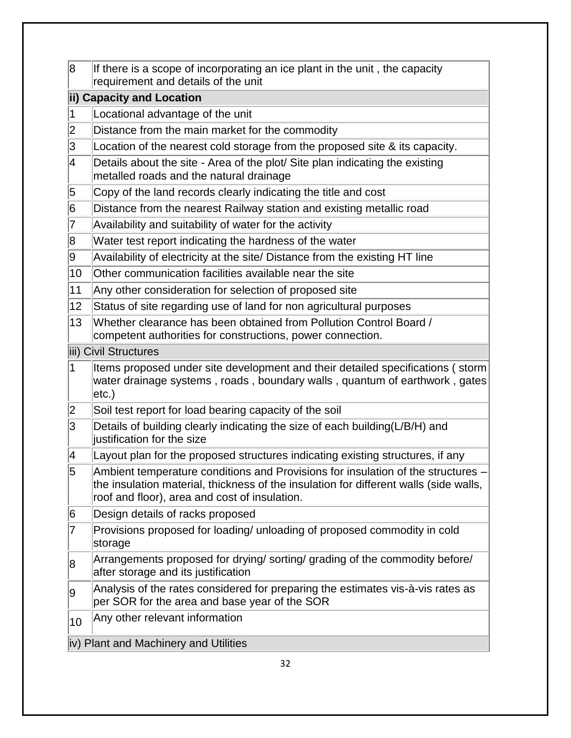| | |
|---|---|
| 8 | If there is a scope of incorporating an ice plant in the unit , the capacity requirement and details of the unit |
| **ii) Capacity and Location** | |
| 1 | Locational advantage of the unit |
| 2 | Distance from the main market for the commodity |
| 3 | Location of the nearest cold storage from the proposed site & its capacity. |
| 4 | Details about the site - Area of the plot/ Site plan indicating the existing metalled roads and the natural drainage |
| 5 | Copy of the land records clearly indicating the title and cost |
| 6 | Distance from the nearest Railway station and existing metallic road |
| 7 | Availability and suitability of water for the activity |
| 8 | Water test report indicating the hardness of the water |
| 9 | Availability of electricity at the site/ Distance from the existing HT line |
| 10 | Other communication facilities available near the site |
| 11 | Any other consideration for selection of proposed site |
| 12 | Status of site regarding use of land for non agricultural purposes |
| 13 | Whether clearance has been obtained from Pollution Control Board / competent authorities for constructions, power connection. |
| iii) Civil Structures | |
| 1 | Items proposed under site development and their detailed specifications ( storm water drainage systems , roads , boundary walls , quantum of earthwork , gates etc.) |
| 2 | Soil test report for load bearing capacity of the soil |
| 3 | Details of building clearly indicating the size of each building(L/B/H) and justification for the size |
| 4 | Layout plan for the proposed structures indicating existing structures, if any |
| 5 | Ambient temperature conditions and Provisions for insulation of the structures – the insulation material, thickness of the insulation for different walls (side walls, roof and floor), area and cost of insulation. |
| 6 | Design details of racks proposed |
| 7 | Provisions proposed for loading/ unloading of proposed commodity in cold storage |
| 8 | Arrangements proposed for drying/ sorting/ grading of the commodity before/ after storage and its justification |
| 9 | Analysis of the rates considered for preparing the estimates vis-à-vis rates as per SOR for the area and base year of the SOR |
| 10 | Any other relevant information |
| iv) Plant and Machinery and Utilities | |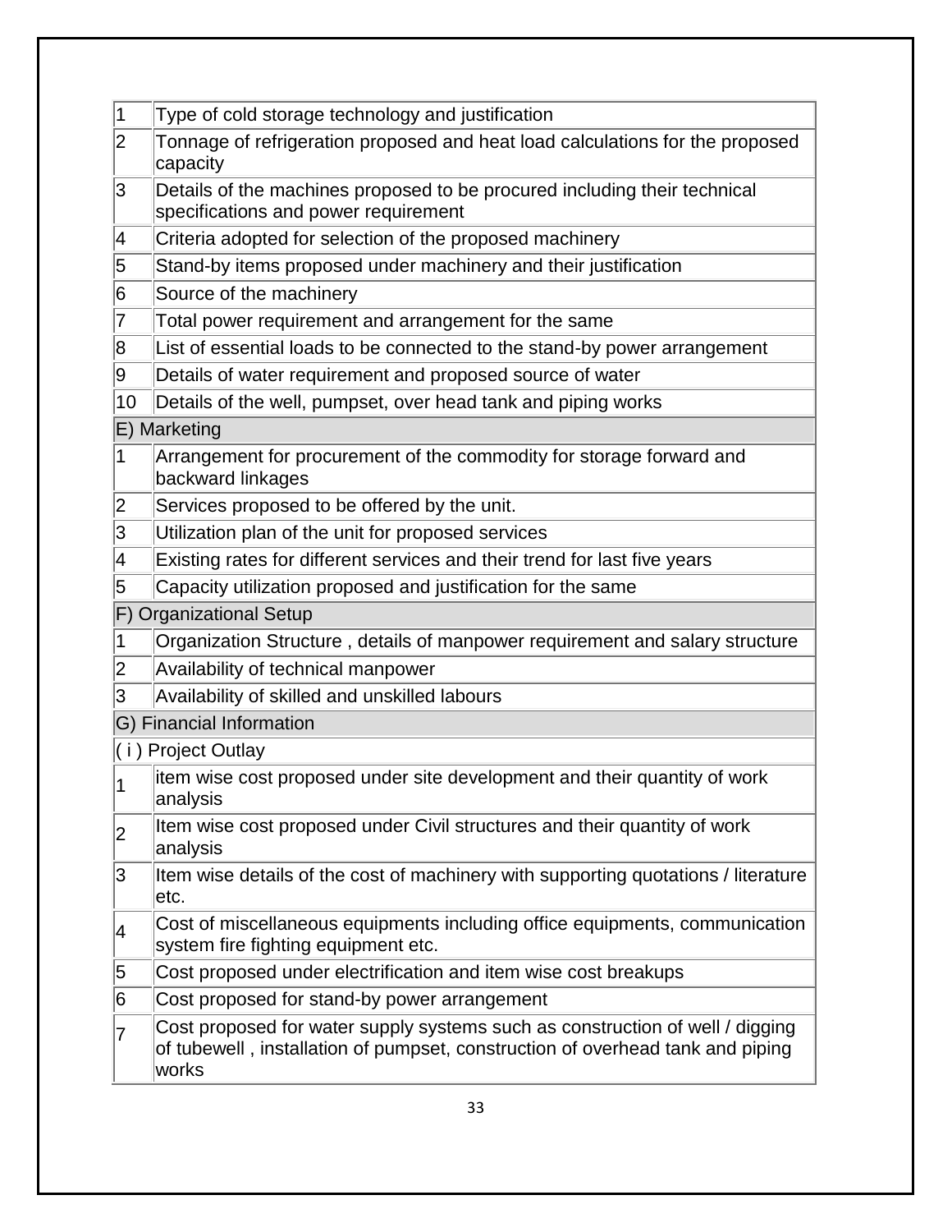| | |
|---|---|
| 1 | Type of cold storage technology and justification |
| 2 | Tonnage of refrigeration proposed and heat load calculations for the proposed capacity |
| 3 | Details of the machines proposed to be procured including their technical specifications and power requirement |
| 4 | Criteria adopted for selection of the proposed machinery |
| 5 | Stand-by items proposed under machinery and their justification |
| 6 | Source of the machinery |
| 7 | Total power requirement and arrangement for the same |
| 8 | List of essential loads to be connected to the stand-by power arrangement |
| 9 | Details of water requirement and proposed source of water |
| 10 | Details of the well, pumpset, over head tank and piping works |
| E) Marketing | |
| 1 | Arrangement for procurement of the commodity for storage forward and backward linkages |
| 2 | Services proposed to be offered by the unit. |
| 3 | Utilization plan of the unit for proposed services |
| 4 | Existing rates for different services and their trend for last five years |
| 5 | Capacity utilization proposed and justification for the same |
| F) Organizational Setup | |
| 1 | Organization Structure , details of manpower requirement and salary structure |
| 2 | Availability of technical manpower |
| 3 | Availability of skilled and unskilled labours |
| G) Financial Information | |
| ( i ) Project Outlay | |
| 1 | item wise cost proposed under site development and their quantity of work analysis |
| 2 | Item wise cost proposed under Civil structures and their quantity of work analysis |
| 3 | Item wise details of the cost of machinery with supporting quotations / literature etc. |
| 4 | Cost of miscellaneous equipments including office equipments, communication system fire fighting equipment etc. |
| 5 | Cost proposed under electrification and item wise cost breakups |
| 6 | Cost proposed for stand-by power arrangement |
| 7 | Cost proposed for water supply systems such as construction of well / digging of tubewell , installation of pumpset, construction of overhead tank and piping works |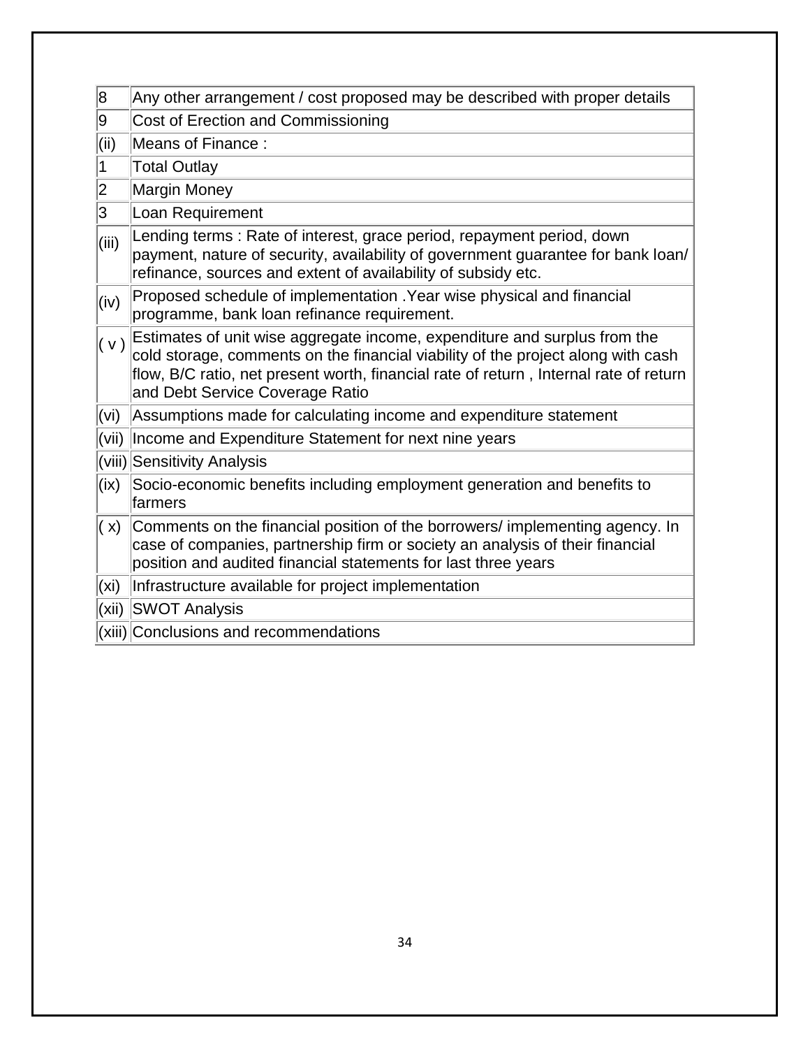| | |
|---|---|
| 8 | Any other arrangement / cost proposed may be described with proper details |
| 9 | Cost of Erection and Commissioning |
| (ii) | Means of Finance : |
| 1 | Total Outlay |
| 2 | Margin Money |
| 3 | Loan Requirement |
| (iii) | Lending terms : Rate of interest, grace period, repayment period, down payment, nature of security, availability of government guarantee for bank loan/ refinance, sources and extent of availability of subsidy etc. |
| (iv) | Proposed schedule of implementation .Year wise physical and financial programme, bank loan refinance requirement. |
| ( v ) | Estimates of unit wise aggregate income, expenditure and surplus from the cold storage, comments on the financial viability of the project along with cash flow, B/C ratio, net present worth, financial rate of return , Internal rate of return and Debt Service Coverage Ratio |
| (vi) | Assumptions made for calculating income and expenditure statement |
| (vii) | Income and Expenditure Statement for next nine years |
| (viii) | Sensitivity Analysis |
| (ix) | Socio-economic benefits including employment generation and benefits to farmers |
| ( x) | Comments on the financial position of the borrowers/ implementing agency. In case of companies, partnership firm or society an analysis of their financial position and audited financial statements for last three years |
| (xi) | Infrastructure available for project implementation |
| (xii) | SWOT Analysis |
| (xiii) | Conclusions and recommendations |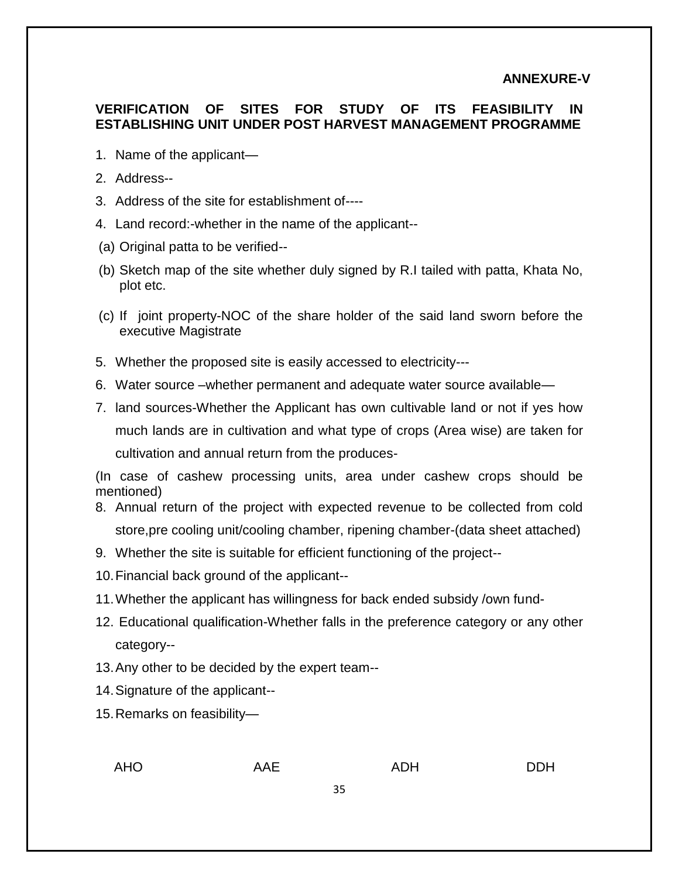**ANNEXURE-V**

**VERIFICATION OF SITES FOR STUDY OF ITS FEASIBILITY IN ESTABLISHING UNIT UNDER POST HARVEST MANAGEMENT PROGRAMME**

1. Name of the applicant—
2. Address--
3. Address of the site for establishment of----
4. Land record:-whether in the name of the applicant--

(a) Original patta to be verified--

(b) Sketch map of the site whether duly signed by R.I tailed with patta, Khata No, plot etc.

(c) If joint property-NOC of the share holder of the said land sworn before the executive Magistrate

5. Whether the proposed site is easily accessed to electricity---
6. Water source –whether permanent and adequate water source available—
7. land sources-Whether the Applicant has own cultivable land or not if yes how much lands are in cultivation and what type of crops (Area wise) are taken for cultivation and annual return from the produces-

(In case of cashew processing units, area under cashew crops should be mentioned)

8. Annual return of the project with expected revenue to be collected from cold store,pre cooling unit/cooling chamber, ripening chamber-(data sheet attached)
9. Whether the site is suitable for efficient functioning of the project--
10. Financial back ground of the applicant--
11. Whether the applicant has willingness for back ended subsidy /own fund-
12. Educational qualification-Whether falls in the preference category or any other category--
13. Any other to be decided by the expert team--
14. Signature of the applicant--
15. Remarks on feasibility—

AHO AAE ADH DDH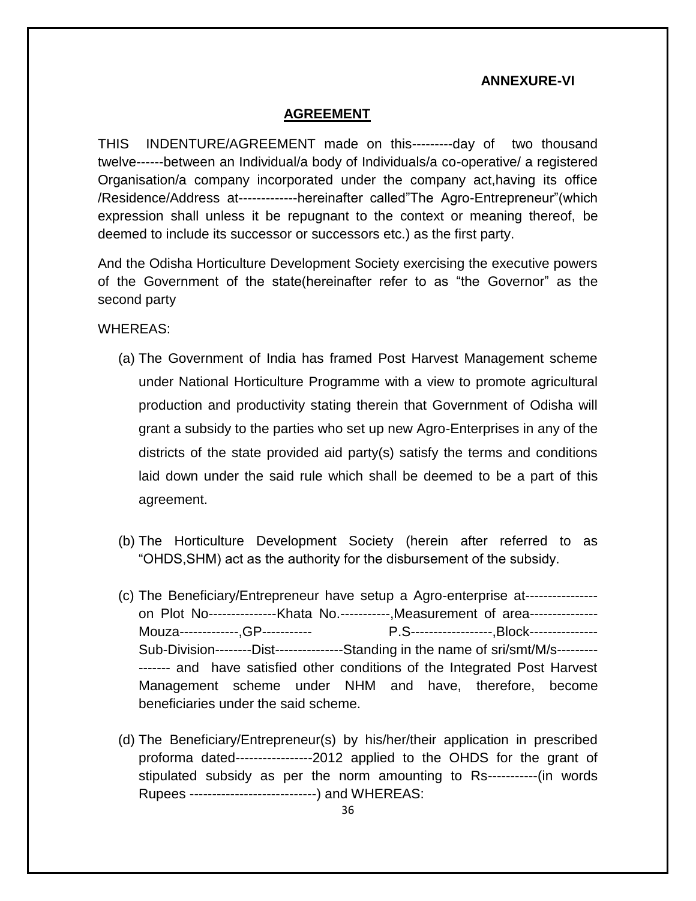**ANNEXURE-VI**

## AGREEMENT

THIS INDENTURE/AGREEMENT made on this---------day of two thousand twelve------between an Individual/a body of Individuals/a co-operative/ a registered Organisation/a company incorporated under the company act,having its office /Residence/Address at-------------hereinafter called"The Agro-Entrepreneur"(which expression shall unless it be repugnant to the context or meaning thereof, be deemed to include its successor or successors etc.) as the first party.

And the Odisha Horticulture Development Society exercising the executive powers of the Government of the state(hereinafter refer to as "the Governor" as the second party

WHEREAS:

(a) The Government of India has framed Post Harvest Management scheme under National Horticulture Programme with a view to promote agricultural production and productivity stating therein that Government of Odisha will grant a subsidy to the parties who set up new Agro-Enterprises in any of the districts of the state provided aid party(s) satisfy the terms and conditions laid down under the said rule which shall be deemed to be a part of this agreement.

(b) The Horticulture Development Society (herein after referred to as "OHDS,SHM) act as the authority for the disbursement of the subsidy.

(c) The Beneficiary/Entrepreneur have setup a Agro-enterprise at---------------- on Plot No---------------Khata No.-----------,Measurement of area--------------- Mouza-------------,GP----------- P.S------------------,Block--------------- Sub-Division--------Dist---------------Standing in the name of sri/smt/M/s---------------- and have satisfied other conditions of the Integrated Post Harvest Management scheme under NHM and have, therefore, become beneficiaries under the said scheme.

(d) The Beneficiary/Entrepreneur(s) by his/her/their application in prescribed proforma dated-----------------2012 applied to the OHDS for the grant of stipulated subsidy as per the norm amounting to Rs-----------(in words Rupees ----------------------------) and WHEREAS: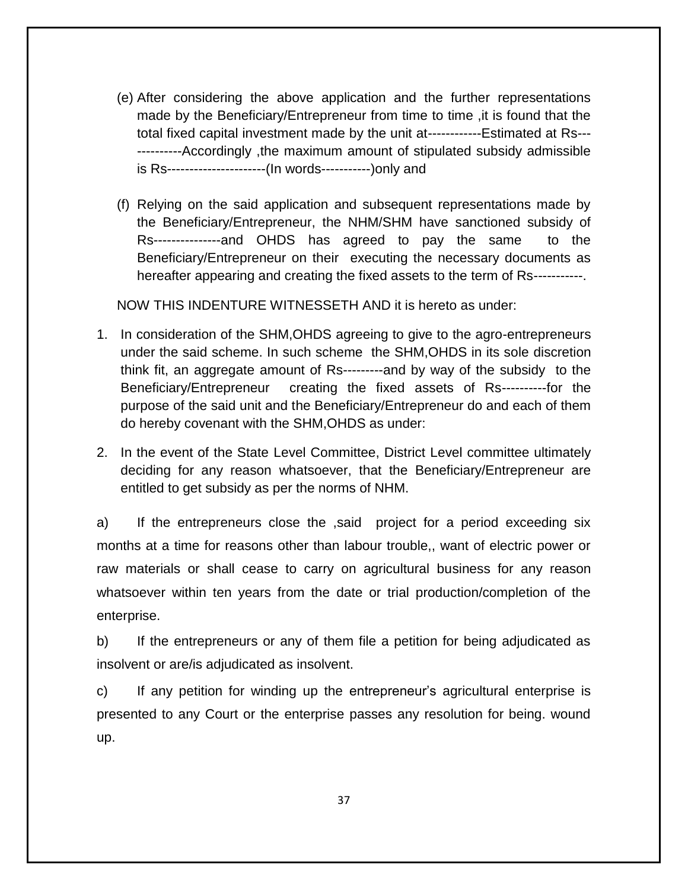(e) After considering the above application and the further representations made by the Beneficiary/Entrepreneur from time to time ,it is found that the total fixed capital investment made by the unit at------------Estimated at Rs-------------Accordingly ,the maximum amount of stipulated subsidy admissible is Rs---------------------(In words-----------)only and

(f) Relying on the said application and subsequent representations made by the Beneficiary/Entrepreneur, the NHM/SHM have sanctioned subsidy of Rs---------------and OHDS has agreed to pay the same to the Beneficiary/Entrepreneur on their executing the necessary documents as hereafter appearing and creating the fixed assets to the term of Rs-----------.

NOW THIS INDENTURE WITNESSETH AND it is hereto as under:

1. In consideration of the SHM,OHDS agreeing to give to the agro-entrepreneurs under the said scheme. In such scheme the SHM,OHDS in its sole discretion think fit, an aggregate amount of Rs---------and by way of the subsidy to the Beneficiary/Entrepreneur creating the fixed assets of Rs----------for the purpose of the said unit and the Beneficiary/Entrepreneur do and each of them do hereby covenant with the SHM,OHDS as under:

2. In the event of the State Level Committee, District Level committee ultimately deciding for any reason whatsoever, that the Beneficiary/Entrepreneur are entitled to get subsidy as per the norms of NHM.

a) If the entrepreneurs close the ,said project for a period exceeding six months at a time for reasons other than labour trouble,, want of electric power or raw materials or shall cease to carry on agricultural business for any reason whatsoever within ten years from the date or trial production/completion of the enterprise.

b) If the entrepreneurs or any of them file a petition for being adjudicated as insolvent or are/is adjudicated as insolvent.

c) If any petition for winding up the entrepreneur's agricultural enterprise is presented to any Court or the enterprise passes any resolution for being. wound up.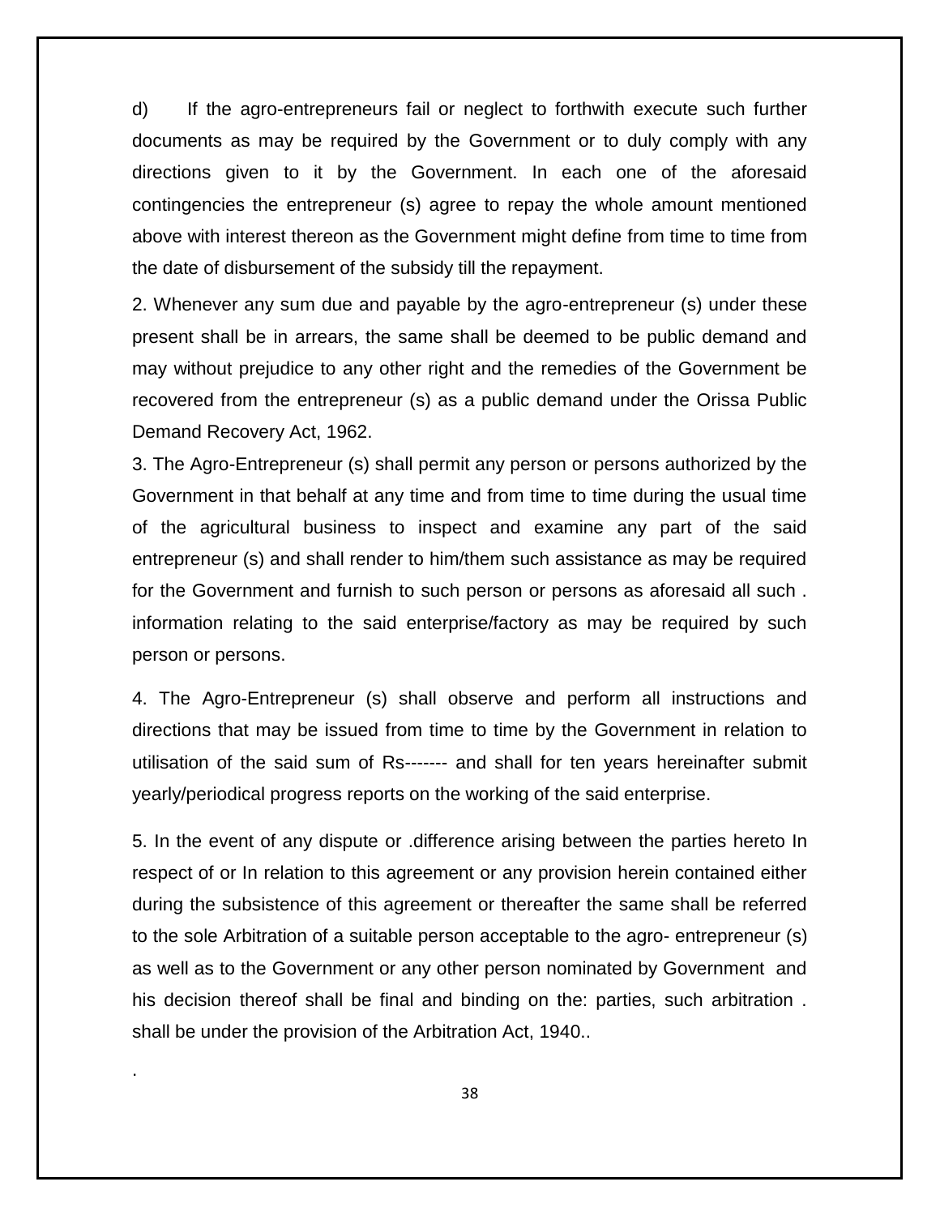d) If the agro-entrepreneurs fail or neglect to forthwith execute such further documents as may be required by the Government or to duly comply with any directions given to it by the Government. In each one of the aforesaid contingencies the entrepreneur (s) agree to repay the whole amount mentioned above with interest thereon as the Government might define from time to time from the date of disbursement of the subsidy till the repayment.

2. Whenever any sum due and payable by the agro-entrepreneur (s) under these present shall be in arrears, the same shall be deemed to be public demand and may without prejudice to any other right and the remedies of the Government be recovered from the entrepreneur (s) as a public demand under the Orissa Public Demand Recovery Act, 1962.

3. The Agro-Entrepreneur (s) shall permit any person or persons authorized by the Government in that behalf at any time and from time to time during the usual time of the agricultural business to inspect and examine any part of the said entrepreneur (s) and shall render to him/them such assistance as may be required for the Government and furnish to such person or persons as aforesaid all such . information relating to the said enterprise/factory as may be required by such person or persons.

4. The Agro-Entrepreneur (s) shall observe and perform all instructions and directions that may be issued from time to time by the Government in relation to utilisation of the said sum of Rs------- and shall for ten years hereinafter submit yearly/periodical progress reports on the working of the said enterprise.

5. In the event of any dispute or .difference arising between the parties hereto In respect of or In relation to this agreement or any provision herein contained either during the subsistence of this agreement or thereafter the same shall be referred to the sole Arbitration of a suitable person acceptable to the agro- entrepreneur (s) as well as to the Government or any other person nominated by Government and his decision thereof shall be final and binding on the: parties, such arbitration . shall be under the provision of the Arbitration Act, 1940..

.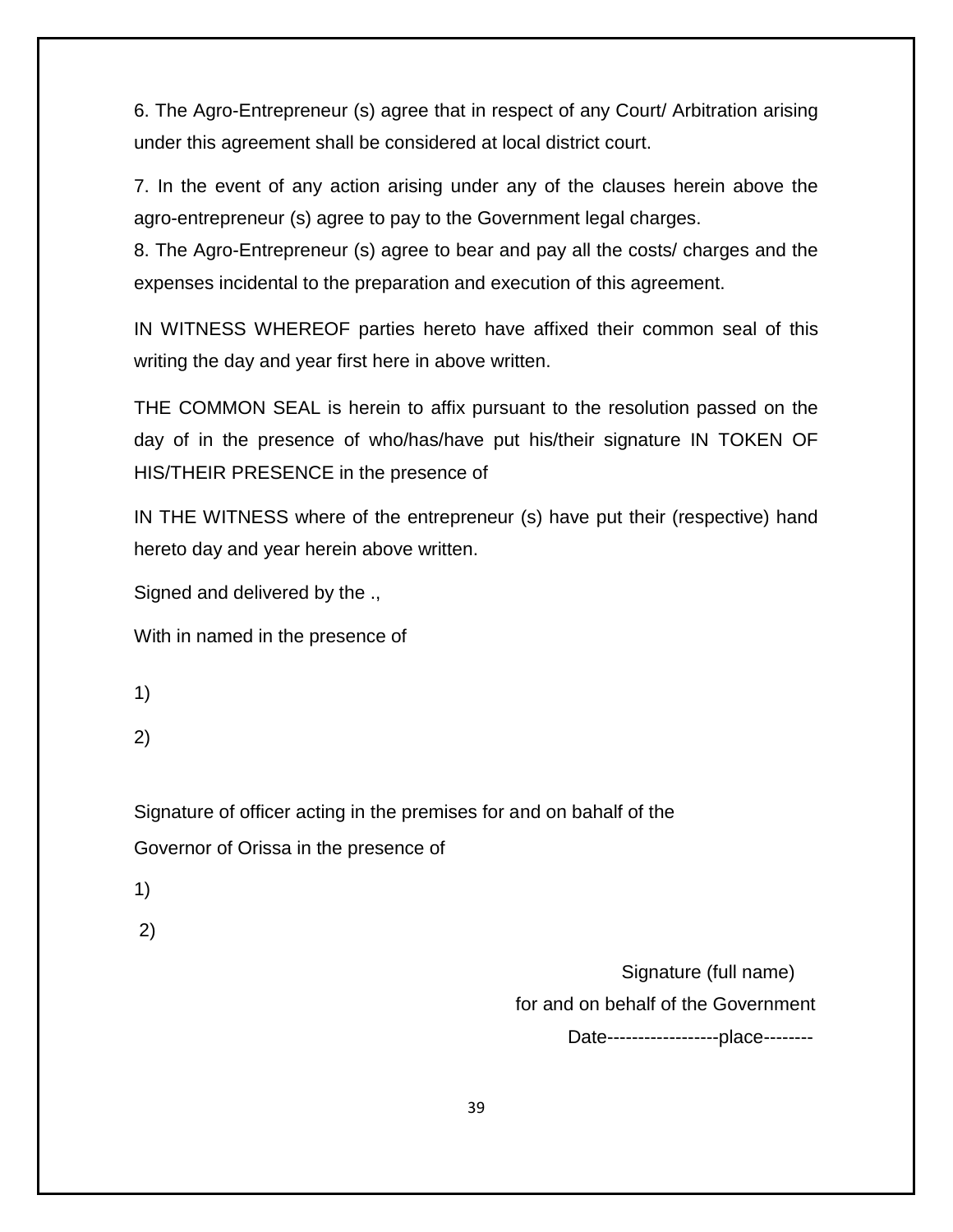6. The Agro-Entrepreneur (s) agree that in respect of any Court/ Arbitration arising under this agreement shall be considered at local district court.

7. In the event of any action arising under any of the clauses herein above the agro-entrepreneur (s) agree to pay to the Government legal charges.

8. The Agro-Entrepreneur (s) agree to bear and pay all the costs/ charges and the expenses incidental to the preparation and execution of this agreement.

IN WITNESS WHEREOF parties hereto have affixed their common seal of this writing the day and year first here in above written.

THE COMMON SEAL is herein to affix pursuant to the resolution passed on the day of in the presence of who/has/have put his/their signature IN TOKEN OF HIS/THEIR PRESENCE in the presence of

IN THE WITNESS where of the entrepreneur (s) have put their (respective) hand hereto day and year herein above written.

Signed and delivered by the .,

With in named in the presence of

1)

2)

Signature of officer acting in the premises for and on bahalf of the Governor of Orissa in the presence of

1)

2)

Signature (full name)

for and on behalf of the Government

Date------------------place--------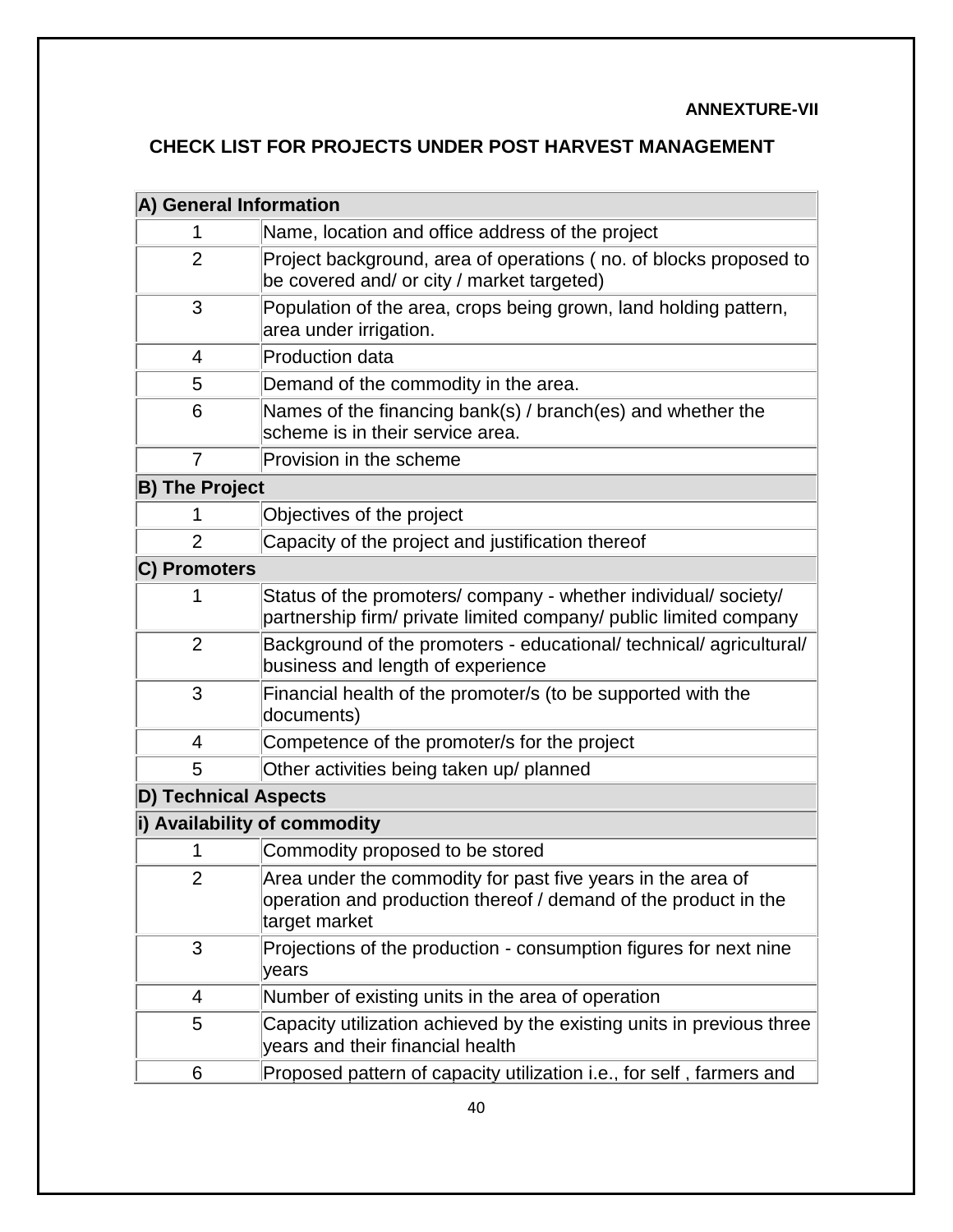**ANNEXTURE-VII**

## CHECK LIST FOR PROJECTS UNDER POST HARVEST MANAGEMENT

| **A) General Information** | |
|---|---|
| 1 | Name, location and office address of the project |
| 2 | Project background, area of operations ( no. of blocks proposed to be covered and/ or city / market targeted) |
| 3 | Population of the area, crops being grown, land holding pattern, area under irrigation. |
| 4 | Production data |
| 5 | Demand of the commodity in the area. |
| 6 | Names of the financing bank(s) / branch(es) and whether the scheme is in their service area. |
| 7 | Provision in the scheme |
| **B) The Project** | |
| 1 | Objectives of the project |
| 2 | Capacity of the project and justification thereof |
| **C) Promoters** | |
| 1 | Status of the promoters/ company - whether individual/ society/ partnership firm/ private limited company/ public limited company |
| 2 | Background of the promoters - educational/ technical/ agricultural/ business and length of experience |
| 3 | Financial health of the promoter/s (to be supported with the documents) |
| 4 | Competence of the promoter/s for the project |
| 5 | Other activities being taken up/ planned |
| **D) Technical Aspects** | |
| **i) Availability of commodity** | |
| 1 | Commodity proposed to be stored |
| 2 | Area under the commodity for past five years in the area of operation and production thereof / demand of the product in the target market |
| 3 | Projections of the production - consumption figures for next nine years |
| 4 | Number of existing units in the area of operation |
| 5 | Capacity utilization achieved by the existing units in previous three years and their financial health |
| 6 | Proposed pattern of capacity utilization i.e., for self , farmers and |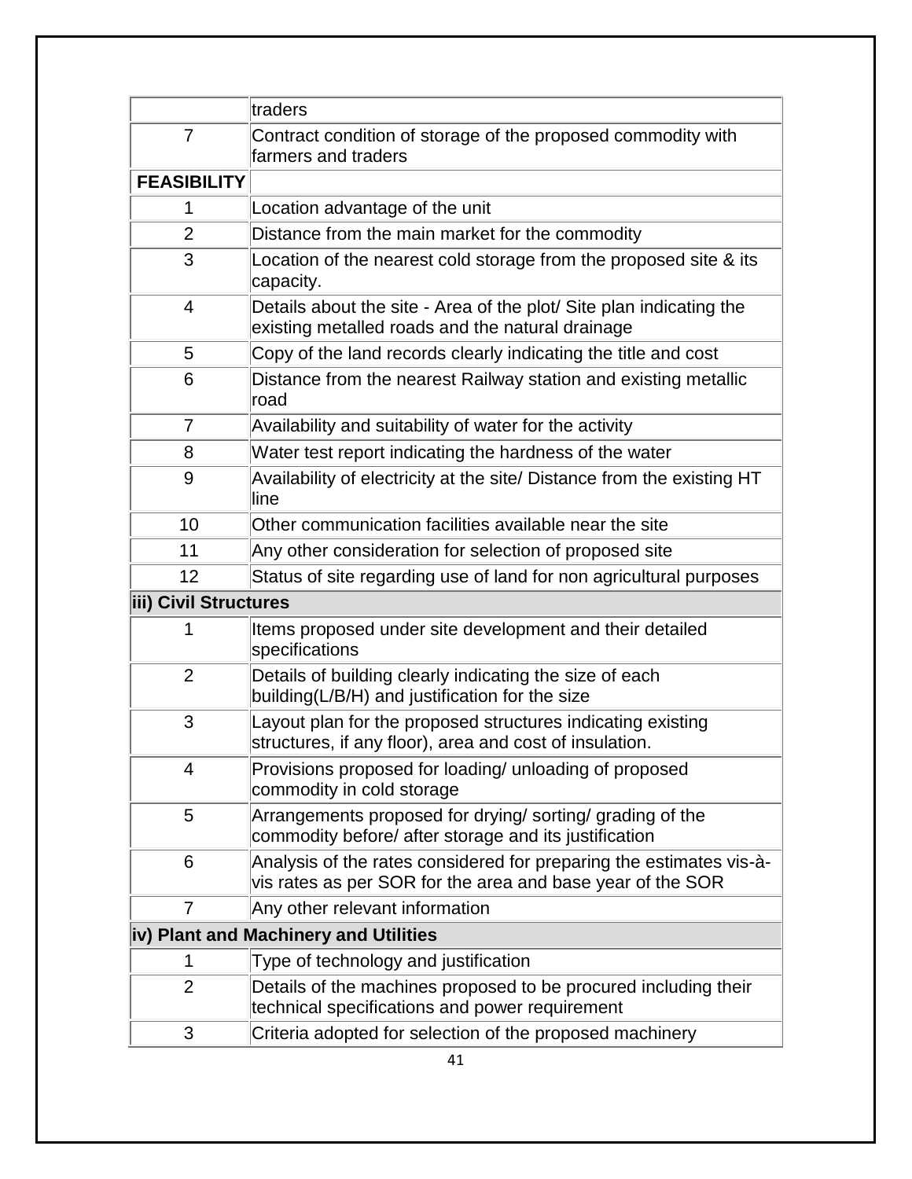| | traders |
|---|---|
| 7 | Contract condition of storage of the proposed commodity with farmers and traders |
| **FEASIBILITY** | |
| 1 | Location advantage of the unit |
| 2 | Distance from the main market for the commodity |
| 3 | Location of the nearest cold storage from the proposed site & its capacity. |
| 4 | Details about the site - Area of the plot/ Site plan indicating the existing metalled roads and the natural drainage |
| 5 | Copy of the land records clearly indicating the title and cost |
| 6 | Distance from the nearest Railway station and existing metallic road |
| 7 | Availability and suitability of water for the activity |
| 8 | Water test report indicating the hardness of the water |
| 9 | Availability of electricity at the site/ Distance from the existing HT line |
| 10 | Other communication facilities available near the site |
| 11 | Any other consideration for selection of proposed site |
| 12 | Status of site regarding use of land for non agricultural purposes |
| **iii) Civil Structures** | |
| 1 | Items proposed under site development and their detailed specifications |
| 2 | Details of building clearly indicating the size of each building(L/B/H) and justification for the size |
| 3 | Layout plan for the proposed structures indicating existing structures, if any floor), area and cost of insulation. |
| 4 | Provisions proposed for loading/ unloading of proposed commodity in cold storage |
| 5 | Arrangements proposed for drying/ sorting/ grading of the commodity before/ after storage and its justification |
| 6 | Analysis of the rates considered for preparing the estimates vis-à-vis rates as per SOR for the area and base year of the SOR |
| 7 | Any other relevant information |
| **iv) Plant and Machinery and Utilities** | |
| 1 | Type of technology and justification |
| 2 | Details of the machines proposed to be procured including their technical specifications and power requirement |
| 3 | Criteria adopted for selection of the proposed machinery |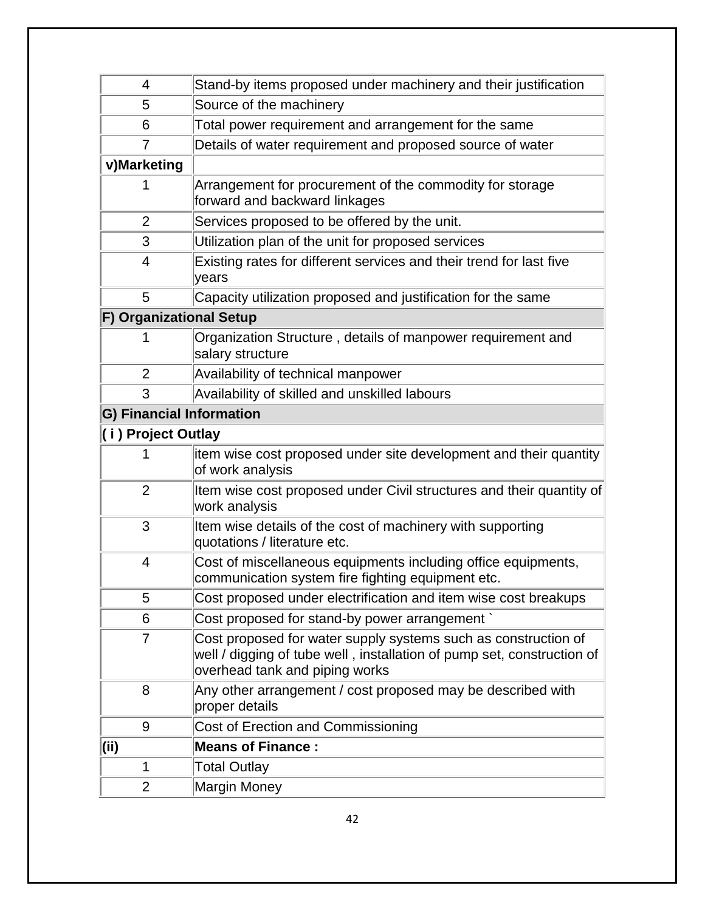| | |
|---|---|
| 4 | Stand-by items proposed under machinery and their justification |
| 5 | Source of the machinery |
| 6 | Total power requirement and arrangement for the same |
| 7 | Details of water requirement and proposed source of water |
| **v)Marketing** | |
| 1 | Arrangement for procurement of the commodity for storage forward and backward linkages |
| 2 | Services proposed to be offered by the unit. |
| 3 | Utilization plan of the unit for proposed services |
| 4 | Existing rates for different services and their trend for last five years |
| 5 | Capacity utilization proposed and justification for the same |
| **F) Organizational Setup** | |
| 1 | Organization Structure , details of manpower requirement and salary structure |
| 2 | Availability of technical manpower |
| 3 | Availability of skilled and unskilled labours |
| **G) Financial Information** | |
| **( i ) Project Outlay** | |
| 1 | item wise cost proposed under site development and their quantity of work analysis |
| 2 | Item wise cost proposed under Civil structures and their quantity of work analysis |
| 3 | Item wise details of the cost of machinery with supporting quotations / literature etc. |
| 4 | Cost of miscellaneous equipments including office equipments, communication system fire fighting equipment etc. |
| 5 | Cost proposed under electrification and item wise cost breakups |
| 6 | Cost proposed for stand-by power arrangement ` |
| 7 | Cost proposed for water supply systems such as construction of well / digging of tube well , installation of pump set, construction of overhead tank and piping works |
| 8 | Any other arrangement / cost proposed may be described with proper details |
| 9 | Cost of Erection and Commissioning |
| **(ii)** | **Means of Finance :** |
| 1 | Total Outlay |
| 2 | Margin Money |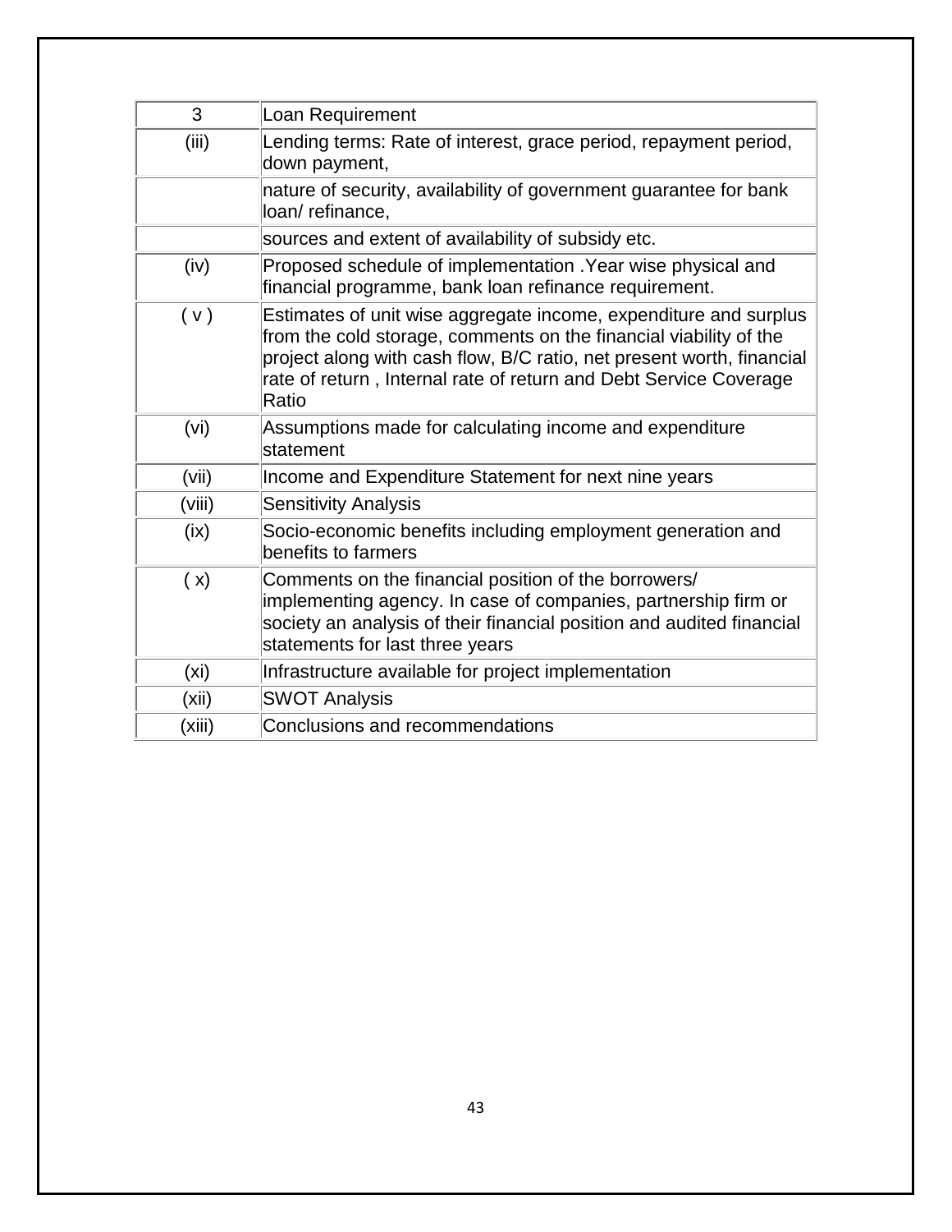| 3 | Loan Requirement |
|---|---|
| (iii) | Lending terms: Rate of interest, grace period, repayment period, down payment, |
| | nature of security, availability of government guarantee for bank loan/ refinance, |
| | sources and extent of availability of subsidy etc. |
| (iv) | Proposed schedule of implementation .Year wise physical and financial programme, bank loan refinance requirement. |
| ( v ) | Estimates of unit wise aggregate income, expenditure and surplus from the cold storage, comments on the financial viability of the project along with cash flow, B/C ratio, net present worth, financial rate of return , Internal rate of return and Debt Service Coverage Ratio |
| (vi) | Assumptions made for calculating income and expenditure statement |
| (vii) | Income and Expenditure Statement for next nine years |
| (viii) | Sensitivity Analysis |
| (ix) | Socio-economic benefits including employment generation and benefits to farmers |
| ( x) | Comments on the financial position of the borrowers/ implementing agency. In case of companies, partnership firm or society an analysis of their financial position and audited financial statements for last three years |
| (xi) | Infrastructure available for project implementation |
| (xii) | SWOT Analysis |
| (xiii) | Conclusions and recommendations |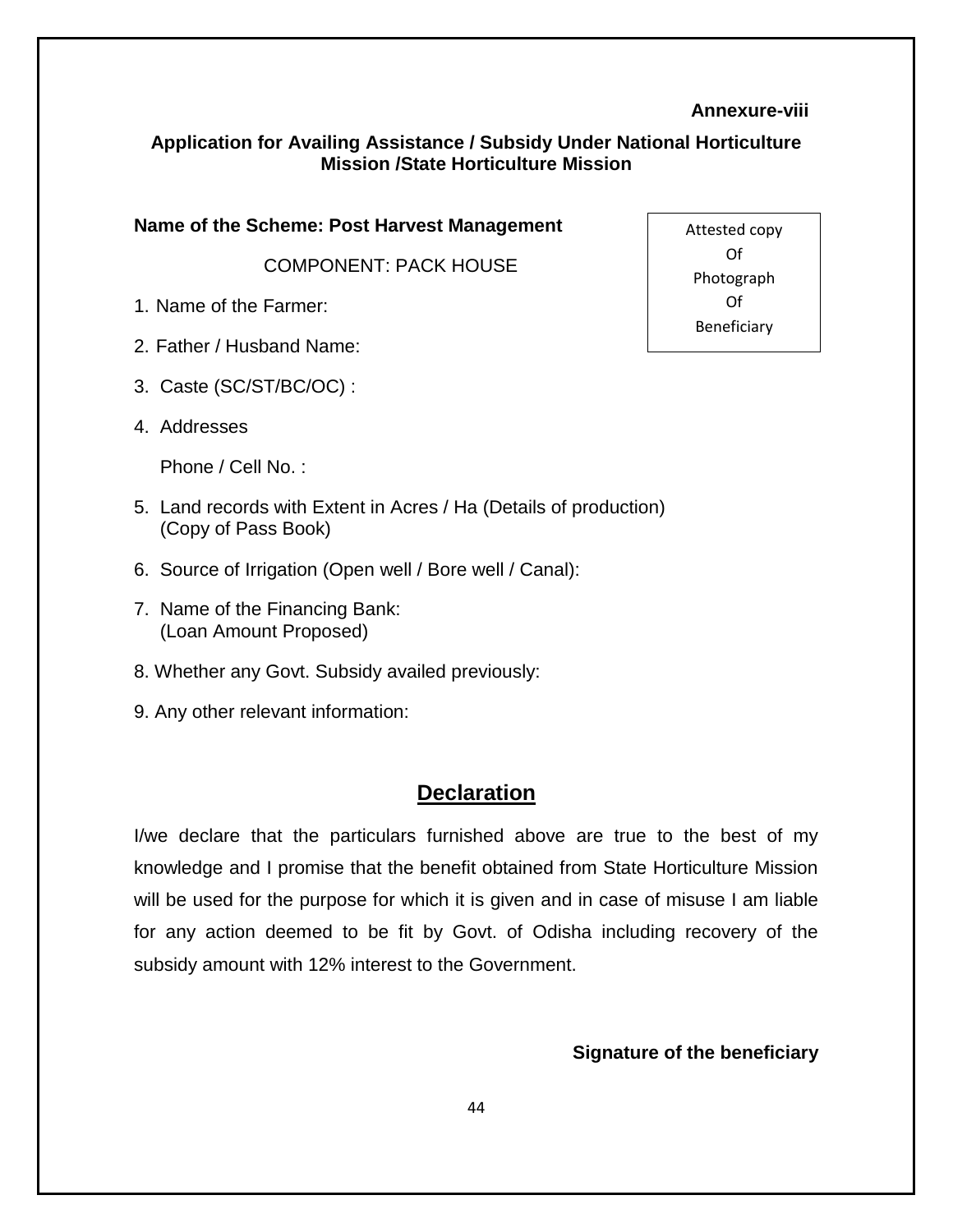**Annexure-viii**

## Application for Availing Assistance / Subsidy Under National Horticulture Mission /State Horticulture Mission

**Name of the Scheme: Post Harvest Management**

COMPONENT: PACK HOUSE

| Attested copy Of Photograph Of Beneficiary |
|---|

1. Name of the Farmer:
2. Father / Husband Name:
3. Caste (SC/ST/BC/OC) :
4. Addresses

   Phone / Cell No. :
5. Land records with Extent in Acres / Ha (Details of production)
   (Copy of Pass Book)
6. Source of Irrigation (Open well / Bore well / Canal):
7. Name of the Financing Bank:
   (Loan Amount Proposed)
8. Whether any Govt. Subsidy availed previously:
9. Any other relevant information:

## Declaration

I/we declare that the particulars furnished above are true to the best of my knowledge and I promise that the benefit obtained from State Horticulture Mission will be used for the purpose for which it is given and in case of misuse I am liable for any action deemed to be fit by Govt. of Odisha including recovery of the subsidy amount with 12% interest to the Government.

**Signature of the beneficiary**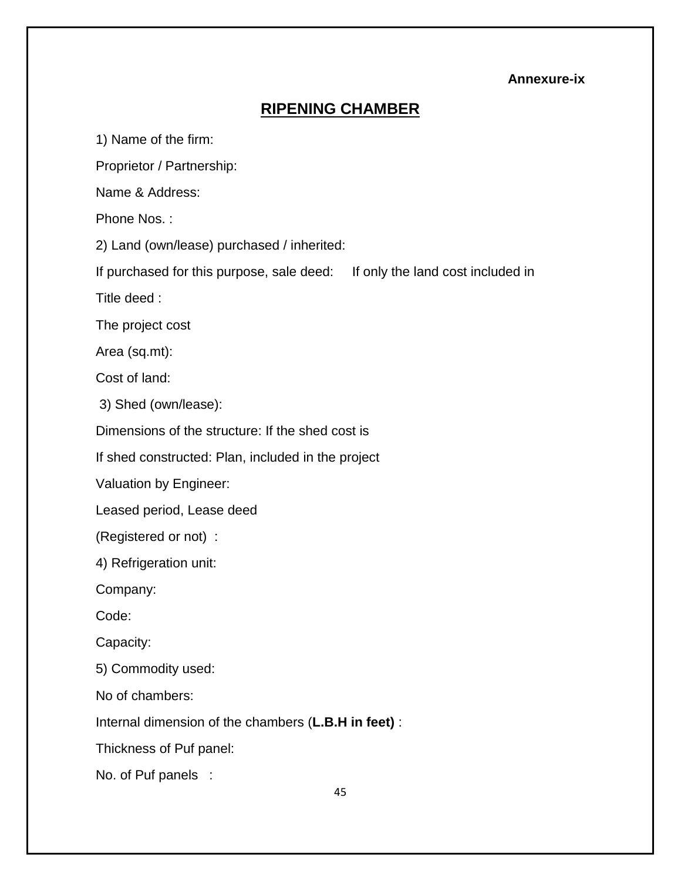**Annexure-ix**

# RIPENING CHAMBER

1) Name of the firm:

Proprietor / Partnership:

Name & Address:

Phone Nos. :

2) Land (own/lease) purchased / inherited:

If purchased for this purpose, sale deed: If only the land cost included in

Title deed :

The project cost

Area (sq.mt):

Cost of land:

3) Shed (own/lease):

Dimensions of the structure: If the shed cost is

If shed constructed: Plan, included in the project

Valuation by Engineer:

Leased period, Lease deed

(Registered or not) :

4) Refrigeration unit:

Company:

Code:

Capacity:

5) Commodity used:

No of chambers:

Internal dimension of the chambers (**L.B.H in feet)** :

Thickness of Puf panel:

No. of Puf panels :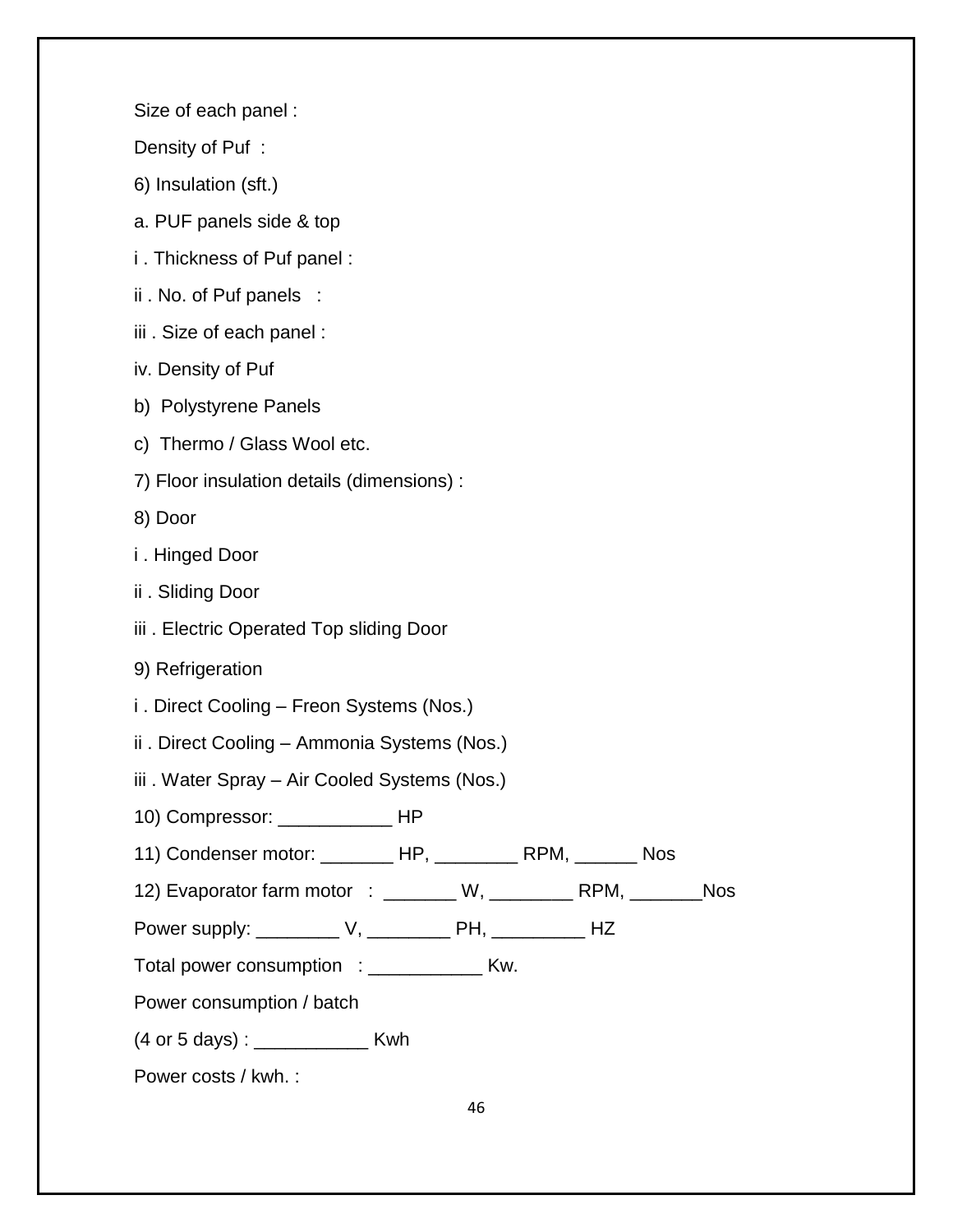Size of each panel :

Density of Puf :

6) Insulation (sft.)

a. PUF panels side & top

i . Thickness of Puf panel :

ii . No. of Puf panels :

iii . Size of each panel :

iv. Density of Puf

b) Polystyrene Panels

c) Thermo / Glass Wool etc.

7) Floor insulation details (dimensions) :

8) Door

i . Hinged Door

ii . Sliding Door

iii . Electric Operated Top sliding Door

9) Refrigeration

i . Direct Cooling – Freon Systems (Nos.)

ii . Direct Cooling – Ammonia Systems (Nos.)

iii . Water Spray – Air Cooled Systems (Nos.)

10) Compressor: ___________ HP

11) Condenser motor: _______ HP, ________ RPM, ______ Nos

12) Evaporator farm motor : _______ W, ________ RPM, _______Nos

Power supply: ________ V, ________ PH, _________ HZ

Total power consumption : ___________ Kw.

Power consumption / batch

(4 or 5 days) : ___________ Kwh

Power costs / kwh. :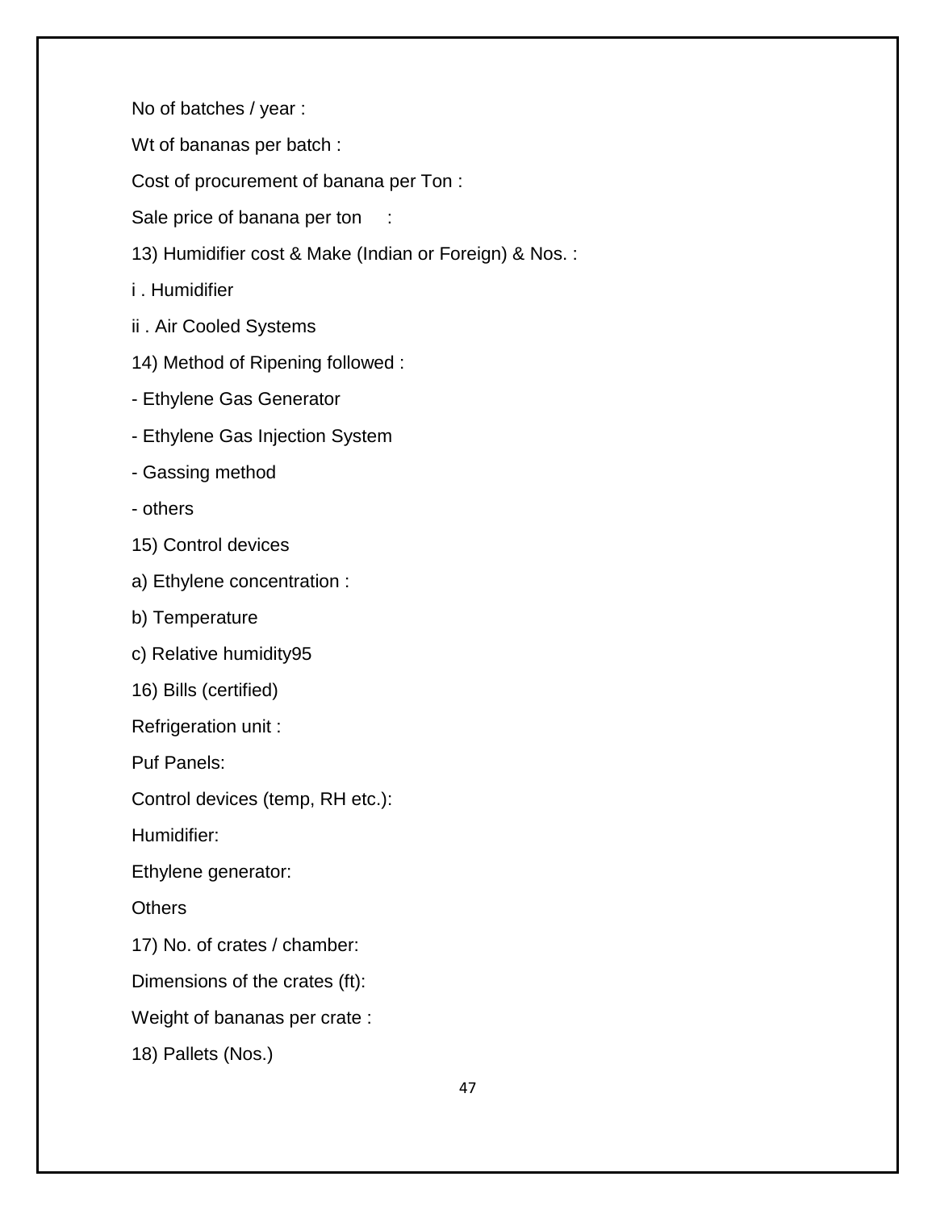No of batches / year :

Wt of bananas per batch :

Cost of procurement of banana per Ton :

Sale price of banana per ton :

13) Humidifier cost & Make (Indian or Foreign) & Nos. :

i . Humidifier

ii . Air Cooled Systems

14) Method of Ripening followed :

- Ethylene Gas Generator
- Ethylene Gas Injection System
- Gassing method
- others

15) Control devices

a) Ethylene concentration :

b) Temperature

c) Relative humidity95

16) Bills (certified)

Refrigeration unit :

Puf Panels:

Control devices (temp, RH etc.):

Humidifier:

Ethylene generator:

Others

17) No. of crates / chamber:

Dimensions of the crates (ft):

Weight of bananas per crate :

18) Pallets (Nos.)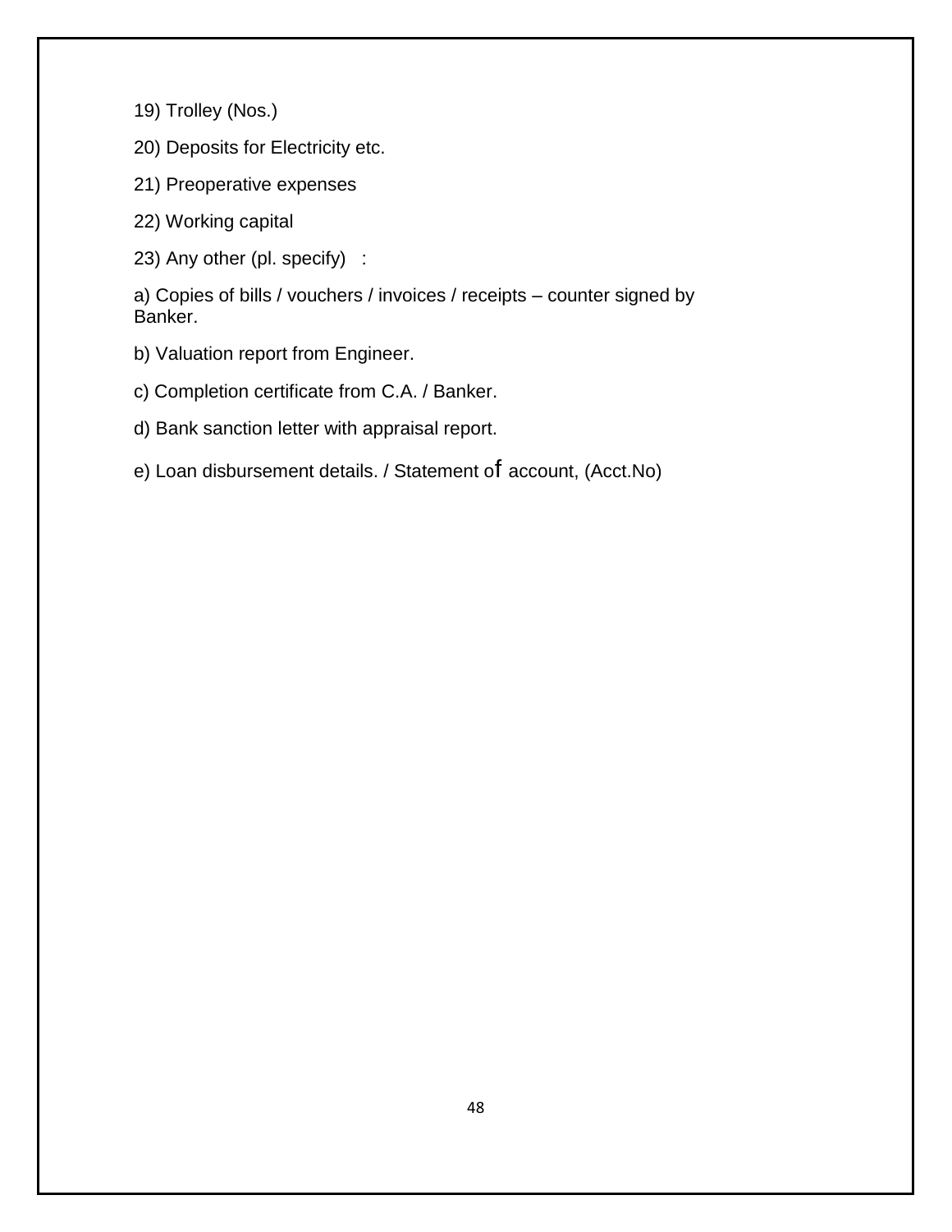19) Trolley (Nos.)

20) Deposits for Electricity etc.

21) Preoperative expenses

22) Working capital

23) Any other (pl. specify) :

a) Copies of bills / vouchers / invoices / receipts – counter signed by Banker.

b) Valuation report from Engineer.

c) Completion certificate from C.A. / Banker.

d) Bank sanction letter with appraisal report.

e) Loan disbursement details. / Statement of account, (Acct.No)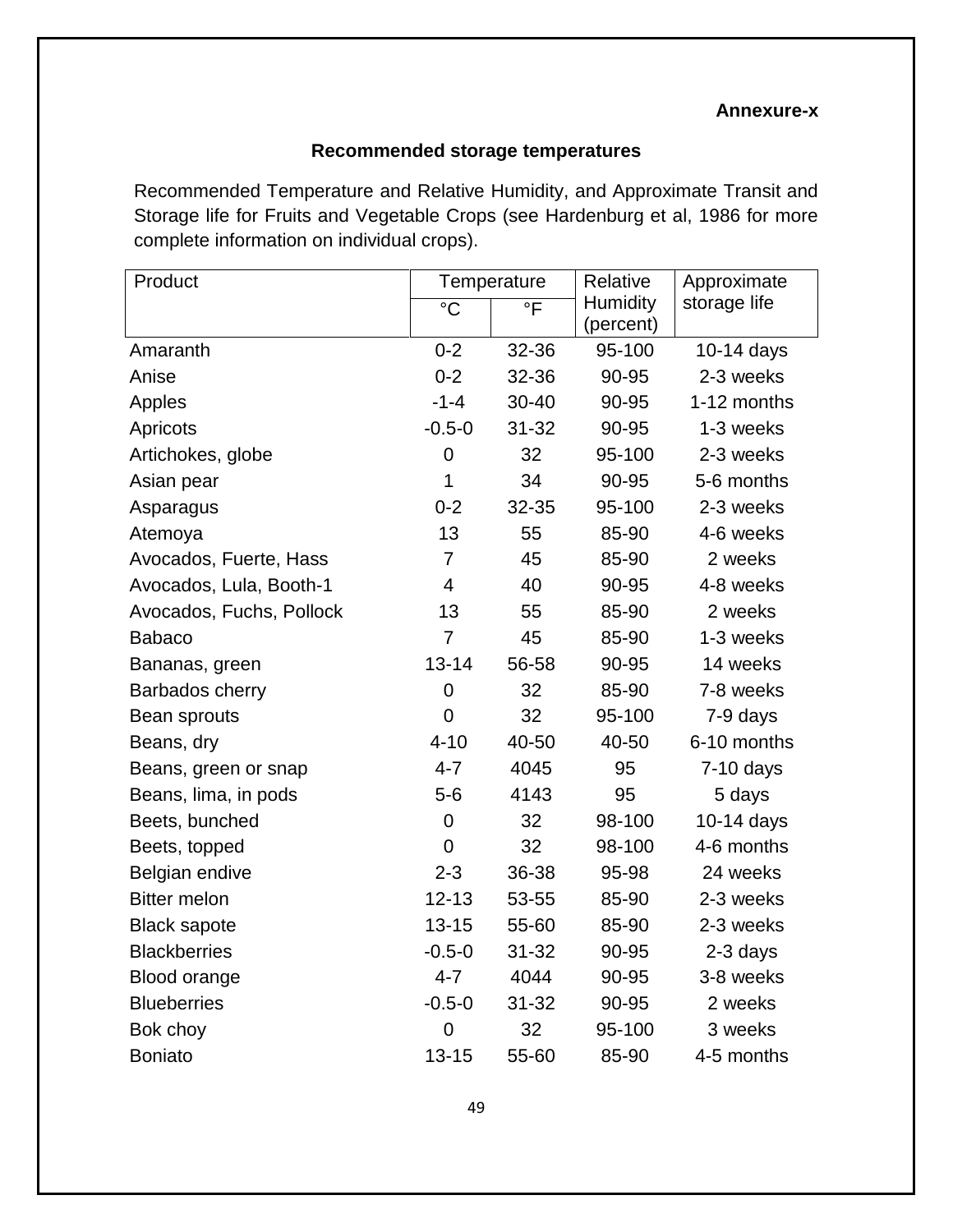**Annexure-x**

## Recommended storage temperatures

Recommended Temperature and Relative Humidity, and Approximate Transit and Storage life for Fruits and Vegetable Crops (see Hardenburg et al, 1986 for more complete information on individual crops).

| Product | Temperature | | Relative Humidity (percent) | Approximate storage life |
|---|---|---|---|---|
| | °C | °F | | |
| Amaranth | 0-2 | 32-36 | 95-100 | 10-14 days |
| Anise | 0-2 | 32-36 | 90-95 | 2-3 weeks |
| Apples | -1-4 | 30-40 | 90-95 | 1-12 months |
| Apricots | -0.5-0 | 31-32 | 90-95 | 1-3 weeks |
| Artichokes, globe | 0 | 32 | 95-100 | 2-3 weeks |
| Asian pear | 1 | 34 | 90-95 | 5-6 months |
| Asparagus | 0-2 | 32-35 | 95-100 | 2-3 weeks |
| Atemoya | 13 | 55 | 85-90 | 4-6 weeks |
| Avocados, Fuerte, Hass | 7 | 45 | 85-90 | 2 weeks |
| Avocados, Lula, Booth-1 | 4 | 40 | 90-95 | 4-8 weeks |
| Avocados, Fuchs, Pollock | 13 | 55 | 85-90 | 2 weeks |
| Babaco | 7 | 45 | 85-90 | 1-3 weeks |
| Bananas, green | 13-14 | 56-58 | 90-95 | 14 weeks |
| Barbados cherry | 0 | 32 | 85-90 | 7-8 weeks |
| Bean sprouts | 0 | 32 | 95-100 | 7-9 days |
| Beans, dry | 4-10 | 40-50 | 40-50 | 6-10 months |
| Beans, green or snap | 4-7 | 4045 | 95 | 7-10 days |
| Beans, lima, in pods | 5-6 | 4143 | 95 | 5 days |
| Beets, bunched | 0 | 32 | 98-100 | 10-14 days |
| Beets, topped | 0 | 32 | 98-100 | 4-6 months |
| Belgian endive | 2-3 | 36-38 | 95-98 | 24 weeks |
| Bitter melon | 12-13 | 53-55 | 85-90 | 2-3 weeks |
| Black sapote | 13-15 | 55-60 | 85-90 | 2-3 weeks |
| Blackberries | -0.5-0 | 31-32 | 90-95 | 2-3 days |
| Blood orange | 4-7 | 4044 | 90-95 | 3-8 weeks |
| Blueberries | -0.5-0 | 31-32 | 90-95 | 2 weeks |
| Bok choy | 0 | 32 | 95-100 | 3 weeks |
| Boniato | 13-15 | 55-60 | 85-90 | 4-5 months |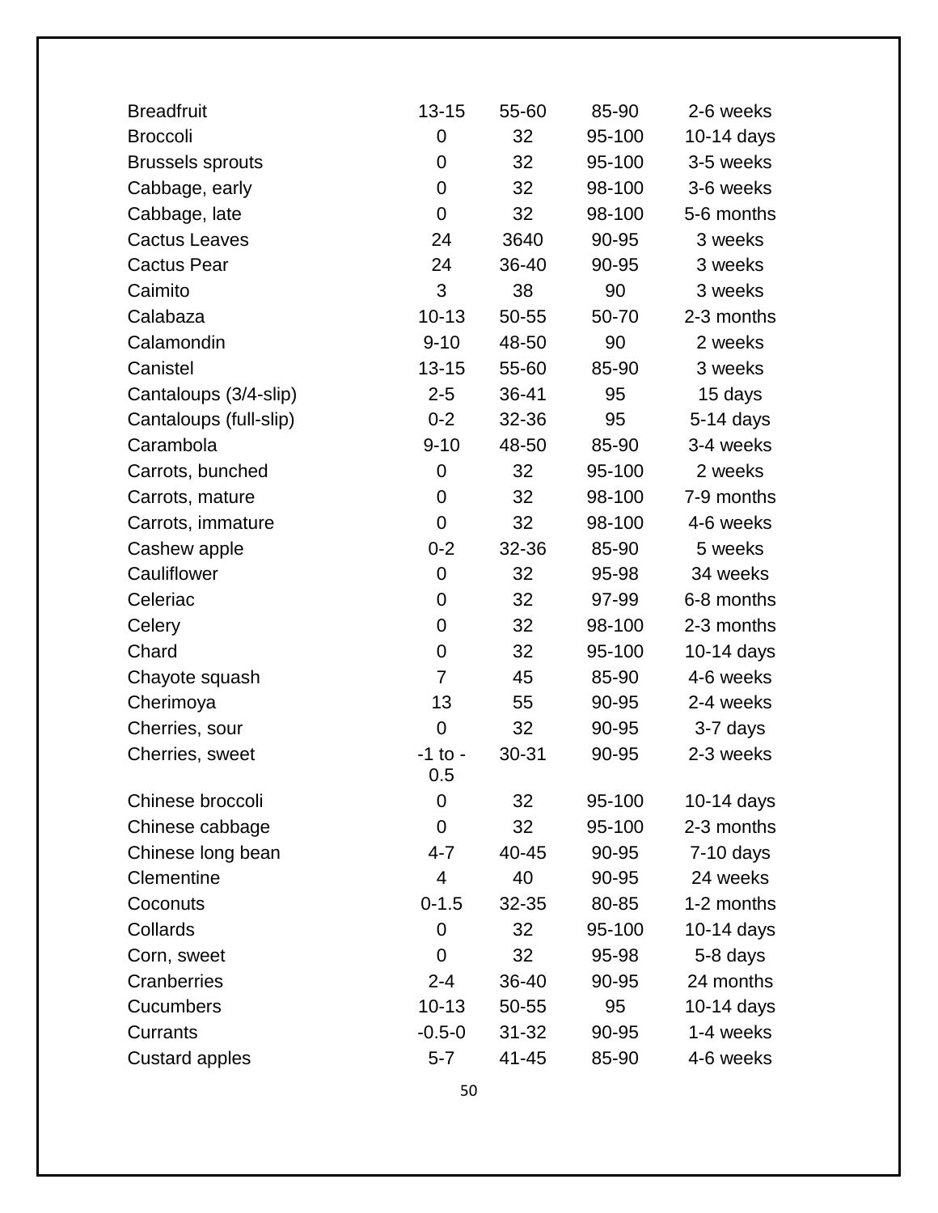| | | | | |
|---|---|---|---|---|
| Breadfruit | 13-15 | 55-60 | 85-90 | 2-6 weeks |
| Broccoli | 0 | 32 | 95-100 | 10-14 days |
| Brussels sprouts | 0 | 32 | 95-100 | 3-5 weeks |
| Cabbage, early | 0 | 32 | 98-100 | 3-6 weeks |
| Cabbage, late | 0 | 32 | 98-100 | 5-6 months |
| Cactus Leaves | 24 | 3640 | 90-95 | 3 weeks |
| Cactus Pear | 24 | 36-40 | 90-95 | 3 weeks |
| Caimito | 3 | 38 | 90 | 3 weeks |
| Calabaza | 10-13 | 50-55 | 50-70 | 2-3 months |
| Calamondin | 9-10 | 48-50 | 90 | 2 weeks |
| Canistel | 13-15 | 55-60 | 85-90 | 3 weeks |
| Cantaloups (3/4-slip) | 2-5 | 36-41 | 95 | 15 days |
| Cantaloups (full-slip) | 0-2 | 32-36 | 95 | 5-14 days |
| Carambola | 9-10 | 48-50 | 85-90 | 3-4 weeks |
| Carrots, bunched | 0 | 32 | 95-100 | 2 weeks |
| Carrots, mature | 0 | 32 | 98-100 | 7-9 months |
| Carrots, immature | 0 | 32 | 98-100 | 4-6 weeks |
| Cashew apple | 0-2 | 32-36 | 85-90 | 5 weeks |
| Cauliflower | 0 | 32 | 95-98 | 34 weeks |
| Celeriac | 0 | 32 | 97-99 | 6-8 months |
| Celery | 0 | 32 | 98-100 | 2-3 months |
| Chard | 0 | 32 | 95-100 | 10-14 days |
| Chayote squash | 7 | 45 | 85-90 | 4-6 weeks |
| Cherimoya | 13 | 55 | 90-95 | 2-4 weeks |
| Cherries, sour | 0 | 32 | 90-95 | 3-7 days |
| Cherries, sweet | -1 to -0.5 | 30-31 | 90-95 | 2-3 weeks |
| Chinese broccoli | 0 | 32 | 95-100 | 10-14 days |
| Chinese cabbage | 0 | 32 | 95-100 | 2-3 months |
| Chinese long bean | 4-7 | 40-45 | 90-95 | 7-10 days |
| Clementine | 4 | 40 | 90-95 | 24 weeks |
| Coconuts | 0-1.5 | 32-35 | 80-85 | 1-2 months |
| Collards | 0 | 32 | 95-100 | 10-14 days |
| Corn, sweet | 0 | 32 | 95-98 | 5-8 days |
| Cranberries | 2-4 | 36-40 | 90-95 | 24 months |
| Cucumbers | 10-13 | 50-55 | 95 | 10-14 days |
| Currants | -0.5-0 | 31-32 | 90-95 | 1-4 weeks |
| Custard apples | 5-7 | 41-45 | 85-90 | 4-6 weeks |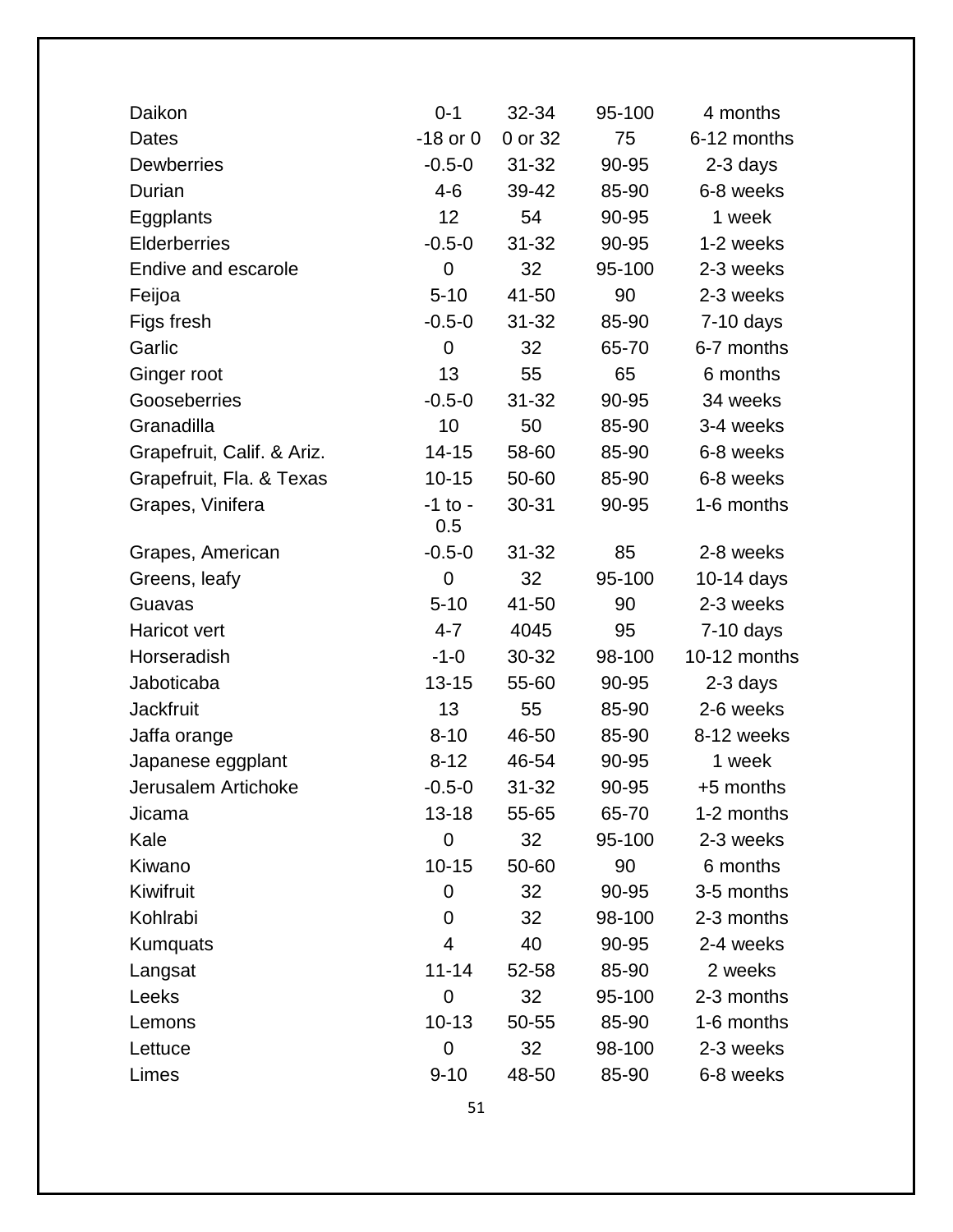| | | | | |
|---|---|---|---|---|
| Daikon | 0-1 | 32-34 | 95-100 | 4 months |
| Dates | -18 or 0 | 0 or 32 | 75 | 6-12 months |
| Dewberries | -0.5-0 | 31-32 | 90-95 | 2-3 days |
| Durian | 4-6 | 39-42 | 85-90 | 6-8 weeks |
| Eggplants | 12 | 54 | 90-95 | 1 week |
| Elderberries | -0.5-0 | 31-32 | 90-95 | 1-2 weeks |
| Endive and escarole | 0 | 32 | 95-100 | 2-3 weeks |
| Feijoa | 5-10 | 41-50 | 90 | 2-3 weeks |
| Figs fresh | -0.5-0 | 31-32 | 85-90 | 7-10 days |
| Garlic | 0 | 32 | 65-70 | 6-7 months |
| Ginger root | 13 | 55 | 65 | 6 months |
| Gooseberries | -0.5-0 | 31-32 | 90-95 | 34 weeks |
| Granadilla | 10 | 50 | 85-90 | 3-4 weeks |
| Grapefruit, Calif. & Ariz. | 14-15 | 58-60 | 85-90 | 6-8 weeks |
| Grapefruit, Fla. & Texas | 10-15 | 50-60 | 85-90 | 6-8 weeks |
| Grapes, Vinifera | -1 to -0.5 | 30-31 | 90-95 | 1-6 months |
| Grapes, American | -0.5-0 | 31-32 | 85 | 2-8 weeks |
| Greens, leafy | 0 | 32 | 95-100 | 10-14 days |
| Guavas | 5-10 | 41-50 | 90 | 2-3 weeks |
| Haricot vert | 4-7 | 4045 | 95 | 7-10 days |
| Horseradish | -1-0 | 30-32 | 98-100 | 10-12 months |
| Jaboticaba | 13-15 | 55-60 | 90-95 | 2-3 days |
| Jackfruit | 13 | 55 | 85-90 | 2-6 weeks |
| Jaffa orange | 8-10 | 46-50 | 85-90 | 8-12 weeks |
| Japanese eggplant | 8-12 | 46-54 | 90-95 | 1 week |
| Jerusalem Artichoke | -0.5-0 | 31-32 | 90-95 | +5 months |
| Jicama | 13-18 | 55-65 | 65-70 | 1-2 months |
| Kale | 0 | 32 | 95-100 | 2-3 weeks |
| Kiwano | 10-15 | 50-60 | 90 | 6 months |
| Kiwifruit | 0 | 32 | 90-95 | 3-5 months |
| Kohlrabi | 0 | 32 | 98-100 | 2-3 months |
| Kumquats | 4 | 40 | 90-95 | 2-4 weeks |
| Langsat | 11-14 | 52-58 | 85-90 | 2 weeks |
| Leeks | 0 | 32 | 95-100 | 2-3 months |
| Lemons | 10-13 | 50-55 | 85-90 | 1-6 months |
| Lettuce | 0 | 32 | 98-100 | 2-3 weeks |
| Limes | 9-10 | 48-50 | 85-90 | 6-8 weeks |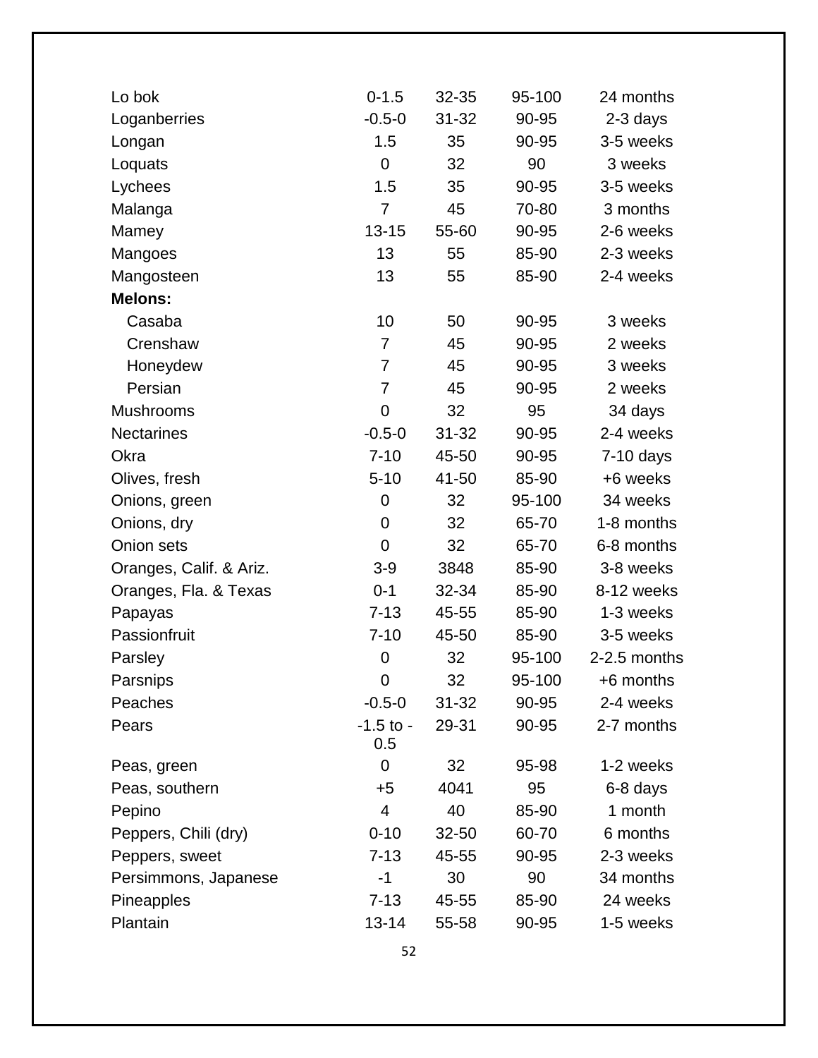| | | | | |
|---|---|---|---|---|
| Lo bok | 0-1.5 | 32-35 | 95-100 | 24 months |
| Loganberries | -0.5-0 | 31-32 | 90-95 | 2-3 days |
| Longan | 1.5 | 35 | 90-95 | 3-5 weeks |
| Loquats | 0 | 32 | 90 | 3 weeks |
| Lychees | 1.5 | 35 | 90-95 | 3-5 weeks |
| Malanga | 7 | 45 | 70-80 | 3 months |
| Mamey | 13-15 | 55-60 | 90-95 | 2-6 weeks |
| Mangoes | 13 | 55 | 85-90 | 2-3 weeks |
| Mangosteen | 13 | 55 | 85-90 | 2-4 weeks |
| **Melons:** | | | | |
| Casaba | 10 | 50 | 90-95 | 3 weeks |
| Crenshaw | 7 | 45 | 90-95 | 2 weeks |
| Honeydew | 7 | 45 | 90-95 | 3 weeks |
| Persian | 7 | 45 | 90-95 | 2 weeks |
| Mushrooms | 0 | 32 | 95 | 34 days |
| Nectarines | -0.5-0 | 31-32 | 90-95 | 2-4 weeks |
| Okra | 7-10 | 45-50 | 90-95 | 7-10 days |
| Olives, fresh | 5-10 | 41-50 | 85-90 | +6 weeks |
| Onions, green | 0 | 32 | 95-100 | 34 weeks |
| Onions, dry | 0 | 32 | 65-70 | 1-8 months |
| Onion sets | 0 | 32 | 65-70 | 6-8 months |
| Oranges, Calif. & Ariz. | 3-9 | 3848 | 85-90 | 3-8 weeks |
| Oranges, Fla. & Texas | 0-1 | 32-34 | 85-90 | 8-12 weeks |
| Papayas | 7-13 | 45-55 | 85-90 | 1-3 weeks |
| Passionfruit | 7-10 | 45-50 | 85-90 | 3-5 weeks |
| Parsley | 0 | 32 | 95-100 | 2-2.5 months |
| Parsnips | 0 | 32 | 95-100 | +6 months |
| Peaches | -0.5-0 | 31-32 | 90-95 | 2-4 weeks |
| Pears | -1.5 to -0.5 | 29-31 | 90-95 | 2-7 months |
| Peas, green | 0 | 32 | 95-98 | 1-2 weeks |
| Peas, southern | +5 | 4041 | 95 | 6-8 days |
| Pepino | 4 | 40 | 85-90 | 1 month |
| Peppers, Chili (dry) | 0-10 | 32-50 | 60-70 | 6 months |
| Peppers, sweet | 7-13 | 45-55 | 90-95 | 2-3 weeks |
| Persimmons, Japanese | -1 | 30 | 90 | 34 months |
| Pineapples | 7-13 | 45-55 | 85-90 | 24 weeks |
| Plantain | 13-14 | 55-58 | 90-95 | 1-5 weeks |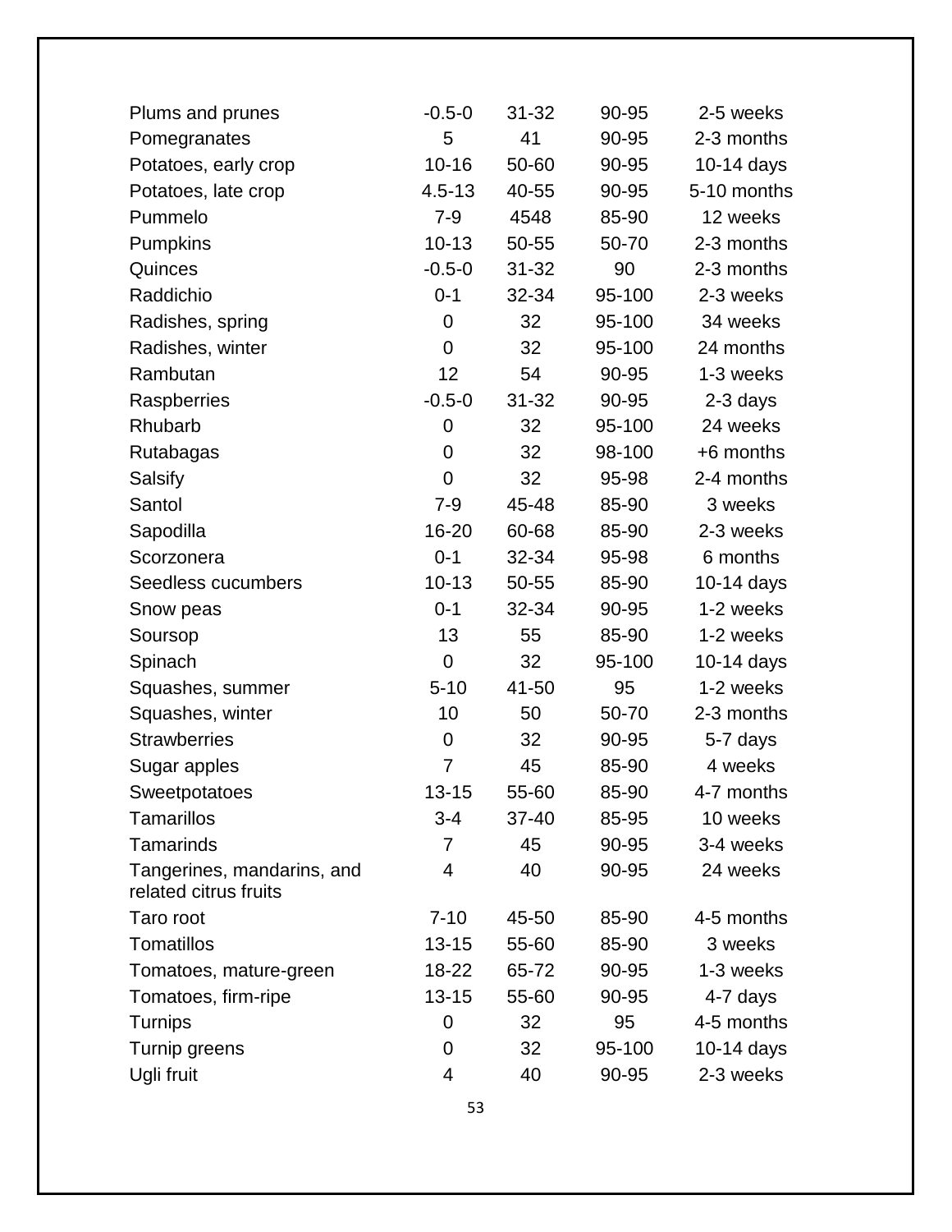| | | | | |
|---|---|---|---|---|
| Plums and prunes | -0.5-0 | 31-32 | 90-95 | 2-5 weeks |
| Pomegranates | 5 | 41 | 90-95 | 2-3 months |
| Potatoes, early crop | 10-16 | 50-60 | 90-95 | 10-14 days |
| Potatoes, late crop | 4.5-13 | 40-55 | 90-95 | 5-10 months |
| Pummelo | 7-9 | 4548 | 85-90 | 12 weeks |
| Pumpkins | 10-13 | 50-55 | 50-70 | 2-3 months |
| Quinces | -0.5-0 | 31-32 | 90 | 2-3 months |
| Raddichio | 0-1 | 32-34 | 95-100 | 2-3 weeks |
| Radishes, spring | 0 | 32 | 95-100 | 34 weeks |
| Radishes, winter | 0 | 32 | 95-100 | 24 months |
| Rambutan | 12 | 54 | 90-95 | 1-3 weeks |
| Raspberries | -0.5-0 | 31-32 | 90-95 | 2-3 days |
| Rhubarb | 0 | 32 | 95-100 | 24 weeks |
| Rutabagas | 0 | 32 | 98-100 | +6 months |
| Salsify | 0 | 32 | 95-98 | 2-4 months |
| Santol | 7-9 | 45-48 | 85-90 | 3 weeks |
| Sapodilla | 16-20 | 60-68 | 85-90 | 2-3 weeks |
| Scorzonera | 0-1 | 32-34 | 95-98 | 6 months |
| Seedless cucumbers | 10-13 | 50-55 | 85-90 | 10-14 days |
| Snow peas | 0-1 | 32-34 | 90-95 | 1-2 weeks |
| Soursop | 13 | 55 | 85-90 | 1-2 weeks |
| Spinach | 0 | 32 | 95-100 | 10-14 days |
| Squashes, summer | 5-10 | 41-50 | 95 | 1-2 weeks |
| Squashes, winter | 10 | 50 | 50-70 | 2-3 months |
| Strawberries | 0 | 32 | 90-95 | 5-7 days |
| Sugar apples | 7 | 45 | 85-90 | 4 weeks |
| Sweetpotatoes | 13-15 | 55-60 | 85-90 | 4-7 months |
| Tamarillos | 3-4 | 37-40 | 85-95 | 10 weeks |
| Tamarinds | 7 | 45 | 90-95 | 3-4 weeks |
| Tangerines, mandarins, and related citrus fruits | 4 | 40 | 90-95 | 24 weeks |
| Taro root | 7-10 | 45-50 | 85-90 | 4-5 months |
| Tomatillos | 13-15 | 55-60 | 85-90 | 3 weeks |
| Tomatoes, mature-green | 18-22 | 65-72 | 90-95 | 1-3 weeks |
| Tomatoes, firm-ripe | 13-15 | 55-60 | 90-95 | 4-7 days |
| Turnips | 0 | 32 | 95 | 4-5 months |
| Turnip greens | 0 | 32 | 95-100 | 10-14 days |
| Ugli fruit | 4 | 40 | 90-95 | 2-3 weeks |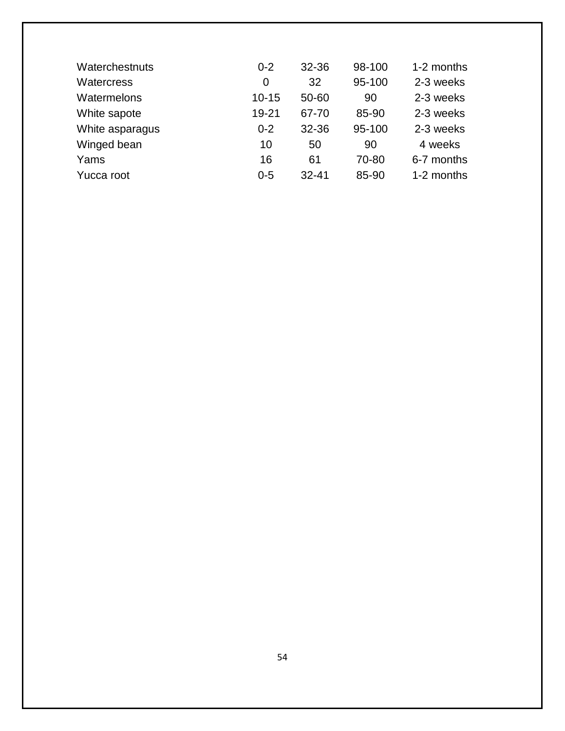| | | | | |
|---|---|---|---|---|
| Waterchestnuts | 0-2 | 32-36 | 98-100 | 1-2 months |
| Watercress | 0 | 32 | 95-100 | 2-3 weeks |
| Watermelons | 10-15 | 50-60 | 90 | 2-3 weeks |
| White sapote | 19-21 | 67-70 | 85-90 | 2-3 weeks |
| White asparagus | 0-2 | 32-36 | 95-100 | 2-3 weeks |
| Winged bean | 10 | 50 | 90 | 4 weeks |
| Yams | 16 | 61 | 70-80 | 6-7 months |
| Yucca root | 0-5 | 32-41 | 85-90 | 1-2 months |